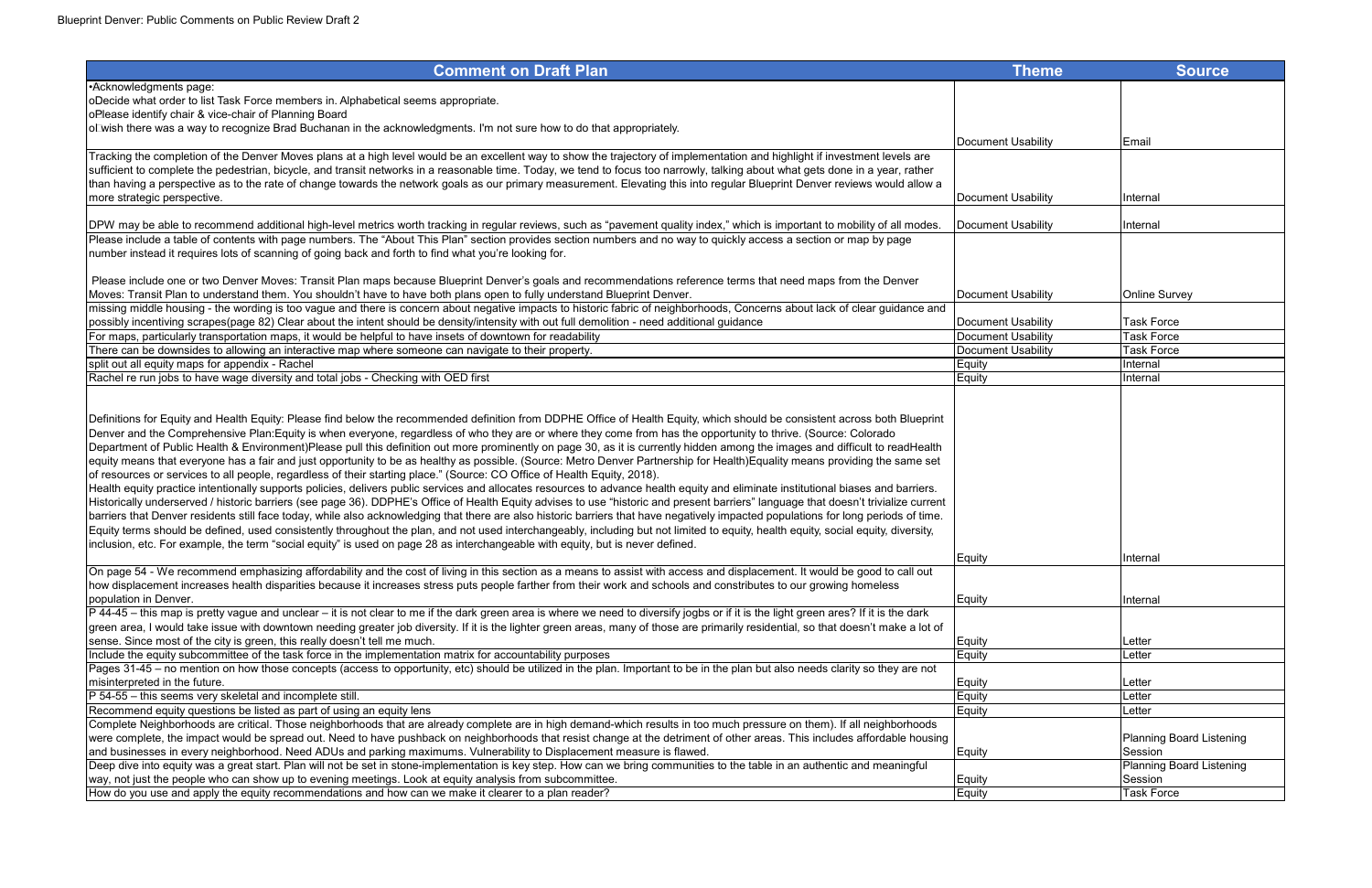Blueprint Denver: Public Comments on Public Review Draft 2

| Comment on Draft Plan | Theme | Source |
|---|---|---|
| •Acknowledgments page:<br>oDecide what order to list Task Force members in. Alphabetical seems appropriate.<br>oPlease identify chair & vice-chair of Planning Board<br>oI wish there was a way to recognize Brad Buchanan in the acknowledgments. I'm not sure how to do that appropriately. | Document Usability | Email |
| Tracking the completion of the Denver Moves plans at a high level would be an excellent way to show the trajectory of implementation and highlight if investment levels are sufficient to complete the pedestrian, bicycle, and transit networks in a reasonable time. Today, we tend to focus too narrowly, talking about what gets done in a year, rather than having a perspective as to the rate of change towards the network goals as our primary measurement. Elevating this into regular Blueprint Denver reviews would allow a more strategic perspective. | Document Usability | Internal |
| DPW may be able to recommend additional high-level metrics worth tracking in regular reviews, such as "pavement quality index," which is important to mobility of all modes. | Document Usability | Internal |
| Please include a table of contents with page numbers. The "About This Plan" section provides section numbers and no way to quickly access a section or map by page number instead it requires lots of scanning of going back and forth to find what you're looking for.<br><br>Please include one or two Denver Moves: Transit Plan maps because Blueprint Denver's goals and recommendations reference terms that need maps from the Denver Moves: Transit Plan to understand them. You shouldn't have to have both plans open to fully understand Blueprint Denver. | Document Usability | Online Survey |
| missing middle housing - the wording is too vague and there is concern about negative impacts to historic fabric of neighborhoods, Concerns about lack of clear guidance and possibly incentiving scrapes(page 82) Clear about the intent should be density/intensity with out full demolition - need additional guidance | Document Usability | Task Force |
| For maps, particularly transportation maps, it would be helpful to have insets of downtown for readability | Document Usability | Task Force |
| There can be downsides to allowing an interactive map where someone can navigate to their property. | Document Usability | Task Force |
| split out all equity maps for appendix - Rachel | Equity | Internal |
| Rachel re run jobs to have wage diversity and total jobs - Checking with OED first | Equity | Internal |
| Definitions for Equity and Health Equity: Please find below the recommended definition from DDPHE Office of Health Equity, which should be consistent across both Blueprint Denver and the Comprehensive Plan:Equity is when everyone, regardless of who they are or where they come from has the opportunity to thrive. (Source: Colorado Department of Public Health & Environment)Please pull this definition out more prominently on page 30, as it is currently hidden among the images and difficult to readHealth equity means that everyone has a fair and just opportunity to be as healthy as possible. (Source: Metro Denver Partnership for Health)Equality means providing the same set of resources or services to all people, regardless of their starting place." (Source: CO Office of Health Equity, 2018).<br>Health equity practice intentionally supports policies, delivers public services and allocates resources to advance health equity and eliminate institutional biases and barriers.<br>Historically underserved / historic barriers (see page 36). DDPHE's Office of Health Equity advises to use "historic and present barriers" language that doesn't trivialize current barriers that Denver residents still face today, while also acknowledging that there are also historic barriers that have negatively impacted populations for long periods of time.<br>Equity terms should be defined, used consistently throughout the plan, and not used interchangeably, including but not limited to equity, health equity, social equity, diversity, inclusion, etc. For example, the term "social equity" is used on page 28 as interchangeable with equity, but is never defined. | Equity | Internal |
| On page 54 - We recommend emphasizing affordability and the cost of living in this section as a means to assist with access and displacement. It would be good to call out how displacement increases health disparities because it increases stress puts people farther from their work and schools and constributes to our growing homeless population in Denver. | Equity | Internal |
| P 44-45 – this map is pretty vague and unclear – it is not clear to me if the dark green area is where we need to diversify jogbs or if it is the light green ares? If it is the dark green area, I would take issue with downtown needing greater job diversity. If it is the lighter green areas, many of those are primarily residential, so that doesn't make a lot of sense. Since most of the city is green, this really doesn't tell me much. | Equity | Letter |
| Include the equity subcommittee of the task force in the implementation matrix for accountability purposes | Equity | Letter |
| Pages 31-45 – no mention on how those concepts (access to opportunity, etc) should be utilized in the plan. Important to be in the plan but also needs clarity so they are not misinterpreted in the future. | Equity | Letter |
| P 54-55 – this seems very skeletal and incomplete still. | Equity | Letter |
| Recommend equity questions be listed as part of using an equity lens | Equity | Letter |
| Complete Neighborhoods are critical. Those neighborhoods that are already complete are in high demand-which results in too much pressure on them). If all neighborhoods were complete, the impact would be spread out. Need to have pushback on neighborhoods that resist change at the detriment of other areas. This includes affordable housing and businesses in every neighborhood. Need ADUs and parking maximums. Vulnerability to Displacement measure is flawed. | Equity | Planning Board Listening Session |
| Deep dive into equity was a great start. Plan will not be set in stone-implementation is key step. How can we bring communities to the table in an authentic and meaningful way, not just the people who can show up to evening meetings. Look at equity analysis from subcommittee. | Equity | Planning Board Listening Session |
| How do you use and apply the equity recommendations and how can we make it clearer to a plan reader? | Equity | Task Force |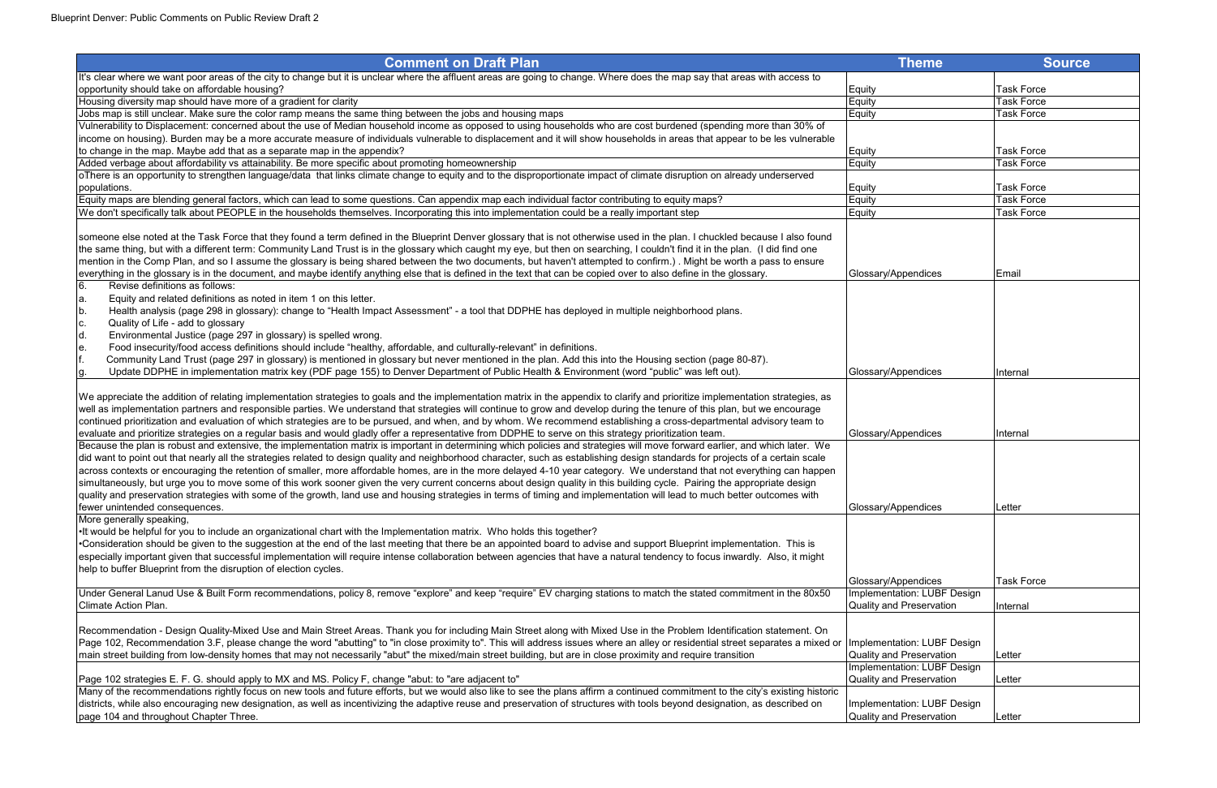| Comment on Draft Plan | Theme | Source |
|---|---|---|
| It's clear where we want poor areas of the city to change but it is unclear where the affluent areas are going to change. Where does the map say that areas with access to opportunity should take on affordable housing? | Equity | Task Force |
| Housing diversity map should have more of a gradient for clarity | Equity | Task Force |
| Jobs map is still unclear. Make sure the color ramp means the same thing between the jobs and housing maps | Equity | Task Force |
| Vulnerability to Displacement: concerned about the use of Median household income as opposed to using households who are cost burdened (spending more than 30% of income on housing). Burden may be a more accurate measure of individuals vulnerable to displacement and it will show households in areas that appear to be les vulnerable to change in the map. Maybe add that as a separate map in the appendix? | Equity | Task Force |
| Added verbage about affordability vs attainability. Be more specific about promoting homeownership | Equity | Task Force |
| oThere is an opportunity to strengthen language/data that links climate change to equity and to the disproportionate impact of climate disruption on already underserved populations. | Equity | Task Force |
| Equity maps are blending general factors, which can lead to some questions. Can appendix map each individual factor contributing to equity maps? | Equity | Task Force |
| We don't specifically talk about PEOPLE in the households themselves. Incorporating this into implementation could be a really important step | Equity | Task Force |
| someone else noted at the Task Force that they found a term defined in the Blueprint Denver glossary that is not otherwise used in the plan. I chuckled because I also found the same thing, but with a different term: Community Land Trust is in the glossary which caught my eye, but then on searching, I couldn't find it in the plan. (I did find one mention in the Comp Plan, and so I assume the glossary is being shared between the two documents, but haven't attempted to confirm.) . Might be worth a pass to ensure everything in the glossary is in the document, and maybe identify anything else that is defined in the text that can be copied over to also define in the glossary. | Glossary/Appendices | Email |
| 6. Revise definitions as follows:<br>a. Equity and related definitions as noted in item 1 on this letter.<br>b. Health analysis (page 298 in glossary): change to "Health Impact Assessment" - a tool that DDPHE has deployed in multiple neighborhood plans.<br>c. Quality of Life - add to glossary<br>d. Environmental Justice (page 297 in glossary) is spelled wrong.<br>e. Food insecurity/food access definitions should include "healthy, affordable, and culturally-relevant" in definitions.<br>f. Community Land Trust (page 297 in glossary) is mentioned in glossary but never mentioned in the plan. Add this into the Housing section (page 80-87).<br>g. Update DDPHE in implementation matrix key (PDF page 155) to Denver Department of Public Health & Environment (word "public" was left out). | Glossary/Appendices | Internal |
| We appreciate the addition of relating implementation strategies to goals and the implementation matrix in the appendix to clarify and prioritize implementation strategies, as well as implementation partners and responsible parties. We understand that strategies will continue to grow and develop during the tenure of this plan, but we encourage continued prioritization and evaluation of which strategies are to be pursued, and when, and by whom. We recommend establishing a cross-departmental advisory team to evaluate and prioritize strategies on a regular basis and would gladly offer a representative from DDPHE to serve on this strategy prioritization team. | Glossary/Appendices | Internal |
| Because the plan is robust and extensive, the implementation matrix is important in determining which policies and strategies will move forward earlier, and which later. We did want to point out that nearly all the strategies related to design quality and neighborhood character, such as establishing design standards for projects of a certain scale across contexts or encouraging the retention of smaller, more affordable homes, are in the more delayed 4-10 year category. We understand that not everything can happen simultaneously, but urge you to move some of this work sooner given the very current concerns about design quality in this building cycle. Pairing the appropriate design quality and preservation strategies with some of the growth, land use and housing strategies in terms of timing and implementation will lead to much better outcomes with fewer unintended consequences. | Glossary/Appendices | Letter |
| More generally speaking,<br>•It would be helpful for you to include an organizational chart with the Implementation matrix. Who holds this together?<br>•Consideration should be given to the suggestion at the end of the last meeting that there be an appointed board to advise and support Blueprint implementation. This is especially important given that successful implementation will require intense collaboration between agencies that have a natural tendency to focus inwardly. Also, it might help to buffer Blueprint from the disruption of election cycles. | Glossary/Appendices | Task Force |
| Under General Lanud Use & Built Form recommendations, policy 8, remove "explore" and keep "require" EV charging stations to match the stated commitment in the 80x50 Climate Action Plan. | Implementation: LUBF Design Quality and Preservation | Internal |
| Recommendation - Design Quality-Mixed Use and Main Street Areas. Thank you for including Main Street along with Mixed Use in the Problem Identification statement. On Page 102, Recommendation 3.F, please change the word "abutting" to "in close proximity to". This will address issues where an alley or residential street separates a mixed or main street building from low-density homes that may not necessarily "abut" the mixed/main street building, but are in close proximity and require transition | Implementation: LUBF Design Quality and Preservation | Letter |
| Page 102 strategies E. F. G. should apply to MX and MS. Policy F, change "abut: to "are adjacent to" | Implementation: LUBF Design Quality and Preservation | Letter |
| Many of the recommendations rightly focus on new tools and future efforts, but we would also like to see the plans affirm a continued commitment to the city's existing historic districts, while also encouraging new designation, as well as incentivizing the adaptive reuse and preservation of structures with tools beyond designation, as described on page 104 and throughout Chapter Three. | Implementation: LUBF Design Quality and Preservation | Letter |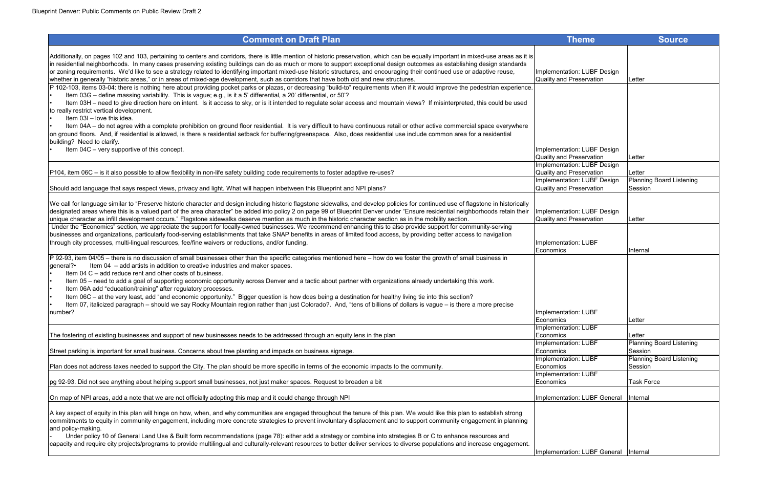| Comment on Draft Plan | Theme | Source |
|---|---|---|
| Additionally, on pages 102 and 103, pertaining to centers and corridors, there is little mention of historic preservation, which can be equally important in mixed-use areas as it is in residential neighborhoods. In many cases preserving existing buildings can do as much or more to support exceptional design outcomes as establishing design standards or zoning requirements. We'd like to see a strategy related to identifying important mixed-use historic structures, and encouraging their continued use or adaptive reuse, whether in generally "historic areas," or in areas of mixed-age development, such as corridors that have both old and new structures. | Implementation: LUBF Design Quality and Preservation | Letter |
| P 102-103, items 03-04: there is nothing here about providing pocket parks or plazas, or decreasing "build-to" requirements when if it would improve the pedestrian experience.<br>• Item 03G – define massing variability. This is vague; e.g., is it a 5' differential, a 20' differential, or 50'?<br>• Item 03H – need to give direction here on intent. Is it access to sky, or is it intended to regulate solar access and mountain views? If misinterpreted, this could be used to really restrict vertical development.<br>• Item 03I – love this idea.<br>• Item 04A – do not agree with a complete prohibition on ground floor residential. It is very difficult to have continuous retail or other active commercial space everywhere on ground floors. And, if residential is allowed, is there a residential setback for buffering/greenspace. Also, does residential use include common area for a residential building? Need to clarify.<br>• Item 04C – very supportive of this concept. | Implementation: LUBF Design Quality and Preservation | Letter |
| P104, item 06C – is it also possible to allow flexibility in non-life safety building code requirements to foster adaptive re-uses? | Implementation: LUBF Design Quality and Preservation | Letter |
| Should add language that says respect views, privacy and light. What will happen inbetween this Blueprint and NPI plans? | Implementation: LUBF Design Quality and Preservation | Planning Board Listening Session |
| We call for language similar to "Preserve historic character and design including historic flagstone sidewalks, and develop policies for continued use of flagstone in historically designated areas where this is a valued part of the area character" be added into policy 2 on page 99 of Blueprint Denver under "Ensure residential neighborhoods retain their unique character as infill development occurs." Flagstone sidewalks deserve mention as much in the historic character section as in the mobility section. | Implementation: LUBF Design Quality and Preservation | Letter |
| Under the "Economics" section, we appreciate the support for locally-owned businesses. We recommend enhancing this to also provide support for community-serving businesses and organizations, particularly food-serving establishments that take SNAP benefits in areas of limited food access, by providing better access to navigation through city processes, multi-lingual resources, fee/fine waivers or reductions, and/or funding. | Implementation: LUBF Economics | Internal |
| P 92-93, item 04/05 – there is no discussion of small businesses other than the specific categories mentioned here – how do we foster the growth of small business in general?• Item 04 – add artists in addition to creative industries and maker spaces.<br>• Item 04 C – add reduce rent and other costs of business.<br>• Item 05 – need to add a goal of supporting economic opportunity across Denver and a tactic about partner with organizations already undertaking this work.<br>• Item 06A add "education/training" after regulatory processes.<br>• Item 06C – at the very least, add "and economic opportunity." Bigger question is how does being a destination for healthy living tie into this section?<br>• Item 07, italicized paragraph – should we say Rocky Mountain region rather than just Colorado?. And, "tens of billions of dollars is vague – is there a more precise number? | Implementation: LUBF Economics | Letter |
| The fostering of existing businesses and support of new businesses needs to be addressed through an equity lens in the plan | Implementation: LUBF Economics | Letter |
| Street parking is important for small business. Concerns about tree planting and impacts on business signage. | Implementation: LUBF Economics | Planning Board Listening Session |
| Plan does not address taxes needed to support the City. The plan should be more specific in terms of the economic impacts to the community. | Implementation: LUBF Economics | Planning Board Listening Session |
| pg 92-93. Did not see anything about helping support small businesses, not just maker spaces. Request to broaden a bit | Implementation: LUBF Economics | Task Force |
| On map of NPI areas, add a note that we are not officially adopting this map and it could change through NPI | Implementation: LUBF General | Internal |
| A key aspect of equity in this plan will hinge on how, when, and why communities are engaged throughout the tenure of this plan. We would like this plan to establish strong commitments to equity in community engagement, including more concrete strategies to prevent involuntary displacement and to support community engagement in planning and policy-making.<br>- Under policy 10 of General Land Use & Built form recommendations (page 78): either add a strategy or combine into strategies B or C to enhance resources and capacity and require city projects/programs to provide multilingual and culturally-relevant resources to better deliver services to diverse populations and increase engagement. | Implementation: LUBF General | Internal |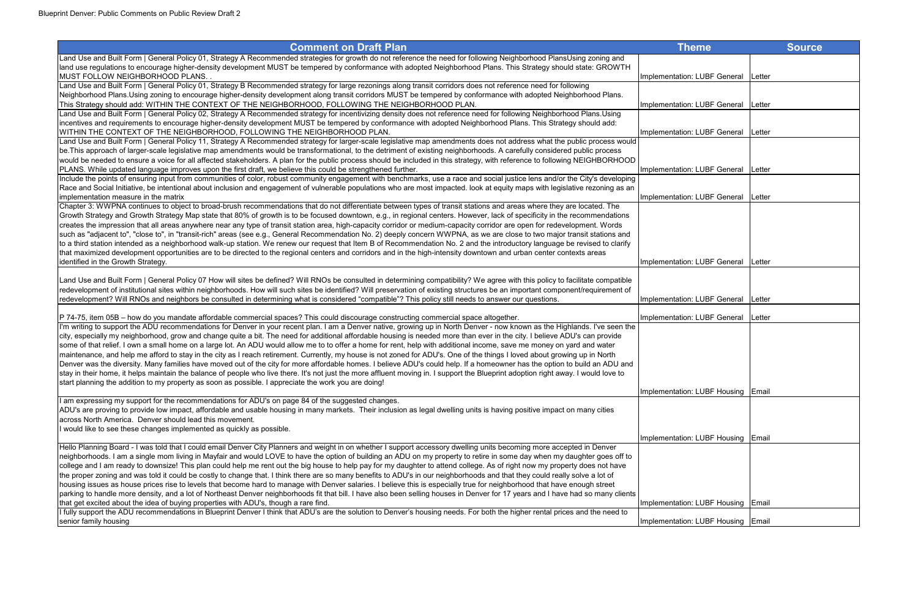| Comment on Draft Plan | Theme | Source |
|---|---|---|
| Land Use and Built Form \| General Policy 01, Strategy A Recommended strategies for growth do not reference the need for following Neighborhood PlansUsing zoning and land use regulations to encourage higher-density development MUST be tempered by conformance with adopted Neighborhood Plans. This Strategy should state: GROWTH MUST FOLLOW NEIGHBORHOOD PLANS. . | Implementation: LUBF General | Letter |
| Land Use and Built Form \| General Policy 01, Strategy B Recommended strategy for large rezonings along transit corridors does not reference need for following Neighborhood Plans.Using zoning to encourage higher-density development along transit corridors MUST be tempered by conformance with adopted Neighborhood Plans. This Strategy should add: WITHIN THE CONTEXT OF THE NEIGHBORHOOD, FOLLOWING THE NEIGHBORHOOD PLAN. | Implementation: LUBF General | Letter |
| Land Use and Built Form \| General Policy 02, Strategy A Recommended strategy for incentivizing density does not reference need for following Neighborhood Plans.Using incentives and requirements to encourage higher-density development MUST be tempered by conformance with adopted Neighborhood Plans. This Strategy should add: WITHIN THE CONTEXT OF THE NEIGHBORHOOD, FOLLOWING THE NEIGHBORHOOD PLAN. | Implementation: LUBF General | Letter |
| Land Use and Built Form \| General Policy 11, Strategy A Recommended strategy for larger-scale legislative map amendments does not address what the public process would be.This approach of larger-scale legislative map amendments would be transformational, to the detriment of existing neighborhoods. A carefully considered public process would be needed to ensure a voice for all affected stakeholders. A plan for the public process should be included in this strategy, with reference to following NEIGHBORHOOD PLANS. While updated language improves upon the first draft, we believe this could be strengthened further. | Implementation: LUBF General | Letter |
| Include the points of ensuring input from communities of color, robust community engagement with benchmarks, use a race and social justice lens and/or the City's developing Race and Social Initiative, be intentional about inclusion and engagement of vulnerable populations who are most impacted. look at equity maps with legislative rezoning as an implementation measure in the matrix | Implementation: LUBF General | Letter |
| Chapter 3: WWPNA continues to object to broad-brush recommendations that do not differentiate between types of transit stations and areas where they are located. The Growth Strategy and Growth Strategy Map state that 80% of growth is to be focused downtown, e.g., in regional centers. However, lack of specificity in the recommendations creates the impression that all areas anywhere near any type of transit station area, high-capacity corridor or medium-capacity corridor are open for redevelopment. Words such as "adjacent to", "close to", in "transit-rich" areas (see e.g., General Recommendation No. 2) deeply concern WWPNA, as we are close to two major transit stations and to a third station intended as a neighborhood walk-up station. We renew our request that Item B of Recommendation No. 2 and the introductory language be revised to clarify that maximized development opportunities are to be directed to the regional centers and corridors and in the high-intensity downtown and urban center contexts areas identified in the Growth Strategy. | Implementation: LUBF General | Letter |
| Land Use and Built Form \| General Policy 07 How will sites be defined? Will RNOs be consulted in determining compatibility? We agree with this policy to facilitate compatible redevelopment of institutional sites within neighborhoods. How will such sites be identified? Will preservation of existing structures be an important component/requirement of redevelopment? Will RNOs and neighbors be consulted in determining what is considered "compatible"? This policy still needs to answer our questions. | Implementation: LUBF General | Letter |
| P 74-75, item 05B – how do you mandate affordable commercial spaces? This could discourage constructing commercial space altogether. | Implementation: LUBF General | Letter |
| I'm writing to support the ADU recommendations for Denver in your recent plan. I am a Denver native, growing up in North Denver - now known as the Highlands. I've seen the city, especially my neighborhood, grow and change quite a bit. The need for additional affordable housing is needed more than ever in the city. I believe ADU's can provide some of that relief. I own a small home on a large lot. An ADU would allow me to to offer a home for rent, help with additional income, save me money on yard and water maintenance, and help me afford to stay in the city as I reach retirement. Currently, my house is not zoned for ADU's. One of the things I loved about growing up in North Denver was the diversity. Many families have moved out of the city for more affordable homes. I believe ADU's could help. If a homeowner has the option to build an ADU and stay in their home, it helps maintain the balance of people who live there. It's not just the more affluent moving in. I support the Blueprint adoption right away. I would love to start planning the addition to my property as soon as possible. I appreciate the work you are doing! | Implementation: LUBF Housing | Email |
| I am expressing my support for the recommendations for ADU's on page 84 of the suggested changes.<br>ADU's are proving to provide low impact, affordable and usable housing in many markets. Their inclusion as legal dwelling units is having positive impact on many cities across North America. Denver should lead this movement.<br>I would like to see these changes implemented as quickly as possible. | Implementation: LUBF Housing | Email |
| Hello Planning Board - I was told that I could email Denver City Planners and weight in on whether I support accessory dwelling units becoming more accepted in Denver neighborhoods. I am a single mom living in Mayfair and would LOVE to have the option of building an ADU on my property to retire in some day when my daughter goes off to college and I am ready to downsize! This plan could help me rent out the big house to help pay for my daughter to attend college. As of right now my property does not have the proper zoning and was told it could be costly to change that. I think there are so many benefits to ADU's in our neighborhoods and that they could really solve a lot of housing issues as house prices rise to levels that become hard to manage with Denver salaries. I believe this is especially true for neighborhood that have enough street parking to handle more density, and a lot of Northeast Denver neighborhoods fit that bill. I have also been selling houses in Denver for 17 years and I have had so many clients that get excited about the idea of buying properties with ADU's, though a rare find. | Implementation: LUBF Housing | Email |
| I fully support the ADU recommendations in Blueprint Denver I think that ADU's are the solution to Denver's housing needs. For both the higher rental prices and the need to senior family housing | Implementation: LUBF Housing | Email |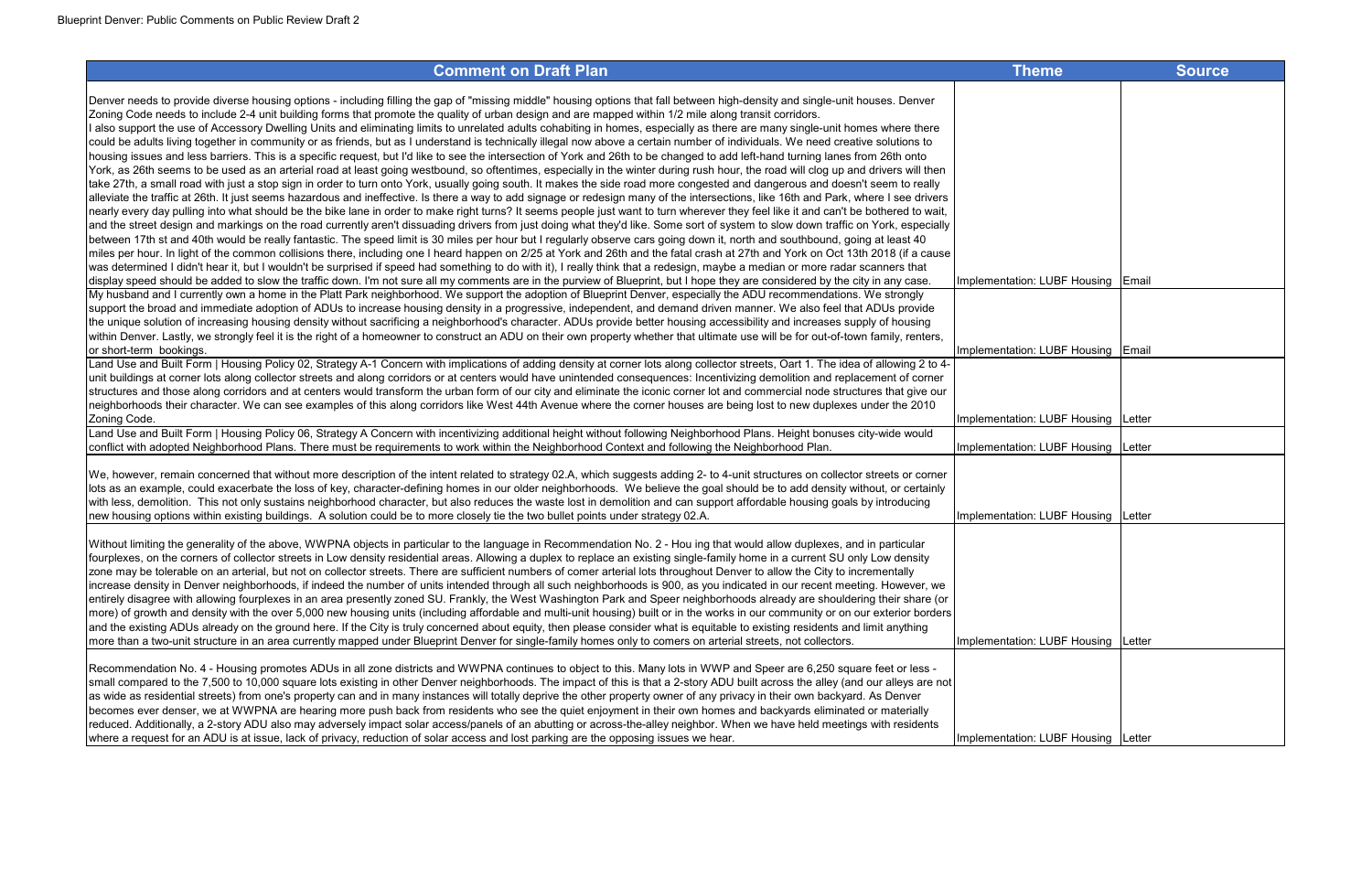| Comment on Draft Plan | Theme | Source |
|---|---|---|
| Denver needs to provide diverse housing options - including filling the gap of "missing middle" housing options that fall between high-density and single-unit houses. Denver Zoning Code needs to include 2-4 unit building forms that promote the quality of urban design and are mapped within 1/2 mile along transit corridors. I also support the use of Accessory Dwelling Units and eliminating limits to unrelated adults cohabiting in homes, especially as there are many single-unit homes where there could be adults living together in community or as friends, but as I understand is technically illegal now above a certain number of individuals. We need creative solutions to housing issues and less barriers. This is a specific request, but I'd like to see the intersection of York and 26th to be changed to add left-hand turning lanes from 26th onto York, as 26th seems to be used as an arterial road at least going westbound, so oftentimes, especially in the winter during rush hour, the road will clog up and drivers will then take 27th, a small road with just a stop sign in order to turn onto York, usually going south. It makes the side road more congested and dangerous and doesn't seem to really alleviate the traffic at 26th. It just seems hazardous and ineffective. Is there a way to add signage or redesign many of the intersections, like 16th and Park, where I see drivers nearly every day pulling into what should be the bike lane in order to make right turns? It seems people just want to turn wherever they feel like it and can't be bothered to wait, and the street design and markings on the road currently aren't dissuading drivers from just doing what they'd like. Some sort of system to slow down traffic on York, especially between 17th st and 40th would be really fantastic. The speed limit is 30 miles per hour but I regularly observe cars going down it, north and southbound, going at least 40 miles per hour. In light of the common collisions there, including one I heard happen on 2/25 at York and 26th and the fatal crash at 27th and York on Oct 13th 2018 (if a cause was determined I didn't hear it, but I wouldn't be surprised if speed had something to do with it), I really think that a redesign, maybe a median or more radar scanners that display speed should be added to slow the traffic down. I'm not sure all my comments are in the purview of Blueprint, but I hope they are considered by the city in any case. | Implementation: LUBF Housing | Email |
| My husband and I currently own a home in the Platt Park neighborhood. We support the adoption of Blueprint Denver, especially the ADU recommendations. We strongly support the broad and immediate adoption of ADUs to increase housing density in a progressive, independent, and demand driven manner. We also feel that ADUs provide the unique solution of increasing housing density without sacrificing a neighborhood's character. ADUs provide better housing accessibility and increases supply of housing within Denver. Lastly, we strongly feel it is the right of a homeowner to construct an ADU on their own property whether that ultimate use will be for out-of-town family, renters, or short-term bookings. | Implementation: LUBF Housing | Email |
| Land Use and Built Form \| Housing Policy 02, Strategy A-1 Concern with implications of adding density at corner lots along collector streets, Oart 1. The idea of allowing 2 to 4-unit buildings at corner lots along collector streets and along corridors or at centers would have unintended consequences: Incentivizing demolition and replacement of corner structures and those along corridors and at centers would transform the urban form of our city and eliminate the iconic corner lot and commercial node structures that give our neighborhoods their character. We can see examples of this along corridors like West 44th Avenue where the corner houses are being lost to new duplexes under the 2010 Zoning Code. | Implementation: LUBF Housing | Letter |
| Land Use and Built Form \| Housing Policy 06, Strategy A Concern with incentivizing additional height without following Neighborhood Plans. Height bonuses city-wide would conflict with adopted Neighborhood Plans. There must be requirements to work within the Neighborhood Context and following the Neighborhood Plan. | Implementation: LUBF Housing | Letter |
| We, however, remain concerned that without more description of the intent related to strategy 02.A, which suggests adding 2- to 4-unit structures on collector streets or corner lots as an example, could exacerbate the loss of key, character-defining homes in our older neighborhoods. We believe the goal should be to add density without, or certainly with less, demolition. This not only sustains neighborhood character, but also reduces the waste lost in demolition and can support affordable housing goals by introducing new housing options within existing buildings. A solution could be to more closely tie the two bullet points under strategy 02.A. | Implementation: LUBF Housing | Letter |
| Without limiting the generality of the above, WWPNA objects in particular to the language in Recommendation No. 2 - Hou ing that would allow duplexes, and in particular fourplexes, on the corners of collector streets in Low density residential areas. Allowing a duplex to replace an existing single-family home in a current SU only Low density zone may be tolerable on an arterial, but not on collector streets. There are sufficient numbers of comer arterial lots throughout Denver to allow the City to incrementally increase density in Denver neighborhoods, if indeed the number of units intended through all such neighborhoods is 900, as you indicated in our recent meeting. However, we entirely disagree with allowing fourplexes in an area presently zoned SU. Frankly, the West Washington Park and Speer neighborhoods already are shouldering their share (or more) of growth and density with the over 5,000 new housing units (including affordable and multi-unit housing) built or in the works in our community or on our exterior borders and the existing ADUs already on the ground here. If the City is truly concerned about equity, then please consider what is equitable to existing residents and limit anything more than a two-unit structure in an area currently mapped under Blueprint Denver for single-family homes only to comers on arterial streets, not collectors. | Implementation: LUBF Housing | Letter |
| Recommendation No. 4 - Housing promotes ADUs in all zone districts and WWPNA continues to object to this. Many lots in WWP and Speer are 6,250 square feet or less - small compared to the 7,500 to 10,000 square lots existing in other Denver neighborhoods. The impact of this is that a 2-story ADU built across the alley (and our alleys are not as wide as residential streets) from one's property can and in many instances will totally deprive the other property owner of any privacy in their own backyard. As Denver becomes ever denser, we at WWPNA are hearing more push back from residents who see the quiet enjoyment in their own homes and backyards eliminated or materially reduced. Additionally, a 2-story ADU also may adversely impact solar access/panels of an abutting or across-the-alley neighbor. When we have held meetings with residents where a request for an ADU is at issue, lack of privacy, reduction of solar access and lost parking are the opposing issues we hear. | Implementation: LUBF Housing | Letter |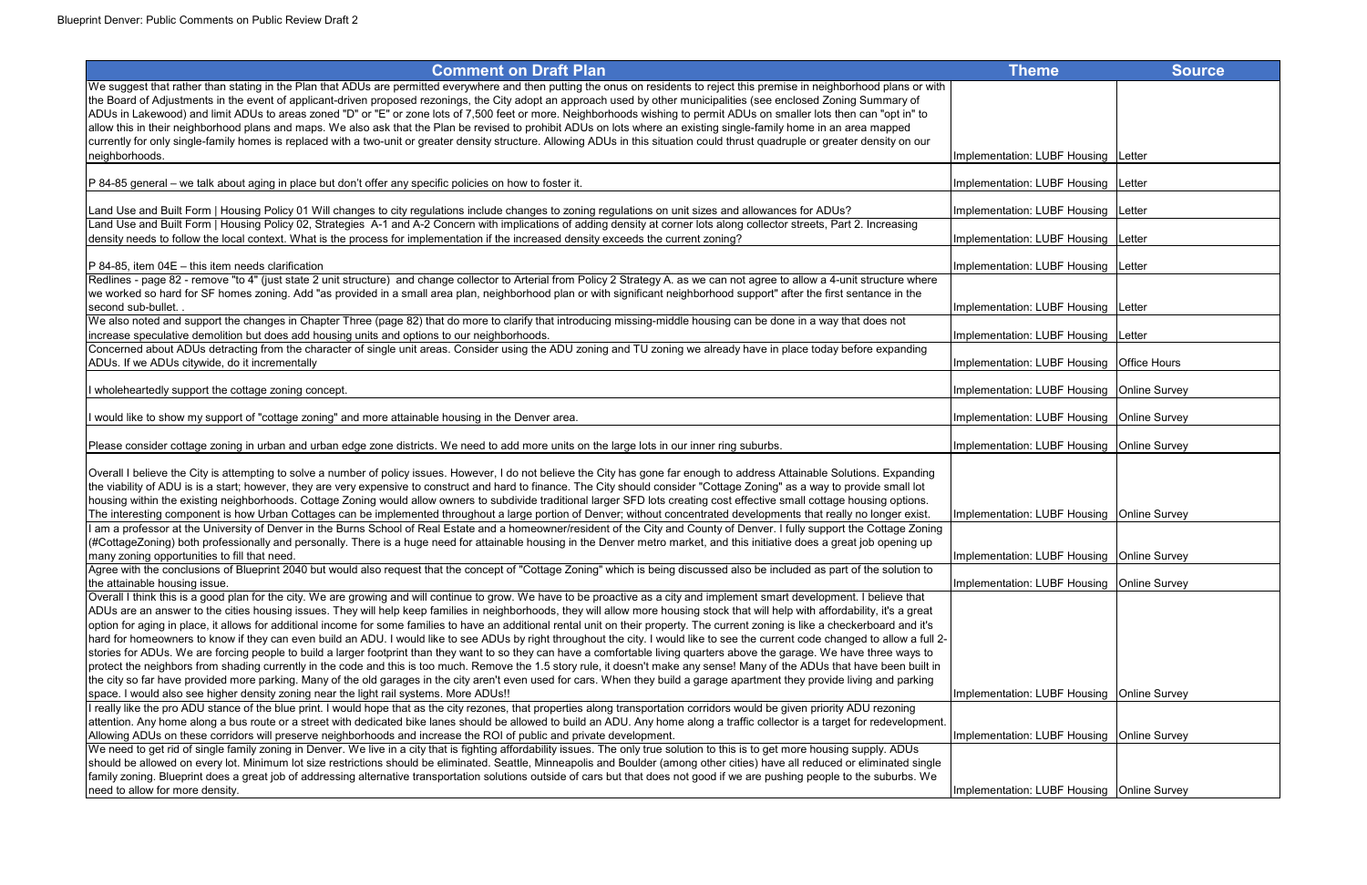| Comment on Draft Plan | Theme | Source |
|---|---|---|
| We suggest that rather than stating in the Plan that ADUs are permitted everywhere and then putting the onus on residents to reject this premise in neighborhood plans or with the Board of Adjustments in the event of applicant-driven proposed rezonings, the City adopt an approach used by other municipalities (see enclosed Zoning Summary of ADUs in Lakewood) and limit ADUs to areas zoned "D" or "E" or zone lots of 7,500 feet or more. Neighborhoods wishing to permit ADUs on smaller lots then can "opt in" to allow this in their neighborhood plans and maps. We also ask that the Plan be revised to prohibit ADUs on lots where an existing single-family home in an area mapped currently for only single-family homes is replaced with a two-unit or greater density structure. Allowing ADUs in this situation could thrust quadruple or greater density on our neighborhoods. | Implementation: LUBF Housing | Letter |
| P 84-85 general – we talk about aging in place but don't offer any specific policies on how to foster it. | Implementation: LUBF Housing | Letter |
| Land Use and Built Form \| Housing Policy 01 Will changes to city regulations include changes to zoning regulations on unit sizes and allowances for ADUs? | Implementation: LUBF Housing | Letter |
| Land Use and Built Form \| Housing Policy 02, Strategies A-1 and A-2 Concern with implications of adding density at corner lots along collector streets, Part 2. Increasing density needs to follow the local context. What is the process for implementation if the increased density exceeds the current zoning? | Implementation: LUBF Housing | Letter |
| P 84-85, item 04E – this item needs clarification | Implementation: LUBF Housing | Letter |
| Redlines - page 82 - remove "to 4" (just state 2 unit structure) and change collector to Arterial from Policy 2 Strategy A. as we can not agree to allow a 4-unit structure where we worked so hard for SF homes zoning. Add "as provided in a small area plan, neighborhood plan or with significant neighborhood support" after the first sentence in the second sub-bullet. . | Implementation: LUBF Housing | Letter |
| We also noted and support the changes in Chapter Three (page 82) that do more to clarify that introducing missing-middle housing can be done in a way that does not increase speculative demolition but does add housing units and options to our neighborhoods. | Implementation: LUBF Housing | Letter |
| Concerned about ADUs detracting from the character of single unit areas. Consider using the ADU zoning and TU zoning we already have in place today before expanding ADUs. If we ADUs citywide, do it incrementally | Implementation: LUBF Housing | Office Hours |
| I wholeheartedly support the cottage zoning concept. | Implementation: LUBF Housing | Online Survey |
| I would like to show my support of "cottage zoning" and more attainable housing in the Denver area. | Implementation: LUBF Housing | Online Survey |
| Please consider cottage zoning in urban and urban edge zone districts. We need to add more units on the large lots in our inner ring suburbs. | Implementation: LUBF Housing | Online Survey |
| Overall I believe the City is attempting to solve a number of policy issues. However, I do not believe the City has gone far enough to address Attainable Solutions. Expanding the viability of ADU is is a start; however, they are very expensive to construct and hard to finance. The City should consider "Cottage Zoning" as a way to provide small lot housing within the existing neighborhoods. Cottage Zoning would allow owners to subdivide traditional larger SFD lots creating cost effective small cottage housing options. The interesting component is how Urban Cottages can be implemented throughout a large portion of Denver; without concentrated developments that really no longer exist. | Implementation: LUBF Housing | Online Survey |
| I am a professor at the University of Denver in the Burns School of Real Estate and a homeowner/resident of the City and County of Denver. I fully support the Cottage Zoning (#CottageZoning) both professionally and personally. There is a huge need for attainable housing in the Denver metro market, and this initiative does a great job opening up many zoning opportunities to fill that need. | Implementation: LUBF Housing | Online Survey |
| Agree with the conclusions of Blueprint 2040 but would also request that the concept of "Cottage Zoning" which is being discussed also be included as part of the solution to the attainable housing issue. | Implementation: LUBF Housing | Online Survey |
| Overall I think this is a good plan for the city. We are growing and will continue to grow. We have to be proactive as a city and implement smart development. I believe that ADUs are an answer to the cities housing issues. They will help keep families in neighborhoods, they will allow more housing stock that will help with affordability, it's a great option for aging in place, it allows for additional income for some families to have an additional rental unit on their property. The current zoning is like a checkerboard and it's hard for homeowners to know if they can even build an ADU. I would like to see ADUs by right throughout the city. I would like to see the current code changed to allow a full 2-stories for ADUs. We are forcing people to build a larger footprint than they want to so they can have a comfortable living quarters above the garage. We have three ways to protect the neighbors from shading currently in the code and this is too much. Remove the 1.5 story rule, it doesn't make any sense! Many of the ADUs that have been built in the city so far have provided more parking. Many of the old garages in the city aren't even used for cars. When they build a garage apartment they provide living and parking space. I would also see higher density zoning near the light rail systems. More ADUs!! | Implementation: LUBF Housing | Online Survey |
| I really like the pro ADU stance of the blue print. I would hope that as the city rezones, that properties along transportation corridors would be given priority ADU rezoning attention. Any home along a bus route or a street with dedicated bike lanes should be allowed to build an ADU. Any home along a traffic collector is a target for redevelopment. Allowing ADUs on these corridors will preserve neighborhoods and increase the ROI of public and private development. | Implementation: LUBF Housing | Online Survey |
| We need to get rid of single family zoning in Denver. We live in a city that is fighting affordability issues. The only true solution to this is to get more housing supply. ADUs should be allowed on every lot. Minimum lot size restrictions should be eliminated. Seattle, Minneapolis and Boulder (among other cities) have all reduced or eliminated single family zoning. Blueprint does a great job of addressing alternative transportation solutions outside of cars but that does not good if we are pushing people to the suburbs. We need to allow for more density. | Implementation: LUBF Housing | Online Survey |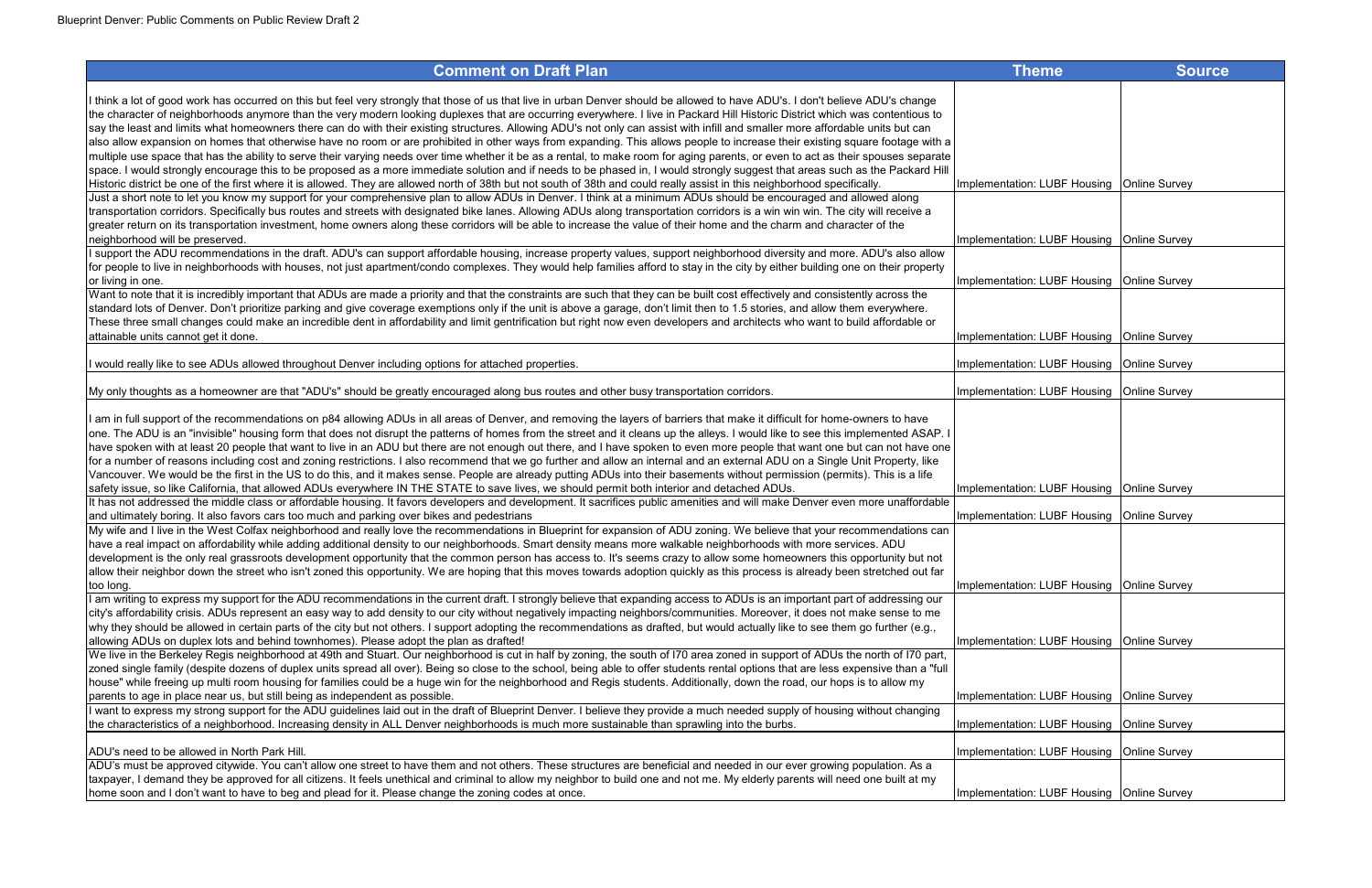| Comment on Draft Plan | Theme | Source |
|---|---|---|
| I think a lot of good work has occurred on this but feel very strongly that those of us that live in urban Denver should be allowed to have ADU's. I don't believe ADU's change the character of neighborhoods anymore than the very modern looking duplexes that are occurring everywhere. I live in Packard Hill Historic District which was contentious to say the least and limits what homeowners there can do with their existing structures. Allowing ADU's not only can assist with infill and smaller more affordable units but can also allow expansion on homes that otherwise have no room or are prohibited in other ways from expanding. This allows people to increase their existing square footage with a multiple use space that has the ability to serve their varying needs over time whether it be as a rental, to make room for aging parents, or even to act as their spouses separate space. I would strongly encourage this to be proposed as a more immediate solution and if needs to be phased in, I would strongly suggest that areas such as the Packard Hill Historic district be one of the first where it is allowed. They are allowed north of 38th but not south of 38th and could really assist in this neighborhood specifically. | Implementation: LUBF Housing | Online Survey |
| Just a short note to let you know my support for your comprehensive plan to allow ADUs in Denver. I think at a minimum ADUs should be encouraged and allowed along transportation corridors. Specifically bus routes and streets with designated bike lanes. Allowing ADUs along transportation corridors is a win win win. The city will receive a greater return on its transportation investment, home owners along these corridors will be able to increase the value of their home and the charm and character of the neighborhood will be preserved. | Implementation: LUBF Housing | Online Survey |
| I support the ADU recommendations in the draft. ADU's can support affordable housing, increase property values, support neighborhood diversity and more. ADU's also allow for people to live in neighborhoods with houses, not just apartment/condo complexes. They would help families afford to stay in the city by either building one on their property or living in one. | Implementation: LUBF Housing | Online Survey |
| Want to note that it is incredibly important that ADUs are made a priority and that the constraints are such that they can be built cost effectively and consistently across the standard lots of Denver. Don't prioritize parking and give coverage exemptions only if the unit is above a garage, don't limit then to 1.5 stories, and allow them everywhere. These three small changes could make an incredible dent in affordability and limit gentrification but right now even developers and architects who want to build affordable or attainable units cannot get it done. | Implementation: LUBF Housing | Online Survey |
| I would really like to see ADUs allowed throughout Denver including options for attached properties. | Implementation: LUBF Housing | Online Survey |
| My only thoughts as a homeowner are that "ADU's" should be greatly encouraged along bus routes and other busy transportation corridors. | Implementation: LUBF Housing | Online Survey |
| I am in full support of the recommendations on p84 allowing ADUs in all areas of Denver, and removing the layers of barriers that make it difficult for home-owners to have one. The ADU is an "invisible" housing form that does not disrupt the patterns of homes from the street and it cleans up the alleys. I would like to see this implemented ASAP. I have spoken with at least 20 people that want to live in an ADU but there are not enough out there, and I have spoken to even more people that want one but can not have one for a number of reasons including cost and zoning restrictions. I also recommend that we go further and allow an internal and an external ADU on a Single Unit Property, like Vancouver. We would be the first in the US to do this, and it makes sense. People are already putting ADUs into their basements without permission (permits). This is a life safety issue, so like California, that allowed ADUs everywhere IN THE STATE to save lives, we should permit both interior and detached ADUs. | Implementation: LUBF Housing | Online Survey |
| It has not addressed the middle class or affordable housing. It favors developers and development. It sacrifices public amenities and will make Denver even more unaffordable and ultimately boring. It also favors cars too much and parking over bikes and pedestrians | Implementation: LUBF Housing | Online Survey |
| My wife and I live in the West Colfax neighborhood and really love the recommendations in Blueprint for expansion of ADU zoning. We believe that your recommendations can have a real impact on affordability while adding additional density to our neighborhoods. Smart density means more walkable neighborhoods with more services. ADU development is the only real grassroots development opportunity that the common person has access to. It's seems crazy to allow some homeowners this opportunity but not allow their neighbor down the street who isn't zoned this opportunity. We are hoping that this moves towards adoption quickly as this process is already been stretched out far too long. | Implementation: LUBF Housing | Online Survey |
| I am writing to express my support for the ADU recommendations in the current draft. I strongly believe that expanding access to ADUs is an important part of addressing our city's affordability crisis. ADUs represent an easy way to add density to our city without negatively impacting neighbors/communities. Moreover, it does not make sense to me why they should be allowed in certain parts of the city but not others. I support adopting the recommendations as drafted, but would actually like to see them go further (e.g., allowing ADUs on duplex lots and behind townhomes). Please adopt the plan as drafted! | Implementation: LUBF Housing | Online Survey |
| We live in the Berkeley Regis neighborhood at 49th and Stuart. Our neighborhood is cut in half by zoning, the south of I70 area zoned in support of ADUs the north of I70 part, zoned single family (despite dozens of duplex units spread all over). Being so close to the school, being able to offer students rental options that are less expensive than a "full house" while freeing up multi room housing for families could be a huge win for the neighborhood and Regis students. Additionally, down the road, our hops is to allow my parents to age in place near us, but still being as independent as possible. | Implementation: LUBF Housing | Online Survey |
| I want to express my strong support for the ADU guidelines laid out in the draft of Blueprint Denver. I believe they provide a much needed supply of housing without changing the characteristics of a neighborhood. Increasing density in ALL Denver neighborhoods is much more sustainable than sprawling into the burbs. | Implementation: LUBF Housing | Online Survey |
| ADU's need to be allowed in North Park Hill. | Implementation: LUBF Housing | Online Survey |
| ADU's must be approved citywide. You can't allow one street to have them and not others. These structures are beneficial and needed in our ever growing population. As a taxpayer, I demand they be approved for all citizens. It feels unethical and criminal to allow my neighbor to build one and not me. My elderly parents will need one built at my home soon and I don't want to have to beg and plead for it. Please change the zoning codes at once. | Implementation: LUBF Housing | Online Survey |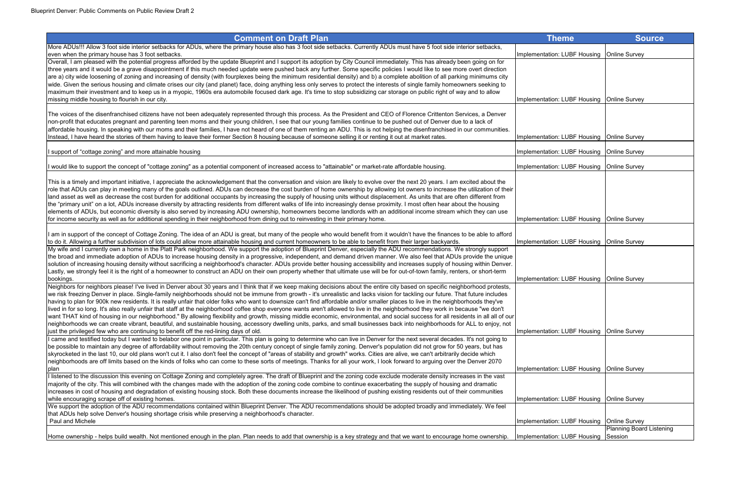| Comment on Draft Plan | Theme | Source |
|---|---|---|
| More ADUs!!! Allow 3 foot side interior setbacks for ADUs, where the primary house also has 3 foot side setbacks. Currently ADUs must have 5 foot side interior setbacks, even when the primary house has 3 foot setbacks. | Implementation: LUBF Housing | Online Survey |
| Overall, I am pleased with the potential progress afforded by the update Blueprint and I support its adoption by City Council immediately. This has already been going on for three years and it would be a grave disappointment if this much needed update were pushed back any further. Some specific policies I would like to see more overt direction are a) city wide loosening of zoning and increasing of density (with fourplexes being the minimum residential density) and b) a complete abolition of all parking minimums city wide. Given the serious housing and climate crises our city (and planet) face, doing anything less only serves to protect the interests of single family homeowners seeking to maximum their investment and to keep us in a myopic, 1960s era automobile focused dark age. It's time to stop subsidizing car storage on public right of way and to allow missing middle housing to flourish in our city. | Implementation: LUBF Housing | Online Survey |
| The voices of the disenfranchised citizens have not been adequately represented through this process. As the President and CEO of Florence Crittenton Services, a Denver non-profit that educates pregnant and parenting teen moms and their young children, I see that our young families continue to be pushed out of Denver due to a lack of affordable housing. In speaking with our moms and their families, I have not heard of one of them renting an ADU. This is not helping the disenfranchised in our communities. Instead, I have heard the stories of them having to leave their former Section 8 housing because of someone selling it or renting it out at market rates. | Implementation: LUBF Housing | Online Survey |
| I support of "cottage zoning" and more attainable housing | Implementation: LUBF Housing | Online Survey |
| I would like to support the concept of "cottage zoning" as a potential component of increased access to "attainable" or market-rate affordable housing. | Implementation: LUBF Housing | Online Survey |
| This is a timely and important initiative, I appreciate the acknowledgement that the conversation and vision are likely to evolve over the next 20 years. I am excited about the role that ADUs can play in meeting many of the goals outlined. ADUs can decrease the cost burden of home ownership by allowing lot owners to increase the utilization of their land asset as well as decrease the cost burden for additional occupants by increasing the supply of housing units without displacement. As units that are often different from the "primary unit" on a lot, ADUs increase diversity by attracting residents from different walks of life into increasingly dense proximity. I most often hear about the housing elements of ADUs, but economic diversity is also served by increasing ADU ownership, homeowners become landlords with an additional income stream which they can use for income security as well as for additional spending in their neighborhood from dining out to reinvesting in their primary home. | Implementation: LUBF Housing | Online Survey |
| I am in support of the concept of Cottage Zoning. The idea of an ADU is great, but many of the people who would benefit from it wouldn't have the finances to be able to afford to do it. Allowing a further subdivision of lots could allow more attainable housing and current homeowners to be able to benefit from their larger backyards. | Implementation: LUBF Housing | Online Survey |
| My wife and I currently own a home in the Platt Park neighborhood. We support the adoption of Blueprint Denver, especially the ADU recommendations. We strongly support the broad and immediate adoption of ADUs to increase housing density in a progressive, independent, and demand driven manner. We also feel that ADUs provide the unique solution of increasing housing density without sacrificing a neighborhood's character. ADUs provide better housing accessibility and increases supply of housing within Denver. Lastly, we strongly feel it is the right of a homeowner to construct an ADU on their own property whether that ultimate use will be for out-of-town family, renters, or short-term bookings. | Implementation: LUBF Housing | Online Survey |
| Neighbors for neighbors please! I've lived in Denver about 30 years and I think that if we keep making decisions about the entire city based on specific neighborhood protests, we risk freezing Denver in place. Single-family neighborhoods should not be immune from growth - it's unrealistic and lacks vision for tackling our future. That future includes having to plan for 900k new residents. It is really unfair that older folks who want to downsize can't find affordable and/or smaller places to live in the neighborhoods they've lived in for so long. It's also really unfair that staff at the neighborhood coffee shop everyone wants aren't allowed to live in the neighborhood they work in because "we don't want THAT kind of housing in our neighborhood." By allowing flexibility and growth, missing middle economic, environmental, and social success for all residents in all all of our neighborhoods we can create vibrant, beautiful, and sustainable housing, accessory dwelling units, parks, and small businesses back into neighborhoods for ALL to enjoy, not just the privileged few who are continuing to benefit off the red-lining days of old. | Implementation: LUBF Housing | Online Survey |
| I came and testified today but I wanted to belabor one point in particular. This plan is going to determine who can live in Denver for the next several decades. It's not going to be possible to maintain any degree of affordability without removing the 20th century concept of single family zoning. Denver's population did not grow for 50 years, but has skyrocketed in the last 10, our old plans won't cut it. I also don't feel the concept of "areas of stability and growth" works. Cities are alive, we can't arbitrarily decide which neighborhoods are off limits based on the kinds of folks who can come to these sorts of meetings. Thanks for all your work, I look forward to arguing over the Denver 2070 plan | Implementation: LUBF Housing | Online Survey |
| I listened to the discussion this evening on Cottage Zoning and completely agree. The draft of Blueprint and the zoning code exclude moderate density increases in the vast majority of the city. This will combined with the changes made with the adoption of the zoning code combine to continue exacerbating the supply of housing and dramatic increases in cost of housing and degradation of existing housing stock. Both these documents increase the likelihood of pushing existing residents out of their communities while encouraging scrape off of existing homes. | Implementation: LUBF Housing | Online Survey |
| We support the adoption of the ADU recommendations contained within Blueprint Denver. The ADU recommendations should be adopted broadly and immediately. We feel that ADUs help solve Denver's housing shortage crisis while preserving a neighborhood's character.<br>Paul and Michele | Implementation: LUBF Housing | Online Survey |
| Home ownership - helps build wealth. Not mentioned enough in the plan. Plan needs to add that ownership is a key strategy and that we want to encourage home ownership. | Implementation: LUBF Housing | Planning Board Listening Session |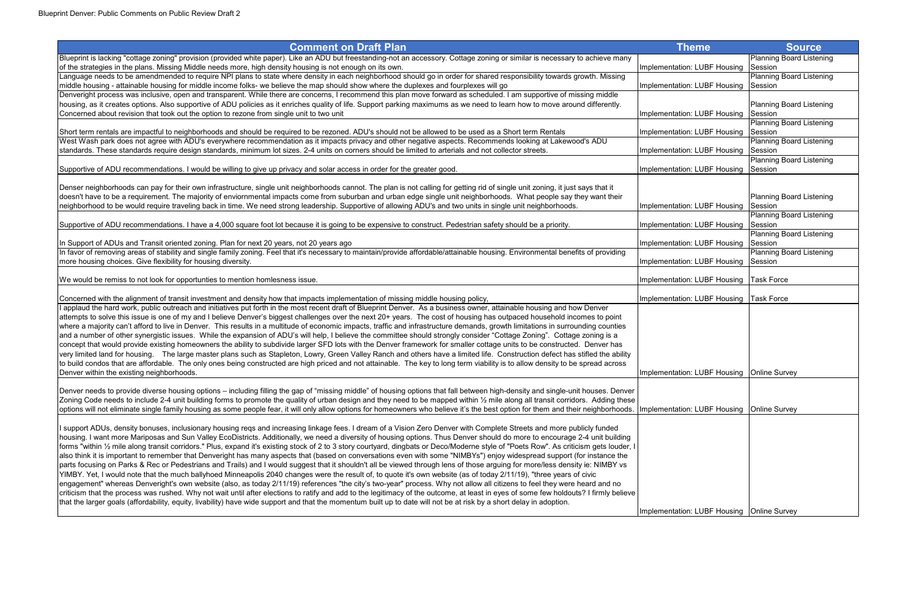| Comment on Draft Plan | Theme | Source |
|---|---|---|
| Blueprint is lacking "cottage zoning" provision (provided white paper). Like an ADU but freestanding-not an accessory. Cottage zoning or similar is necessary to achieve many of the strategies in the plans. Missing Middle needs more, high density housing is not enough on its own. | Implementation: LUBF Housing | Planning Board Listening Session |
| Language needs to be amendmended to require NPI plans to state where density in each neighborhood should go in order for shared responsibility towards growth. Missing middle housing - attainable housing for middle income folks- we believe the map should show where the duplexes and fourplexes will go | Implementation: LUBF Housing | Planning Board Listening Session |
| Denverright process was inclusive, open and transparent. While there are concerns, I recommend this plan move forward as scheduled. I am supportive of missing middle housing, as it creates options. Also supportive of ADU policies as it enriches quality of life. Support parking maximums as we need to learn how to move around differently. Concerned about revision that took out the option to rezone from single unit to two unit | Implementation: LUBF Housing | Planning Board Listening Session |
| Short term rentals are impactful to neighborhoods and should be required to be rezoned. ADU's should not be allowed to be used as a Short term Rentals | Implementation: LUBF Housing | Planning Board Listening Session |
| West Wash park does not agree with ADU's everywhere recommendation as it impacts privacy and other negative aspects. Recommends looking at Lakewood's ADU standards. These standards require design standards, minimum lot sizes. 2-4 units on corners should be limited to arterials and not collector streets. | Implementation: LUBF Housing | Planning Board Listening Session |
| Supportive of ADU recommendations. I would be willing to give up privacy and solar access in order for the greater good. | Implementation: LUBF Housing | Planning Board Listening Session |
| Denser neighborhoods can pay for their own infrastructure, single unit neighborhoods cannot. The plan is not calling for getting rid of single unit zoning, it just says that it doesn't have to be a requirement. The majority of enviornmental impacts come from suburban and urban edge single unit neighborhoods. What people say they want their neighborhood to be would require traveling back in time. We need strong leadership. Supportive of allowing ADU's and two units in single unit neighborhoods. | Implementation: LUBF Housing | Planning Board Listening Session |
| Supportive of ADU recommendations. I have a 4,000 square foot lot because it is going to be expensive to construct. Pedestrian safety should be a priority. | Implementation: LUBF Housing | Planning Board Listening Session |
| In Support of ADUs and Transit oriented zoning. Plan for next 20 years, not 20 years ago | Implementation: LUBF Housing | Planning Board Listening Session |
| In favor of removing areas of stability and single family zoning. Feel that it's necessary to maintain/provide affordable/attainable housing. Environmental benefits of providing more housing choices. Give flexibility for housing diversity. | Implementation: LUBF Housing | Planning Board Listening Session |
| We would be remiss to not look for opportunties to mention homlesness issue. | Implementation: LUBF Housing | Task Force |
| Concerned with the alignment of transit investment and density how that impacts implementation of missing middle housing policy, | Implementation: LUBF Housing | Task Force |
| I applaud the hard work, public outreach and initiatives put forth in the most recent draft of Blueprint Denver. As a business owner, attainable housing and how Denver attempts to solve this issue is one of my and I believe Denver's biggest challenges over the next 20+ years. The cost of housing has outpaced household incomes to point where a majority can't afford to live in Denver. This results in a multitude of economic impacts, traffic and infrastructure demands, growth limitations in surrounding counties and a number of other synergistic issues. While the expansion of ADU's will help, I believe the committee should strongly consider "Cottage Zoning". Cottage zoning is a concept that would provide existing homeowners the ability to subdivide larger SFD lots with the Denver framework for smaller cottage units to be constructed. Denver has very limited land for housing. The large master plans such as Stapleton, Lowry, Green Valley Ranch and others have a limited life. Construction defect has stifled the ability to build condos that are affordable. The only ones being constructed are high priced and not attainable. The key to long term viability is to allow density to be spread across Denver within the existing neighborhoods. | Implementation: LUBF Housing | Online Survey |
| Denver needs to provide diverse housing options – including filling the gap of "missing middle" of housing options that fall between high-density and single-unit houses. Denver Zoning Code needs to include 2-4 unit building forms to promote the quality of urban design and they need to be mapped within ½ mile along all transit corridors. Adding these options will not eliminate single family housing as some people fear, it will only allow options for homeowners who believe it's the best option for them and their neighborhoods. | Implementation: LUBF Housing | Online Survey |
| I support ADUs, density bonuses, inclusionary housing reqs and increasing linkage fees. I dream of a Vision Zero Denver with Complete Streets and more publicly funded housing. I want more Mariposas and Sun Valley EcoDistricts. Additionally, we need a diversity of housing options. Thus Denver should do more to encourage 2-4 unit building forms "within ½ mile along transit corridors." Plus, expand it's existing stock of 2 to 3 story courtyard, dingbats or Deco/Moderne style of "Poets Row". As criticism gets louder, I also think it is important to remember that Denveright has many aspects that (based on conversations even with some "NIMBYs") enjoy widespread support (for instance the parts focusing on Parks & Rec or Pedestrians and Trails) and I would suggest that it shouldn't all be viewed through lens of those arguing for more/less density ie: NIMBY vs YIMBY. Yet, I would note that the much ballyhoed Minneapolis 2040 changes were the result of, to quote it's own website (as of today 2/11/19), "three years of civic engagement" whereas Denveright's own website (also, as today 2/11/19) references "the city's two-year" process. Why not allow all citizens to feel they were heard and no criticism that the process was rushed. Why not wait until after elections to ratify and add to the legitimacy of the outcome, at least in eyes of some few holdouts? I firmly believe that the larger goals (affordability, equity, livability) have wide support and that the momentum built up to date will not be at risk by a short delay in adoption. | Implementation: LUBF Housing | Online Survey |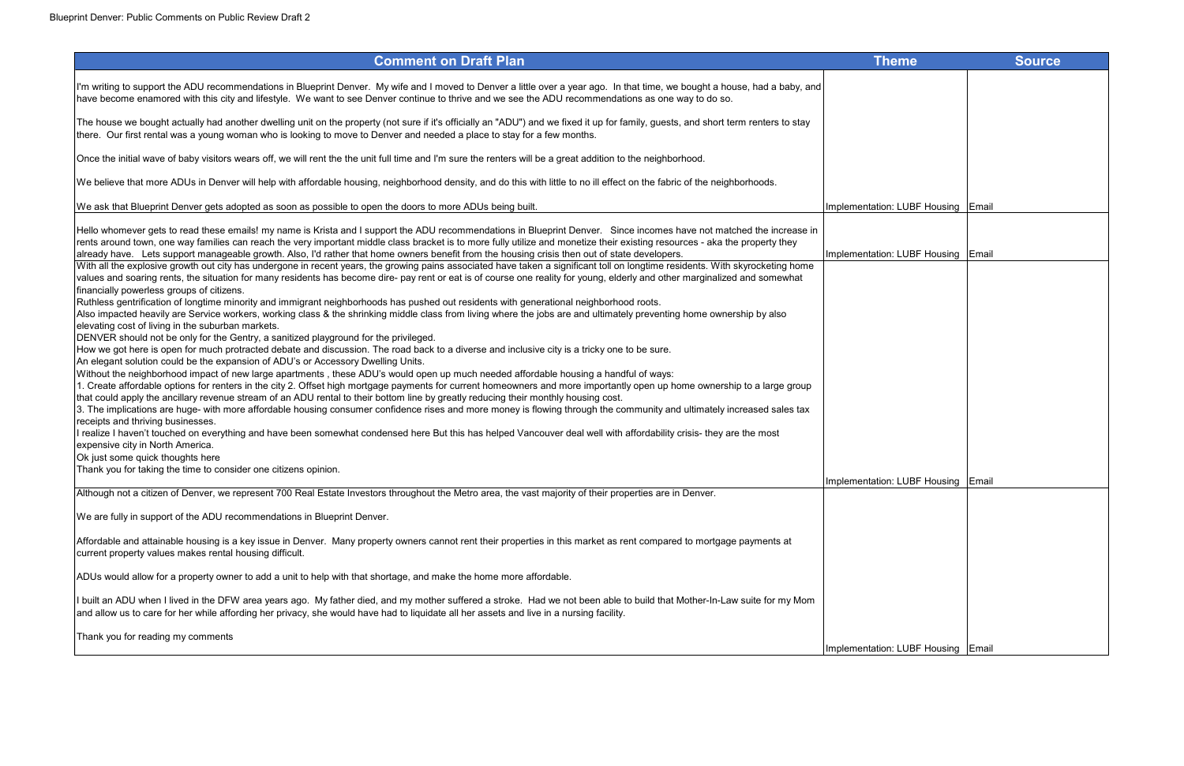| Comment on Draft Plan | Theme | Source |
|---|---|---|
| I'm writing to support the ADU recommendations in Blueprint Denver. My wife and I moved to Denver a little over a year ago. In that time, we bought a house, had a baby, and have become enamored with this city and lifestyle. We want to see Denver continue to thrive and we see the ADU recommendations as one way to do so.<br><br>The house we bought actually had another dwelling unit on the property (not sure if it's officially an "ADU") and we fixed it up for family, guests, and short term renters to stay there. Our first rental was a young woman who is looking to move to Denver and needed a place to stay for a few months.<br><br>Once the initial wave of baby visitors wears off, we will rent the the unit full time and I'm sure the renters will be a great addition to the neighborhood.<br><br>We believe that more ADUs in Denver will help with affordable housing, neighborhood density, and do this with little to no ill effect on the fabric of the neighborhoods.<br><br>We ask that Blueprint Denver gets adopted as soon as possible to open the doors to more ADUs being built. | Implementation: LUBF Housing | Email |
| Hello whomever gets to read these emails! my name is Krista and I support the ADU recommendations in Blueprint Denver. Since incomes have not matched the increase in rents around town, one way families can reach the very important middle class bracket is to more fully utilize and monetize their existing resources - aka the property they already have. Lets support manageable growth. Also, I'd rather that home owners benefit from the housing crisis then out of state developers. | Implementation: LUBF Housing | Email |
| With all the explosive growth out city has undergone in recent years, the growing pains associated have taken a significant toll on longtime residents. With skyrocketing home values and soaring rents, the situation for many residents has become dire- pay rent or eat is of course one reality for young, elderly and other marginalized and somewhat financially powerless groups of citizens.<br>Ruthless gentrification of longtime minority and immigrant neighborhoods has pushed out residents with generational neighborhood roots.<br>Also impacted heavily are Service workers, working class & the shrinking middle class from living where the jobs are and ultimately preventing home ownership by also elevating cost of living in the suburban markets.<br>DENVER should not be only for the Gentry, a sanitized playground for the privileged.<br>How we got here is open for much protracted debate and discussion. The road back to a diverse and inclusive city is a tricky one to be sure.<br>An elegant solution could be the expansion of ADU's or Accessory Dwelling Units.<br>Without the neighborhood impact of new large apartments , these ADU's would open up much needed affordable housing a handful of ways:<br>1. Create affordable options for renters in the city 2. Offset high mortgage payments for current homeowners and more importantly open up home ownership to a large group that could apply the ancillary revenue stream of an ADU rental to their bottom line by greatly reducing their monthly housing cost.<br>3. The implications are huge- with more affordable housing consumer confidence rises and more money is flowing through the community and ultimately increased sales tax receipts and thriving businesses.<br>I realize I haven't touched on everything and have been somewhat condensed here But this has helped Vancouver deal well with affordability crisis- they are the most expensive city in North America.<br>Ok just some quick thoughts here<br>Thank you for taking the time to consider one citizens opinion. | Implementation: LUBF Housing | Email |
| Although not a citizen of Denver, we represent 700 Real Estate Investors throughout the Metro area, the vast majority of their properties are in Denver.<br><br>We are fully in support of the ADU recommendations in Blueprint Denver.<br><br>Affordable and attainable housing is a key issue in Denver. Many property owners cannot rent their properties in this market as rent compared to mortgage payments at current property values makes rental housing difficult.<br><br>ADUs would allow for a property owner to add a unit to help with that shortage, and make the home more affordable.<br><br>I built an ADU when I lived in the DFW area years ago. My father died, and my mother suffered a stroke. Had we not been able to build that Mother-In-Law suite for my Mom and allow us to care for her while affording her privacy, she would have had to liquidate all her assets and live in a nursing facility.<br><br>Thank you for reading my comments | Implementation: LUBF Housing | Email |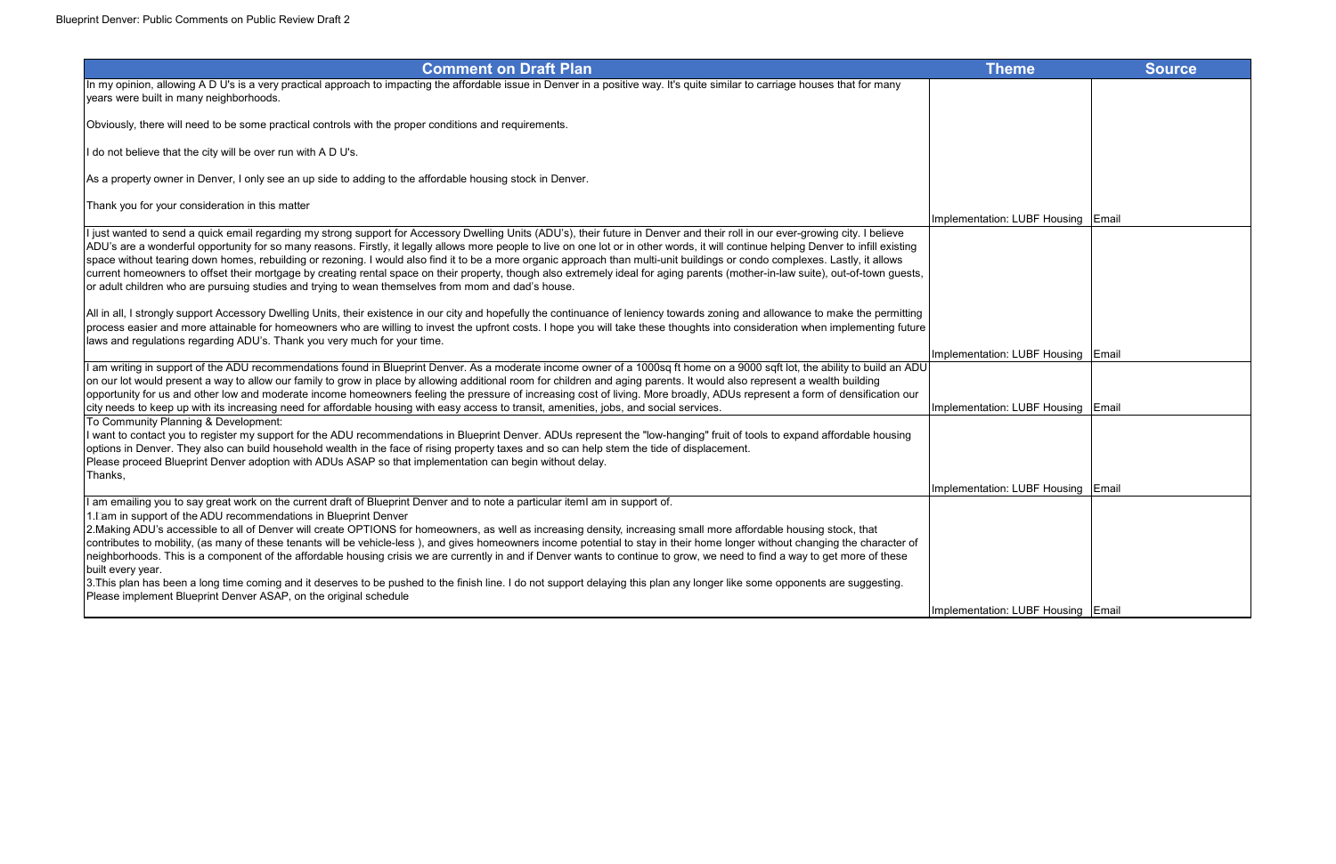| Comment on Draft Plan | Theme | Source |
|---|---|---|
| In my opinion, allowing A D U's is a very practical approach to impacting the affordable issue in Denver in a positive way. It's quite similar to carriage houses that for many years were built in many neighborhoods.<br><br>Obviously, there will need to be some practical controls with the proper conditions and requirements.<br><br>I do not believe that the city will be over run with A D U's.<br><br>As a property owner in Denver, I only see an up side to adding to the affordable housing stock in Denver.<br><br>Thank you for your consideration in this matter | Implementation: LUBF Housing | Email |
| I just wanted to send a quick email regarding my strong support for Accessory Dwelling Units (ADU's), their future in Denver and their roll in our ever-growing city. I believe ADU's are a wonderful opportunity for so many reasons. Firstly, it legally allows more people to live on one lot or in other words, it will continue helping Denver to infill existing space without tearing down homes, rebuilding or rezoning. I would also find it to be a more organic approach than multi-unit buildings or condo complexes. Lastly, it allows current homeowners to offset their mortgage by creating rental space on their property, though also extremely ideal for aging parents (mother-in-law suite), out-of-town guests, or adult children who are pursuing studies and trying to wean themselves from mom and dad's house.<br><br>All in all, I strongly support Accessory Dwelling Units, their existence in our city and hopefully the continuance of leniency towards zoning and allowance to make the permitting process easier and more attainable for homeowners who are willing to invest the upfront costs. I hope you will take these thoughts into consideration when implementing future laws and regulations regarding ADU's. Thank you very much for your time. | Implementation: LUBF Housing | Email |
| I am writing in support of the ADU recommendations found in Blueprint Denver. As a moderate income owner of a 1000sq ft home on a 9000 sqft lot, the ability to build an ADU on our lot would present a way to allow our family to grow in place by allowing additional room for children and aging parents. It would also represent a wealth building opportunity for us and other low and moderate income homeowners feeling the pressure of increasing cost of living. More broadly, ADUs represent a form of densification our city needs to keep up with its increasing need for affordable housing with easy access to transit, amenities, jobs, and social services. | Implementation: LUBF Housing | Email |
| To Community Planning & Development:<br>I want to contact you to register my support for the ADU recommendations in Blueprint Denver. ADUs represent the "low-hanging" fruit of tools to expand affordable housing options in Denver. They also can build household wealth in the face of rising property taxes and so can help stem the tide of displacement.<br>Please proceed Blueprint Denver adoption with ADUs ASAP so that implementation can begin without delay.<br>Thanks, | Implementation: LUBF Housing | Email |
| I am emailing you to say great work on the current draft of Blueprint Denver and to note a particular itemI am in support of.<br>1.I am in support of the ADU recommendations in Blueprint Denver<br>2.Making ADU's accessible to all of Denver will create OPTIONS for homeowners, as well as increasing density, increasing small more affordable housing stock, that contributes to mobility, (as many of these tenants will be vehicle-less ), and gives homeowners income potential to stay in their home longer without changing the character of neighborhoods. This is a component of the affordable housing crisis we are currently in and if Denver wants to continue to grow, we need to find a way to get more of these built every year.<br>3.This plan has been a long time coming and it deserves to be pushed to the finish line. I do not support delaying this plan any longer like some opponents are suggesting. Please implement Blueprint Denver ASAP, on the original schedule | Implementation: LUBF Housing | Email |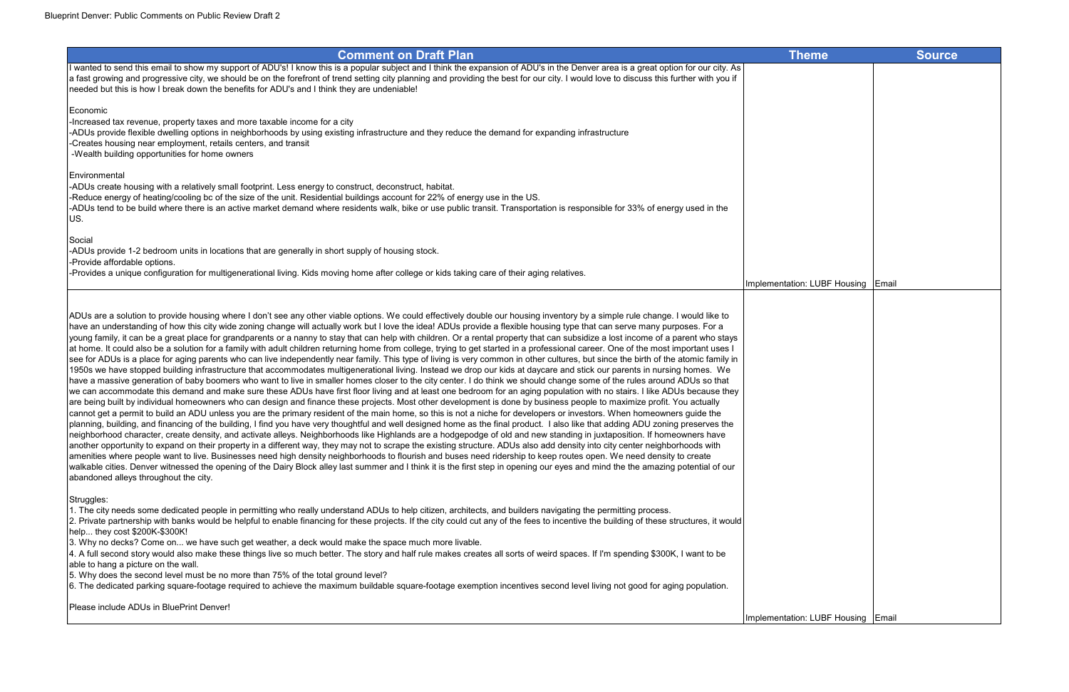| Comment on Draft Plan | Theme | Source |
|---|---|---|
| I wanted to send this email to show my support of ADU's! I know this is a popular subject and I think the expansion of ADU's in the Denver area is a great option for our city. As a fast growing and progressive city, we should be on the forefront of trend setting city planning and providing the best for our city. I would love to discuss this further with you if needed but this is how I break down the benefits for ADU's and I think they are undeniable!<br><br>Economic<br>-Increased tax revenue, property taxes and more taxable income for a city<br>-ADUs provide flexible dwelling options in neighborhoods by using existing infrastructure and they reduce the demand for expanding infrastructure<br>-Creates housing near employment, retails centers, and transit<br>-Wealth building opportunities for home owners<br><br>Environmental<br>-ADUs create housing with a relatively small footprint. Less energy to construct, deconstruct, habitat.<br>-Reduce energy of heating/cooling bc of the size of the unit. Residential buildings account for 22% of energy use in the US.<br>-ADUs tend to be build where there is an active market demand where residents walk, bike or use public transit. Transportation is responsible for 33% of energy used in the US.<br><br>Social<br>-ADUs provide 1-2 bedroom units in locations that are generally in short supply of housing stock.<br>-Provide affordable options.<br>-Provides a unique configuration for multigenerational living. Kids moving home after college or kids taking care of their aging relatives. | Implementation: LUBF Housing | Email |
| ADUs are a solution to provide housing where I don't see any other viable options. We could effectively double our housing inventory by a simple rule change. I would like to have an understanding of how this city wide zoning change will actually work but I love the idea! ADUs provide a flexible housing type that can serve many purposes. For a young family, it can be a great place for grandparents or a nanny to stay that can help with children. Or a rental property that can subsidize a lost income of a parent who stays at home. It could also be a solution for a family with adult children returning home from college, trying to get started in a professional career. One of the most important uses I see for ADUs is a place for aging parents who can live independently near family. This type of living is very common in other cultures, but since the birth of the atomic family in 1950s we have stopped building infrastructure that accommodates multigenerational living. Instead we drop our kids at daycare and stick our parents in nursing homes. We have a massive generation of baby boomers who want to live in smaller homes closer to the city center. I do think we should change some of the rules around ADUs so that we can accommodate this demand and make sure these ADUs have first floor living and at least one bedroom for an aging population with no stairs. I like ADUs because they are being built by individual homeowners who can design and finance these projects. Most other development is done by business people to maximize profit. You actually cannot get a permit to build an ADU unless you are the primary resident of the main home, so this is not a niche for developers or investors. When homeowners guide the planning, building, and financing of the building, I find you have very thoughtful and well designed home as the final product. I also like that adding ADU zoning preserves the neighborhood character, create density, and activate alleys. Neighborhoods like Highlands are a hodgepodge of old and new standing in juxtaposition. If homeowners have another opportunity to expand on their property in a different way, they may not to scrape the existing structure. ADUs also add density into city center neighborhoods with amenities where people want to live. Businesses need high density neighborhoods to flourish and buses need ridership to keep routes open. We need density to create walkable cities. Denver witnessed the opening of the Dairy Block alley last summer and I think it is the first step in opening our eyes and mind the the amazing potential of our abandoned alleys throughout the city.<br><br>Struggles:<br>1. The city needs some dedicated people in permitting who really understand ADUs to help citizen, architects, and builders navigating the permitting process.<br>2. Private partnership with banks would be helpful to enable financing for these projects. If the city could cut any of the fees to incentive the building of these structures, it would help... they cost $200K-$300K!<br>3. Why no decks? Come on... we have such get weather, a deck would make the space much more livable.<br>4. A full second story would also make these things live so much better. The story and half rule makes creates all sorts of weird spaces. If I'm spending $300K, I want to be able to hang a picture on the wall.<br>5. Why does the second level must be no more than 75% of the total ground level?<br>6. The dedicated parking square-footage required to achieve the maximum buildable square-footage exemption incentives second level living not good for aging population.<br><br>Please include ADUs in BluePrint Denver! | Implementation: LUBF Housing | Email |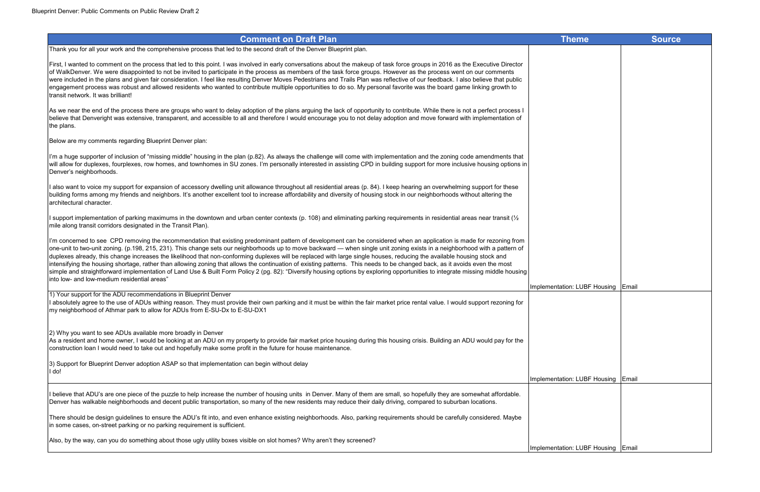| Comment on Draft Plan | Theme | Source |
|---|---|---|
| Thank you for all your work and the comprehensive process that led to the second draft of the Denver Blueprint plan.<br><br>First, I wanted to comment on the process that led to this point. I was involved in early conversations about the makeup of task force groups in 2016 as the Executive Director of WalkDenver. We were disappointed to not be invited to participate in the process as members of the task force groups. However as the process went on our comments were included in the plans and given fair consideration. I feel like resulting Denver Moves Pedestrians and Trails Plan was reflective of our feedback. I also believe that public engagement process was robust and allowed residents who wanted to contribute multiple opportunities to do so. My personal favorite was the board game linking growth to transit network. It was brilliant!<br><br>As we near the end of the process there are groups who want to delay adoption of the plans arguing the lack of opportunity to contribute. While there is not a perfect process I believe that Denveright was extensive, transparent, and accessible to all and therefore I would encourage you to not delay adoption and move forward with implementation of the plans.<br><br>Below are my comments regarding Blueprint Denver plan:<br><br>I'm a huge supporter of inclusion of "missing middle" housing in the plan (p.82). As always the challenge will come with implementation and the zoning code amendments that will allow for duplexes, fourplexes, row homes, and townhomes in SU zones. I'm personally interested in assisting CPD in building support for more inclusive housing options in Denver's neighborhoods.<br><br>I also want to voice my support for expansion of accessory dwelling unit allowance throughout all residential areas (p. 84). I keep hearing an overwhelming support for these building forms among my friends and neighbors. It's another excellent tool to increase affordability and diversity of housing stock in our neighborhoods without altering the architectural character.<br><br>I support implementation of parking maximums in the downtown and urban center contexts (p. 108) and eliminating parking requirements in residential areas near transit (½ mile along transit corridors designated in the Transit Plan).<br><br>I'm concerned to see CPD removing the recommendation that existing predominant pattern of development can be considered when an application is made for rezoning from one-unit to two-unit zoning. (p.198, 215, 231). This change sets our neighborhoods up to move backward — when single unit zoning exists in a neighborhood with a pattern of duplexes already, this change increases the likelihood that non-conforming duplexes will be replaced with large single houses, reducing the available housing stock and intensifying the housing shortage, rather than allowing zoning that allows the continuation of existing patterns. This needs to be changed back, as it avoids even the most simple and straightforward implementation of Land Use & Built Form Policy 2 (pg. 82): "Diversify housing options by exploring opportunities to integrate missing middle housing into low- and low-medium residential areas" | Implementation: LUBF Housing | Email |
| 1) Your support for the ADU recommendations in Blueprint Denver<br>I absolutely agree to the use of ADUs withing reason. They must provide their own parking and it must be within the fair market price rental value. I would support rezoning for my neighborhood of Athmar park to allow for ADUs from E-SU-Dx to E-SU-DX1<br><br>2) Why you want to see ADUs available more broadly in Denver<br>As a resident and home owner, I would be looking at an ADU on my property to provide fair market price housing during this housing crisis. Building an ADU would pay for the construction loan I would need to take out and hopefully make some profit in the future for house maintenance.<br><br>3) Support for Blueprint Denver adoption ASAP so that implementation can begin without delay<br>I do! | Implementation: LUBF Housing | Email |
| I believe that ADU's are one piece of the puzzle to help increase the number of housing units in Denver. Many of them are small, so hopefully they are somewhat affordable. Denver has walkable neighborhoods and decent public transportation, so many of the new residents may reduce their daily driving, compared to suburban locations.<br><br>There should be design guidelines to ensure the ADU's fit into, and even enhance existing neighborhoods. Also, parking requirements should be carefully considered. Maybe in some cases, on-street parking or no parking requirement is sufficient.<br><br>Also, by the way, can you do something about those ugly utility boxes visible on slot homes? Why aren't they screened? | Implementation: LUBF Housing | Email |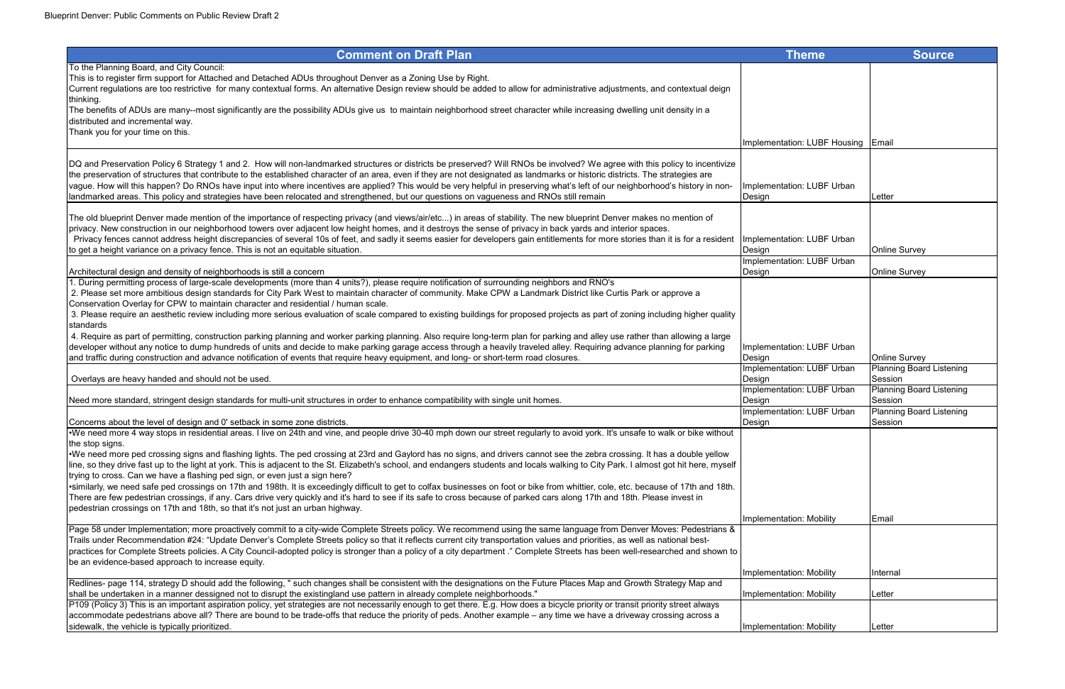| Comment on Draft Plan | Theme | Source |
|---|---|---|
| To the Planning Board, and City Council:<br>This is to register firm support for Attached and Detached ADUs throughout Denver as a Zoning Use by Right.<br>Current regulations are too restrictive for many contextual forms. An alternative Design review should be added to allow for administrative adjustments, and contextual deign thinking.<br>The benefits of ADUs are many--most significantly are the possibility ADUs give us to maintain neighborhood street character while increasing dwelling unit density in a distributed and incremental way.<br>Thank you for your time on this. | Implementation: LUBF Housing | Email |
| DQ and Preservation Policy 6 Strategy 1 and 2. How will non-landmarked structures or districts be preserved? Will RNOs be involved? We agree with this policy to incentivize the preservation of structures that contribute to the established character of an area, even if they are not designated as landmarks or historic districts. The strategies are vague. How will this happen? Do RNOs have input into where incentives are applied? This would be very helpful in preserving what's left of our neighborhood's history in non-landmarked areas. This policy and strategies have been relocated and strengthened, but our questions on vagueness and RNOs still remain | Implementation: LUBF Urban Design | Letter |
| The old blueprint Denver made mention of the importance of respecting privacy (and views/air/etc...) in areas of stability. The new blueprint Denver makes no mention of privacy. New construction in our neighborhood towers over adjacent low height homes, and it destroys the sense of privacy in back yards and interior spaces.<br>Privacy fences cannot address height discrepancies of several 10s of feet, and sadly it seems easier for developers gain entitlements for more stories than it is for a resident to get a height variance on a privacy fence. This is not an equitable situation. | Implementation: LUBF Urban Design | Online Survey |
| Architectural design and density of neighborhoods is still a concern | Implementation: LUBF Urban Design | Online Survey |
| 1. During permitting process of large-scale developments (more than 4 units?), please require notification of surrounding neighbors and RNO's<br>2. Please set more ambitious design standards for City Park West to maintain character of community. Make CPW a Landmark District like Curtis Park or approve a Conservation Overlay for CPW to maintain character and residential / human scale.<br>3. Please require an aesthetic review including more serious evaluation of scale compared to existing buildings for proposed projects as part of zoning including higher quality standards<br>4. Require as part of permitting, construction parking planning and worker parking planning. Also require long-term plan for parking and alley use rather than allowing a large developer without any notice to dump hundreds of units and decide to make parking garage access through a heavily traveled alley. Requiring advance planning for parking and traffic during construction and advance notification of events that require heavy equipment, and long- or short-term road closures. | Implementation: LUBF Urban Design | Online Survey |
| Overlays are heavy handed and should not be used. | Implementation: LUBF Urban Design | Planning Board Listening Session |
| Need more standard, stringent design standards for multi-unit structures in order to enhance compatibility with single unit homes. | Implementation: LUBF Urban Design | Planning Board Listening Session |
| Concerns about the level of design and 0' setback in some zone districts. | Implementation: LUBF Urban Design | Planning Board Listening Session |
| •We need more 4 way stops in residential areas. I live on 24th and vine, and people drive 30-40 mph down our street regularly to avoid york. It's unsafe to walk or bike without the stop signs.<br>•We need more ped crossing signs and flashing lights. The ped crossing at 23rd and Gaylord has no signs, and drivers cannot see the zebra crossing. It has a double yellow line, so they drive fast up to the light at york. This is adjacent to the St. Elizabeth's school, and endangers students and locals walking to City Park. I almost got hit here, myself trying to cross. Can we have a flashing ped sign, or even just a sign here?<br>•similarly, we need safe ped crossings on 17th and 198th. It is exceedingly difficult to get to colfax businesses on foot or bike from whittier, cole, etc. because of 17th and 18th. There are few pedestrian crossings, if any. Cars drive very quickly and it's hard to see if its safe to cross because of parked cars along 17th and 18th. Please invest in pedestrian crossings on 17th and 18th, so that it's not just an urban highway. | Implementation: Mobility | Email |
| Page 58 under Implementation; more proactively commit to a city-wide Complete Streets policy. We recommend using the same language from Denver Moves: Pedestrians & Trails under Recommendation #24: "Update Denver's Complete Streets policy so that it reflects current city transportation values and priorities, as well as national best-practices for Complete Streets policies. A City Council-adopted policy is stronger than a policy of a city department ." Complete Streets has been well-researched and shown to be an evidence-based approach to increase equity. | Implementation: Mobility | Internal |
| Redlines- page 114, strategy D should add the following, " such changes shall be consistent with the designations on the Future Places Map and Growth Strategy Map and shall be undertaken in a manner dessigned not to disrupt the existingland use pattern in already complete neighborhoods." | Implementation: Mobility | Letter |
| P109 (Policy 3) This is an important aspiration policy, yet strategies are not necessarily enough to get there. E.g. How does a bicycle priority or transit priority street always accommodate pedestrians above all? There are bound to be trade-offs that reduce the priority of peds. Another example – any time we have a driveway crossing across a sidewalk, the vehicle is typically prioritized. | Implementation: Mobility | Letter |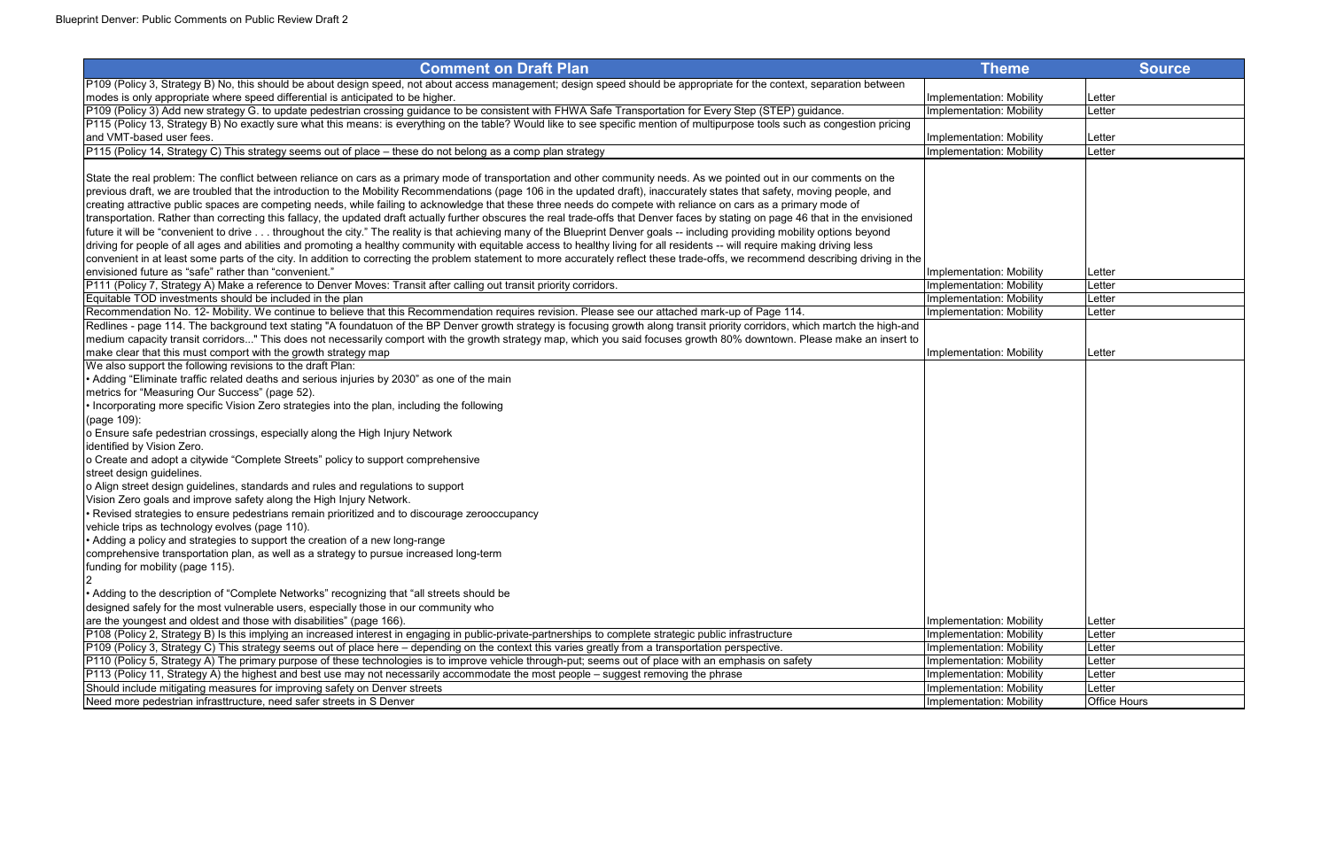| Comment on Draft Plan | Theme | Source |
|---|---|---|
| P109 (Policy 3, Strategy B) No, this should be about design speed, not about access management; design speed should be appropriate for the context, separation between modes is only appropriate where speed differential is anticipated to be higher. | Implementation: Mobility | Letter |
| P109 (Policy 3) Add new strategy G. to update pedestrian crossing guidance to be consistent with FHWA Safe Transportation for Every Step (STEP) guidance. | Implementation: Mobility | Letter |
| P115 (Policy 13, Strategy B) No exactly sure what this means: is everything on the table? Would like to see specific mention of multipurpose tools such as congestion pricing and VMT-based user fees. | Implementation: Mobility | Letter |
| P115 (Policy 14, Strategy C) This strategy seems out of place – these do not belong as a comp plan strategy | Implementation: Mobility | Letter |
| State the real problem: The conflict between reliance on cars as a primary mode of transportation and other community needs. As we pointed out in our comments on the previous draft, we are troubled that the introduction to the Mobility Recommendations (page 106 in the updated draft), inaccurately states that safety, moving people, and creating attractive public spaces are competing needs, while failing to acknowledge that these three needs do compete with reliance on cars as a primary mode of transportation. Rather than correcting this fallacy, the updated draft actually further obscures the real trade-offs that Denver faces by stating on page 46 that in the envisioned future it will be "convenient to drive . . . throughout the city." The reality is that achieving many of the Blueprint Denver goals -- including providing mobility options beyond driving for people of all ages and abilities and promoting a healthy community with equitable access to healthy living for all residents -- will require making driving less convenient in at least some parts of the city. In addition to correcting the problem statement to more accurately reflect these trade-offs, we recommend describing driving in the envisioned future as "safe" rather than "convenient." | Implementation: Mobility | Letter |
| P111 (Policy 7, Strategy A) Make a reference to Denver Moves: Transit after calling out transit priority corridors. | Implementation: Mobility | Letter |
| Equitable TOD investments should be included in the plan | Implementation: Mobility | Letter |
| Recommendation No. 12- Mobility. We continue to believe that this Recommendation requires revision. Please see our attached mark-up of Page 114. | Implementation: Mobility | Letter |
| Redlines - page 114. The background text stating "A foundatuon of the BP Denver growth strategy is focusing growth along transit priority corridors, which martch the high-and medium capacity transit corridors..." This does not necessarily comport with the growth strategy map, which you said focuses growth 80% downtown. Please make an insert to make clear that this must comport with the growth strategy map | Implementation: Mobility | Letter |
| We also support the following revisions to the draft Plan:<br>• Adding "Eliminate traffic related deaths and serious injuries by 2030" as one of the main metrics for "Measuring Our Success" (page 52).<br>• Incorporating more specific Vision Zero strategies into the plan, including the following (page 109):<br>o Ensure safe pedestrian crossings, especially along the High Injury Network identified by Vision Zero.<br>o Create and adopt a citywide "Complete Streets" policy to support comprehensive street design guidelines.<br>o Align street design guidelines, standards and rules and regulations to support Vision Zero goals and improve safety along the High Injury Network.<br>• Revised strategies to ensure pedestrians remain prioritized and to discourage zerooccupancy vehicle trips as technology evolves (page 110).<br>• Adding a policy and strategies to support the creation of a new long-range comprehensive transportation plan, as well as a strategy to pursue increased long-term funding for mobility (page 115).<br>2<br>• Adding to the description of "Complete Networks" recognizing that "all streets should be designed safely for the most vulnerable users, especially those in our community who are the youngest and oldest and those with disabilities" (page 166). | Implementation: Mobility | Letter |
| P108 (Policy 2, Strategy B) Is this implying an increased interest in engaging in public-private-partnerships to complete strategic public infrastructure | Implementation: Mobility | Letter |
| P109 (Policy 3, Strategy C) This strategy seems out of place here – depending on the context this varies greatly from a transportation perspective. | Implementation: Mobility | Letter |
| P110 (Policy 5, Strategy A) The primary purpose of these technologies is to improve vehicle through-put; seems out of place with an emphasis on safety | Implementation: Mobility | Letter |
| P113 (Policy 11, Strategy A) the highest and best use may not necessarily accommodate the most people – suggest removing the phrase | Implementation: Mobility | Letter |
| Should include mitigating measures for improving safety on Denver streets | Implementation: Mobility | Letter |
| Need more pedestrian infrasttructure, need safer streets in S Denver | Implementation: Mobility | Office Hours |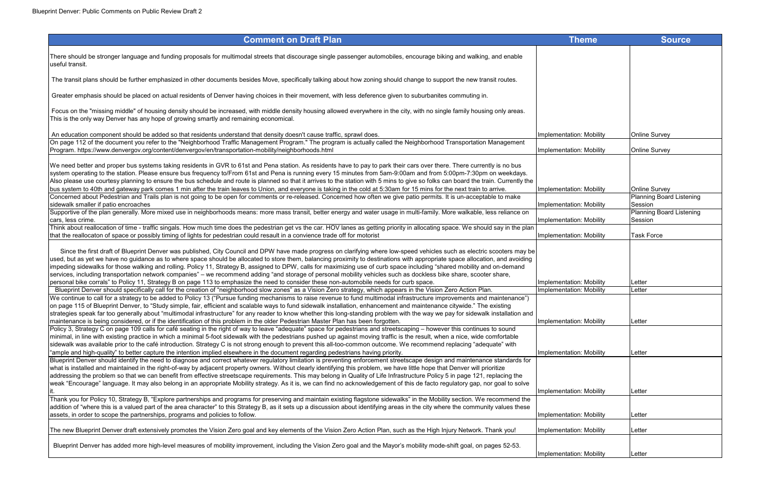| Comment on Draft Plan | Theme | Source |
|---|---|---|
| There should be stronger language and funding proposals for multimodal streets that discourage single passenger automobiles, encourage biking and walking, and enable useful transit.<br><br>The transit plans should be further emphasized in other documents besides Move, specifically talking about how zoning should change to support the new transit routes.<br><br>Greater emphasis should be placed on actual residents of Denver having choices in their movement, with less deference given to suburbanites commuting in.<br><br>Focus on the "missing middle" of housing density should be increased, with middle density housing allowed everywhere in the city, with no single family housing only areas. This is the only way Denver has any hope of growing smartly and remaining economical.<br><br>An education component should be added so that residents understand that density doesn't cause traffic, sprawl does. | Implementation: Mobility | Online Survey |
| On page 112 of the document you refer to the "Neighborhood Traffic Management Program." The program is actually called the Neighborhood Transportation Management Program. https://www.denvergov.org/content/denvergov/en/transportation-mobility/neighborhoods.html | Implementation: Mobility | Online Survey |
| We need better and proper bus systems taking residents in GVR to 61st and Pena station. As residents have to pay to park their cars over there. There currently is no bus system operating to the station. Please ensure bus frequency to/From 61st and Pena is running every 15 minutes from 5am-9:00am and from 5:00pm-7:30pm on weekdays. Also please use courtesy planning to ensure the bus schedule and route is planned so that it arrives to the station with 5 mins to give so folks can board the train. Currently the bus system to 40th and gateway park comes 1 min after the train leaves to Union, and everyone is taking in the cold at 5:30am for 15 mins for the next train to arrive. | Implementation: Mobility | Online Survey |
| Concerned about Pedestrian and Trails plan is not going to be open for comments or re-released. Concerned how often we give patio permits. It is un-acceptable to make sidewalk smaller if patio encroaches | Implementation: Mobility | Planning Board Listening Session |
| Supportive of the plan generally. More mixed use in neighborhoods means: more mass transit, better energy and water usage in multi-family. More walkable, less reliance on cars, less crime. | Implementation: Mobility | Planning Board Listening Session |
| Think about reallocation of time - traffic singals. How much time does the pedestrian get vs the car. HOV lanes as getting priority in allocating space. We should say in the plan that the reallocaton of space or possibly timing of lights for pedestrian could resault in a convience trade off for motorist | Implementation: Mobility | Task Force |
| Since the first draft of Blueprint Denver was published, City Council and DPW have made progress on clarifying where low-speed vehicles such as electric scooters may be used, but as yet we have no guidance as to where space should be allocated to store them, balancing proximity to destinations with appropriate space allocation, and avoiding impeding sidewalks for those walking and rolling. Policy 11, Strategy B, assigned to DPW, calls for maximizing use of curb space including "shared mobility and on-demand services, including transportation network companies" – we recommend adding "and storage of personal mobility vehicles such as dockless bike share, scooter share, personal bike corrals" to Policy 11, Strategy B on page 113 to emphasize the need to consider these non-automobile needs for curb space. | Implementation: Mobility | Letter |
| Blueprint Denver should specifically call for the creation of "neighborhood slow zones" as a Vision Zero strategy, which appears in the Vision Zero Action Plan. | Implementation: Mobility | Letter |
| We continue to call for a strategy to be added to Policy 13 ("Pursue funding mechanisms to raise revenue to fund multimodal infrastructure improvements and maintenance") on page 115 of Blueprint Denver, to "Study simple, fair, efficient and scalable ways to fund sidewalk installation, enhancement and maintenance citywide." The existing strategies speak far too generally about "multimodal infrastructure" for any reader to know whether this long-standing problem with the way we pay for sidewalk installation and maintenance is being considered, or if the identification of this problem in the older Pedestrian Master Plan has been forgotten. | Implementation: Mobility | Letter |
| Policy 3, Strategy C on page 109 calls for café seating in the right of way to leave "adequate" space for pedestrians and streetscaping – however this continues to sound minimal, in line with existing practice in which a minimal 5-foot sidewalk with the pedestrians pushed up against moving traffic is the result, when a nice, wide comfortable sidewalk was available prior to the café introduction. Strategy C is not strong enough to prevent this all-too-common outcome. We recommend replacing "adequate" with "ample and high-quality" to better capture the intention implied elsewhere in the document regarding pedestrians having priority. | Implementation: Mobility | Letter |
| Blueprint Denver should identify the need to diagnose and correct whatever regulatory limitation is preventing enforcement streetscape design and maintenance standards for what is installed and maintained in the right-of-way by adjacent property owners. Without clearly identifying this problem, we have little hope that Denver will prioritize addressing the problem so that we can benefit from effective streetscape requirements. This may belong in Quality of Life Infrastructure Policy 5 in page 121, replacing the weak "Encourage" language. It may also belong in an appropriate Mobility strategy. As it is, we can find no acknowledgement of this de facto regulatory gap, nor goal to solve it. | Implementation: Mobility | Letter |
| Thank you for Policy 10, Strategy B, "Explore partnerships and programs for preserving and maintain existing flagstone sidewalks" in the Mobility section. We recommend the addition of "where this is a valued part of the area character" to this Strategy B, as it sets up a discussion about identifying areas in the city where the community values these assets, in order to scope the partnerships, programs and policies to follow. | Implementation: Mobility | Letter |
| The new Blueprint Denver draft extensively promotes the Vision Zero goal and key elements of the Vision Zero Action Plan, such as the High Injury Network. Thank you! | Implementation: Mobility | Letter |
| Blueprint Denver has added more high-level measures of mobility improvement, including the Vision Zero goal and the Mayor's mobility mode-shift goal, on pages 52-53. | Implementation: Mobility | Letter |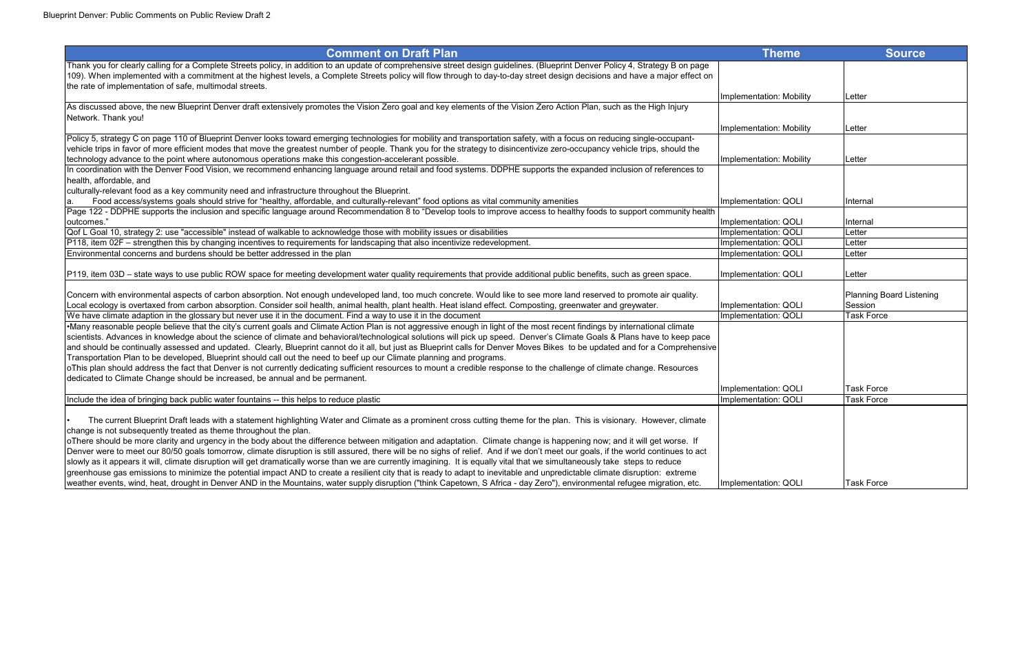| Comment on Draft Plan | Theme | Source |
|---|---|---|
| Thank you for clearly calling for a Complete Streets policy, in addition to an update of comprehensive street design guidelines. (Blueprint Denver Policy 4, Strategy B on page 109). When implemented with a commitment at the highest levels, a Complete Streets policy will flow through to day-to-day street design decisions and have a major effect on the rate of implementation of safe, multimodal streets. | Implementation: Mobility | Letter |
| As discussed above, the new Blueprint Denver draft extensively promotes the Vision Zero goal and key elements of the Vision Zero Action Plan, such as the High Injury Network. Thank you! | Implementation: Mobility | Letter |
| Policy 5, strategy C on page 110 of Blueprint Denver looks toward emerging technologies for mobility and transportation safety, with a focus on reducing single-occupant-vehicle trips in favor of more efficient modes that move the greatest number of people. Thank you for the strategy to disincentivize zero-occupancy vehicle trips, should the technology advance to the point where autonomous operations make this congestion-accelerant possible. | Implementation: Mobility | Letter |
| In coordination with the Denver Food Vision, we recommend enhancing language around retail and food systems. DDPHE supports the expanded inclusion of references to health, affordable, and culturally-relevant food as a key community need and infrastructure throughout the Blueprint. a. Food access/systems goals should strive for "healthy, affordable, and culturally-relevant" food options as vital community amenities | Implementation: QOLI | Internal |
| Page 122 - DDPHE supports the inclusion and specific language around Recommendation 8 to "Develop tools to improve access to healthy foods to support community health outcomes." | Implementation: QOLI | Internal |
| Qof L Goal 10, strategy 2: use "accessible" instead of walkable to acknowledge those with mobility issues or disabilities | Implementation: QOLI | Letter |
| P118, item 02F – strengthen this by changing incentives to requirements for landscaping that also incentivize redevelopment. | Implementation: QOLI | Letter |
| Environmental concerns and burdens should be better addressed in the plan | Implementation: QOLI | Letter |
| P119, item 03D – state ways to use public ROW space for meeting development water quality requirements that provide additional public benefits, such as green space. | Implementation: QOLI | Letter |
| Concern with environmental aspects of carbon absorption. Not enough undeveloped land, too much concrete. Would like to see more land reserved to promote air quality. Local ecology is overtaxed from carbon absorption. Consider soil health, animal health, plant health. Heat island effect. Composting, greenwater and greywater. | Implementation: QOLI | Planning Board Listening Session |
| We have climate adaption in the glossary but never use it in the document. Find a way to use it in the document | Implementation: QOLI | Task Force |
| •Many reasonable people believe that the city's current goals and Climate Action Plan is not aggressive enough in light of the most recent findings by international climate scientists. Advances in knowledge about the science of climate and behavioral/technological solutions will pick up speed. Denver's Climate Goals & Plans have to keep pace and should be continually assessed and updated. Clearly, Blueprint cannot do it all, but just as Blueprint calls for Denver Moves Bikes to be updated and for a Comprehensive Transportation Plan to be developed, Blueprint should call out the need to beef up our Climate planning and programs. oThis plan should address the fact that Denver is not currently dedicating sufficient resources to mount a credible response to the challenge of climate change. Resources dedicated to Climate Change should be increased, be annual and be permanent. | Implementation: QOLI | Task Force |
| Include the idea of bringing back public water fountains -- this helps to reduce plastic | Implementation: QOLI | Task Force |
| • The current Blueprint Draft leads with a statement highlighting Water and Climate as a prominent cross cutting theme for the plan. This is visionary. However, climate change is not subsequently treated as theme throughout the plan. oThere should be more clarity and urgency in the body about the difference between mitigation and adaptation. Climate change is happening now; and it will get worse. If Denver were to meet our 80/50 goals tomorrow, climate disruption is still assured, there will be no sighs of relief. And if we don't meet our goals, if the world continues to act slowly as it appears it will, climate disruption will get dramatically worse than we are currently imagining. It is equally vital that we simultaneously take steps to reduce greenhouse gas emissions to minimize the potential impact AND to create a resilient city that is ready to adapt to inevitable and unpredictable climate disruption: extreme weather events, wind, heat, drought in Denver AND in the Mountains, water supply disruption ("think Capetown, S Africa - day Zero"), environmental refugee migration, etc. | Implementation: QOLI | Task Force |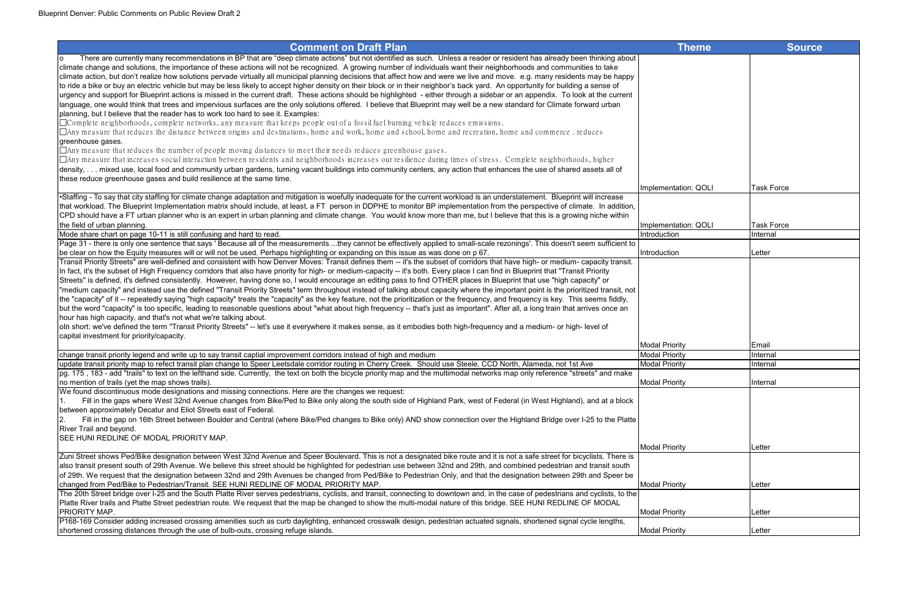| Comment on Draft Plan | Theme | Source |
|---|---|---|
| o There are currently many recommendations in BP that are "deep climate actions" but not identified as such. Unless a reader or resident has already been thinking about climate change and solutions, the importance of these actions will not be recognized. A growing number of individuals want their neighborhoods and communities to take climate action, but don't realize how solutions pervade virtually all municipal planning decisions that affect how and were we live and move. e.g. many residents may be happy to ride a bike or buy an electric vehicle but may be less likely to accept higher density on their block or in their neighbor's back yard. An opportunity for building a sense of urgency and support for Blueprint actions is missed in the current draft. These actions should be highlighted - either through a sidebar or an appendix. To look at the current language, one would think that trees and impervious surfaces are the only solutions offered. I believe that Blueprint may well be a new standard for Climate forward urban planning, but I believe that the reader has to work too hard to see it. Examples:<br>□Complete neighborhoods, complete networks, any measure that keeps people out of a fossil fuel burning vehicle reduces emissions.<br>□Any measure that reduces the distance between origins and destinations, home and work, home and school, home and recreation, home and commerce . reduces greenhouse gases.<br>□Any measure that reduces the number of people moving distances to meet their needs reduces greenhouse gases.<br>□Any measure that increases social interaction between residents and neighborhoods increases our resilience during times of stress. Complete neighborhoods, higher density, . . . mixed use, local food and community urban gardens, turning vacant buildings into community centers, any action that enhances the use of shared assets all of these reduce greenhouse gases and build resilience at the same time. | Implementation: QOLI | Task Force |
| •Staffing - To say that city staffing for climate change adaptation and mitigation is woefully inadequate for the current workload is an understatement. Blueprint will increase that workload. The Blueprint Implementation matrix should include, at least, a FT person in DDPHE to monitor BP implementation from the perspective of climate. In addition, CPD should have a FT urban planner who is an expert in urban planning and climate change. You would know more than me, but I believe that this is a growing niche within the field of urban planning. | Implementation: QOLI | Task Force |
| Mode share chart on page 10-11 is still confusing and hard to read. | Introduction | Internal |
| Page 31 - there is only one sentence that says ' Because all of the measurements....they cannot be effectively applied to small-scale rezonings'. This doesn't seem sufficient to be clear on how the Equity measures will or will not be used. Perhaps highlighting or expanding on this issue as was done on p 67. | Introduction | Letter |
| Transit Priority Streets" are well-defined and consistent with how Denver Moves: Transit defines them -- it's the subset of corridors that have high- or medium- capacity transit. In fact, it's the subset of High Frequency corridors that also have priority for high- or medium-capacity -- it's both. Every place I can find in Blueprint that "Transit Priority Streets" is defined, it's defined consistently. However, having done so, I would encourage an editing pass to find OTHER places in Blueprint that use "high capacity" or "medium capacity" and instead use the defined "Transit Priority Streets" term throughout instead of talking about capacity where the important point is the prioritized transit, not the "capacity" of it -- repeatedly saying "high capacity" treats the "capacity" as the key feature, not the prioritization or the frequency, and frequency is key. This seems fiddly, but the word "capacity" is too specific, leading to reasonable questions about "what about high frequency -- that's just as important". After all, a long train that arrives once an hour has high capacity, and that's not what we're talking about.<br>oIn short: we've defined the term "Transit Priority Streets" -- let's use it everywhere it makes sense, as it embodies both high-frequency and a medium- or high- level of capital investment for priority/capacity. | Modal Priority | Email |
| change transit priority legend and write up to say transit captial improvement corridors instead of high and medium | Modal Priority | Internal |
| update transit priority map to refect transit plan change to Speer Leetsdale corridor routing in Cherry Creek. Should use Steele, CCD North, Alameda, not 1st Ave | Modal Priority | Internal |
| pg. 175 , 183 - add "trails" to text on the lefthand side. Currently, the text on both the bicycle priority map and the multimodal networks map only reference "streets" and make no mention of trails (yet the map shows trails). | Modal Priority | Internal |
| We found discontinuous mode designations and missing connections. Here are the changes we request:<br>1. Fill in the gaps where West 32nd Avenue changes from Bike/Ped to Bike only along the south side of Highland Park, west of Federal (in West Highland), and at a block between approximately Decatur and Eliot Streets east of Federal.<br>2. Fill in the gap on 16th Street between Boulder and Central (where Bike/Ped changes to Bike only) AND show connection over the Highland Bridge over I-25 to the Platte River Trail and beyond.<br>SEE HUNI REDLINE OF MODAL PRIORITY MAP. | Modal Priority | Letter |
| Zuni Street shows Ped/Bike designation between West 32nd Avenue and Speer Boulevard. This is not a designated bike route and it is not a safe street for bicyclists. There is also transit present south of 29th Avenue. We believe this street should be highlighted for pedestrian use between 32nd and 29th, and combined pedestrian and transit south of 29th. We request that the designation between 32nd and 29th Avenues be changed from Ped/Bike to Pedestrian Only, and that the designation between 29th and Speer be changed from Ped/Bike to Pedestrian/Transit. SEE HUNI REDLINE OF MODAL PRIORITY MAP. | Modal Priority | Letter |
| The 20th Street bridge over I-25 and the South Platte River serves pedestrians, cyclists, and transit, connecting to downtown and, in the case of pedestrians and cyclists, to the Platte River trails and Platte Street pedestrian route. We request that the map be changed to show the multi-modal nature of this bridge. SEE HUNI REDLINE OF MODAL PRIORITY MAP. | Modal Priority | Letter |
| P168-169 Consider adding increased crossing amenities such as curb daylighting, enhanced crosswalk design, pedestrian actuated signals, shortened signal cycle lengths, shortened crossing distances through the use of bulb-outs, crossing refuge islands. | Modal Priority | Letter |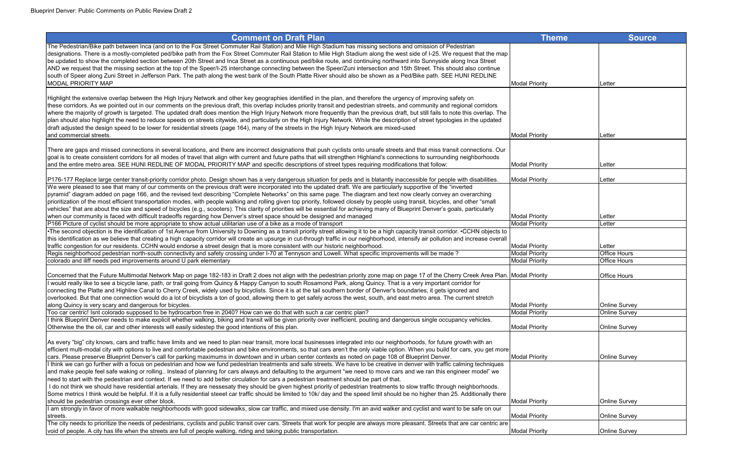| Comment on Draft Plan | Theme | Source |
|---|---|---|
| The Pedestrian/Bike path between Inca (and on to the Fox Street Commuter Rail Station) and Mile High Stadium has missing sections and omission of Pedestrian designations. There is a mostly-completed ped/bike path from the Fox Street Commuter Rail Station to Mile High Stadium along the west side of I-25. We request that the map be updated to show the completed section between 20th Street and Inca Street as a continuous ped/bike route, and continuing northward into Sunnyside along Inca Street AND we request that the missing section at the top of the Speer/I-25 interchange connecting between the Speer/Zuni intersection and 15th Street. This should also continue south of Speer along Zuni Street in Jefferson Park. The path along the west bank of the South Platte River should also be shown as a Ped/Bike path. SEE HUNI REDLINE MODAL PRIORITY MAP | Modal Priority | Letter |
| Highlight the extensive overlap between the High Injury Network and other key geographies identified in the plan, and therefore the urgency of improving safety on these corridors. As we pointed out in our comments on the previous draft, this overlap includes priority transit and pedestrian streets, and community and regional corridors where the majority of growth is targeted. The updated draft does mention the High Injury Network more frequently than the previous draft, but still fails to note this overlap. The plan should also highlight the need to reduce speeds on streets citywide, and particularly on the High Injury Network. While the description of street typologies in the updated draft adjusted the design speed to be lower for residential streets (page 164), many of the streets in the High Injury Network are mixed-used and commercial streets. | Modal Priority | Letter |
| There are gaps and missed connections in several locations, and there are incorrect designations that push cyclists onto unsafe streets and that miss transit connections. Our goal is to create consistent corridors for all modes of travel that align with current and future paths that will strengthen Highland's connections to surrounding neighborhoods and the entire metro area. SEE HUNI REDLINE OF MODAL PRIORITY MAP and specific descriptions of street types requiring modifications that follow: | Modal Priority | Letter |
| P176-177 Replace large center transit-priority corridor photo. Design shown has a very dangerous situation for peds and is blatantly inaccessible for people with disabilities. | Modal Priority | Letter |
| We were pleased to see that many of our comments on the previous draft were incorporated into the updated draft. We are particularly supportive of the "inverted pyramid" diagram added on page 166, and the revised text describing "Complete Networks" on this same page. The diagram and text now clearly convey an overarching prioritization of the most efficient transportation modes, with people walking and rolling given top priority, followed closely by people using transit, bicycles, and other "small vehicles" that are about the size and speed of bicycles (e.g., scooters). This clarity of priorities will be essential for achieving many of Blueprint Denver's goals, particularly when our community is faced with difficult tradeoffs regarding how Denver's street space should be designed and managed | Modal Priority | Letter |
| P166 Picture of cyclist should be more appropriate to show actual utilitarian use of a bike as a mode of transport | Modal Priority | Letter |
| •The second objection is the identification of 1st Avenue from University to Downing as a transit priority street allowing it to be a high capacity transit corridor. •CCHN objects to this identification as we believe that creating a high capacity corridor will create an upsurge in cut-through traffic in our neighborhood, intensify air pollution and increase overall traffic congestion for our residents. CCHN would endorse a street design that is more consistent with our historic neighborhood. | Modal Priority | Letter |
| Regis neighborhood pedestrian north-south connectivity and safety crossing under I-70 at Tennyson and Lowell. What specific improvements will be made ? | Modal Priority | Office Hours |
| colorado and iliff needs ped improvements around U park elementary | Modal Priority | Office Hours |
| Concerned that the Future Multimodal Network Map on page 182-183 in Draft 2 does not align with the pedestrian priority zone map on page 17 of the Cherry Creek Area Plan. | Modal Priority | Office Hours |
| I would really like to see a bicycle lane, path, or trail going from Quincy & Happy Canyon to south Rosamond Park, along Quincy. That is a very important corridor for connecting the Platte and Highline Canal to Cherry Creek, widely used by bicyclists. Since it is at the tail southern border of Denver's boundaries, it gets ignored and overlooked. But that one connection would do a lot of bicyclists a ton of good, allowing them to get safely across the west, south, and east metro area. The current stretch along Quincy is very scary and dangerous for bicycles. | Modal Priority | Online Survey |
| Too car centric! Isnt colorado supposed to be hydrocarbon free in 2040? How can we do that with such a car centric plan? | Modal Priority | Online Survey |
| I think Blueprint Denver needs to make explicit whether walking, biking and transit will be given priority over inefficient, pouting and dangerous single occupancy vehicles. Otherwise the the oil, car and other interests will easily sidestep the good intentions of this plan. | Modal Priority | Online Survey |
| As every "big" city knows, cars and traffic have limits and we need to plan near transit, more local businesses integrated into our neighborhoods, for future growth with an efficient multi-modal city with options to live and comfortable pedestrian and bike environments, so that cars aren't the only viable option. When you build for cars, you get more cars. Please preserve Blueprint Denver's call for parking maximums in downtown and in urban center contexts as noted on page 108 of Blueprint Denver. | Modal Priority | Online Survey |
| I think we can go further with a focus on pedestrian and how we fund pedestrian treatments and safe streets. We have to be creative in denver with traffic calming techniques and make people feel safe waking or rolling.. Instead of planning for cars always and defaulting to the argument "we need to move cars and we ran this engineer model" we need to start with the pedestrian and context. If we need to add better circulation for cars a pedestrian treatment should be part of that.<br>I do not think we should have residential arterials. If they are nessesaty they should be given highest priority of pedestrian treatments to slow traffic through neighborhoods. Some metrics I think would be helpful. If it is a fully residential steeet car traffic should be limited to 10k/ day and the speed limit should be no higher than 25. Additionally there should be pedestrian crossings ever other block. | Modal Priority | Online Survey |
| I am strongly in favor of more walkable neighborhoods with good sidewalks, slow car traffic, and mixed use density. I'm an avid walker and cyclist and want to be safe on our streets. | Modal Priority | Online Survey |
| The city needs to prioritize the needs of pedestrians, cyclists and public transit over cars. Streets that work for people are always more pleasant. Streets that are car centric are void of people. A city has life when the streets are full of people walking, riding and taking public transportation. | Modal Priority | Online Survey |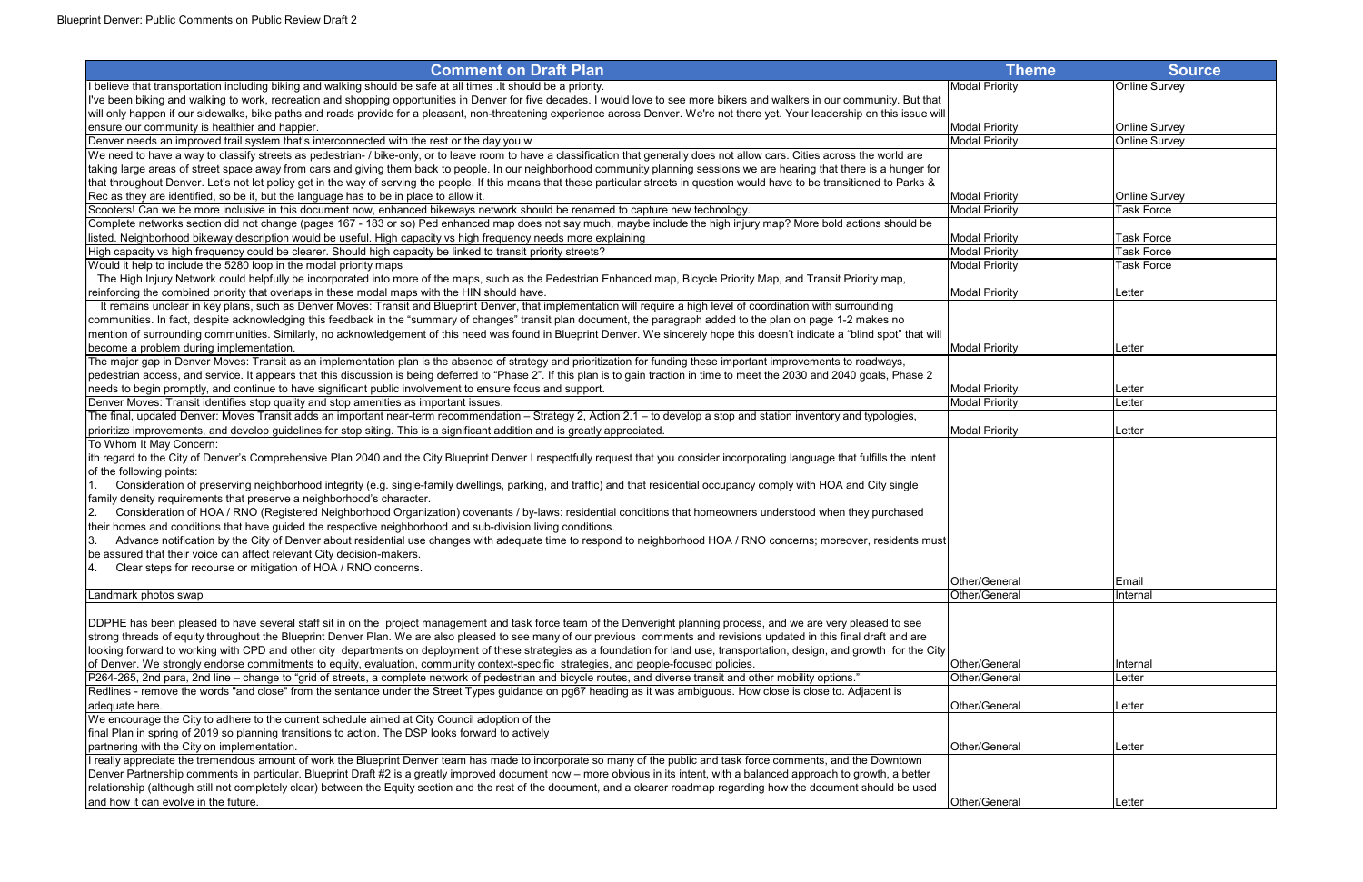| Comment on Draft Plan | Theme | Source |
| --- | --- | --- |
| I believe that transportation including biking and walking should be safe at all times .It should be a priority. | Modal Priority | Online Survey |
| I've been biking and walking to work, recreation and shopping opportunities in Denver for five decades. I would love to see more bikers and walkers in our community. But that will only happen if our sidewalks, bike paths and roads provide for a pleasant, non-threatening experience across Denver. We're not there yet. Your leadership on this issue will ensure our community is healthier and happier. | Modal Priority | Online Survey |
| Denver needs an improved trail system that's interconnected with the rest or the day you w | Modal Priority | Online Survey |
| We need to have a way to classify streets as pedestrian- / bike-only, or to leave room to have a classification that generally does not allow cars. Cities across the world are taking large areas of street space away from cars and giving them back to people. In our neighborhood community planning sessions we are hearing that there is a hunger for that throughout Denver. Let's not let policy get in the way of serving the people. If this means that these particular streets in question would have to be transitioned to Parks & Rec as they are identified, so be it, but the language has to be in place to allow it. | Modal Priority | Online Survey |
| Scooters! Can we be more inclusive in this document now, enhanced bikeways network should be renamed to capture new technology. | Modal Priority | Task Force |
| Complete networks section did not change (pages 167 - 183 or so) Ped enhanced map does not say much, maybe include the high injury map? More bold actions should be listed. Neighborhood bikeway description would be useful. High capacity vs high frequency needs more explaining | Modal Priority | Task Force |
| High capacity vs high frequency could be clearer. Should high capacity be linked to transit priority streets? | Modal Priority | Task Force |
| Would it help to include the 5280 loop in the modal priority maps | Modal Priority | Task Force |
| The High Injury Network could helpfully be incorporated into more of the maps, such as the Pedestrian Enhanced map, Bicycle Priority Map, and Transit Priority map, reinforcing the combined priority that overlaps in these modal maps with the HIN should have. | Modal Priority | Letter |
| It remains unclear in key plans, such as Denver Moves: Transit and Blueprint Denver, that implementation will require a high level of coordination with surrounding communities. In fact, despite acknowledging this feedback in the "summary of changes" transit plan document, the paragraph added to the plan on page 1-2 makes no mention of surrounding communities. Similarly, no acknowledgement of this need was found in Blueprint Denver. We sincerely hope this doesn't indicate a "blind spot" that will become a problem during implementation. | Modal Priority | Letter |
| The major gap in Denver Moves: Transit as an implementation plan is the absence of strategy and prioritization for funding these important improvements to roadways, pedestrian access, and service. It appears that this discussion is being deferred to "Phase 2". If this plan is to gain traction in time to meet the 2030 and 2040 goals, Phase 2 needs to begin promptly, and continue to have significant public involvement to ensure focus and support. | Modal Priority | Letter |
| Denver Moves: Transit identifies stop quality and stop amenities as important issues. | Modal Priority | Letter |
| The final, updated Denver: Moves Transit adds an important near-term recommendation – Strategy 2, Action 2.1 – to develop a stop and station inventory and typologies, prioritize improvements, and develop guidelines for stop siting. This is a significant addition and is greatly appreciated. | Modal Priority | Letter |
| To Whom It May Concern:<br>ith regard to the City of Denver's Comprehensive Plan 2040 and the City Blueprint Denver I respectfully request that you consider incorporating language that fulfills the intent of the following points:<br>1. Consideration of preserving neighborhood integrity (e.g. single-family dwellings, parking, and traffic) and that residential occupancy comply with HOA and City single family density requirements that preserve a neighborhood's character.<br>2. Consideration of HOA / RNO (Registered Neighborhood Organization) covenants / by-laws: residential conditions that homeowners understood when they purchased their homes and conditions that have guided the respective neighborhood and sub-division living conditions.<br>3. Advance notification by the City of Denver about residential use changes with adequate time to respond to neighborhood HOA / RNO concerns; moreover, residents must be assured that their voice can affect relevant City decision-makers.<br>4. Clear steps for recourse or mitigation of HOA / RNO concerns. | Other/General | Email |
| Landmark photos swap | Other/General | Internal |
| DDPHE has been pleased to have several staff sit in on the project management and task force team of the Denveright planning process, and we are very pleased to see strong threads of equity throughout the Blueprint Denver Plan. We are also pleased to see many of our previous comments and revisions updated in this final draft and are looking forward to working with CPD and other city departments on deployment of these strategies as a foundation for land use, transportation, design, and growth for the City of Denver. We strongly endorse commitments to equity, evaluation, community context-specific strategies, and people-focused policies. | Other/General | Internal |
| P264-265, 2nd para, 2nd line – change to "grid of streets, a complete network of pedestrian and bicycle routes, and diverse transit and other mobility options." | Other/General | Letter |
| Redlines - remove the words "and close" from the sentance under the Street Types guidance on pg67 heading as it was ambiguous. How close is close to. Adjacent is adequate here. | Other/General | Letter |
| We encourage the City to adhere to the current schedule aimed at City Council adoption of the final Plan in spring of 2019 so planning transitions to action. The DSP looks forward to actively partnering with the City on implementation. | Other/General | Letter |
| I really appreciate the tremendous amount of work the Blueprint Denver team has made to incorporate so many of the public and task force comments, and the Downtown Denver Partnership comments in particular. Blueprint Draft #2 is a greatly improved document now – more obvious in its intent, with a balanced approach to growth, a better relationship (although still not completely clear) between the Equity section and the rest of the document, and a clearer roadmap regarding how the document should be used and how it can evolve in the future. | Other/General | Letter |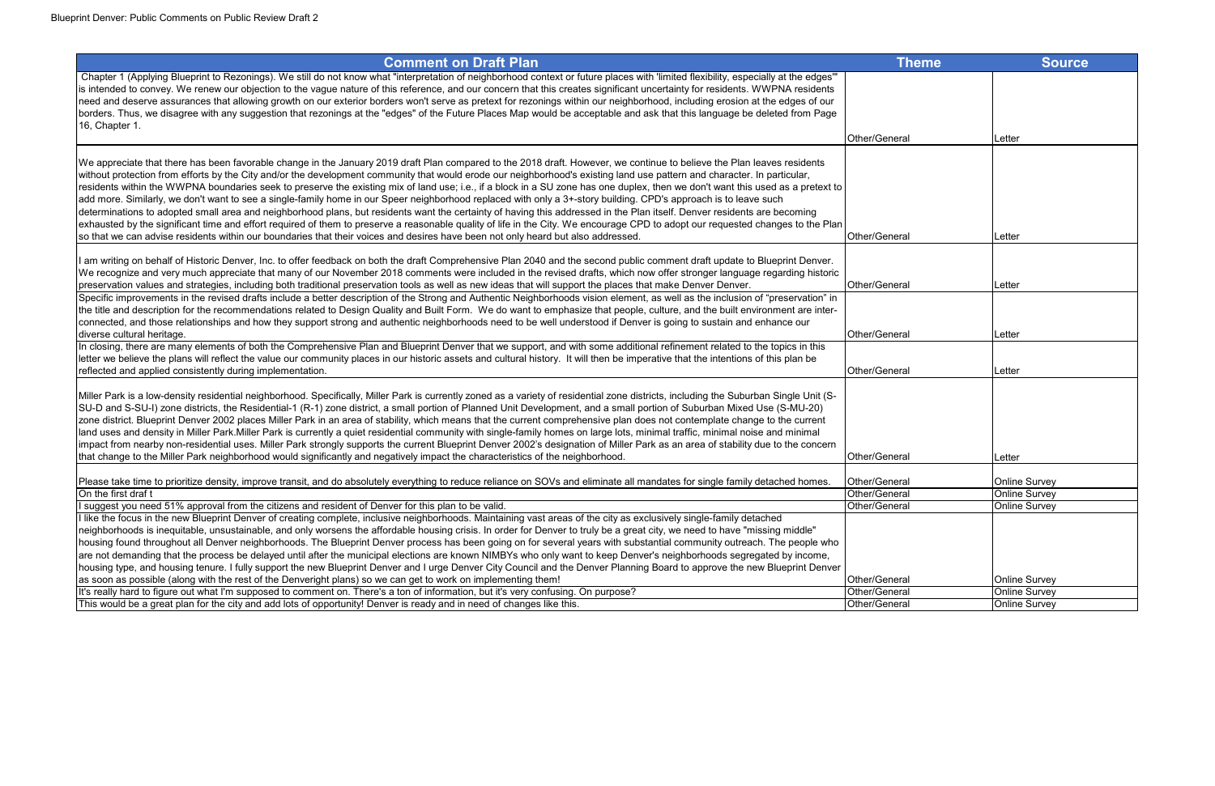| Comment on Draft Plan | Theme | Source |
|---|---|---|
| Chapter 1 (Applying Blueprint to Rezonings). We still do not know what "interpretation of neighborhood context or future places with 'limited flexibility, especially at the edges'" is intended to convey. We renew our objection to the vague nature of this reference, and our concern that this creates significant uncertainty for residents. WWPNA residents need and deserve assurances that allowing growth on our exterior borders won't serve as pretext for rezonings within our neighborhood, including erosion at the edges of our borders. Thus, we disagree with any suggestion that rezonings at the "edges" of the Future Places Map would be acceptable and ask that this language be deleted from Page 16, Chapter 1. | Other/General | Letter |
| We appreciate that there has been favorable change in the January 2019 draft Plan compared to the 2018 draft. However, we continue to believe the Plan leaves residents without protection from efforts by the City and/or the development community that would erode our neighborhood's existing land use pattern and character. In particular, residents within the WWPNA boundaries seek to preserve the existing mix of land use; i.e., if a block in a SU zone has one duplex, then we don't want this used as a pretext to add more. Similarly, we don't want to see a single-family home in our Speer neighborhood replaced with only a 3+-story building. CPD's approach is to leave such determinations to adopted small area and neighborhood plans, but residents want the certainty of having this addressed in the Plan itself. Denver residents are becoming exhausted by the significant time and effort required of them to preserve a reasonable quality of life in the City. We encourage CPD to adopt our requested changes to the Plan so that we can advise residents within our boundaries that their voices and desires have been not only heard but also addressed. | Other/General | Letter |
| I am writing on behalf of Historic Denver, Inc. to offer feedback on both the draft Comprehensive Plan 2040 and the second public comment draft update to Blueprint Denver. We recognize and very much appreciate that many of our November 2018 comments were included in the revised drafts, which now offer stronger language regarding historic preservation values and strategies, including both traditional preservation tools as well as new ideas that will support the places that make Denver Denver. | Other/General | Letter |
| Specific improvements in the revised drafts include a better description of the Strong and Authentic Neighborhoods vision element, as well as the inclusion of "preservation" in the title and description for the recommendations related to Design Quality and Built Form. We do want to emphasize that people, culture, and the built environment are inter-connected, and those relationships and how they support strong and authentic neighborhoods need to be well understood if Denver is going to sustain and enhance our diverse cultural heritage. | Other/General | Letter |
| In closing, there are many elements of both the Comprehensive Plan and Blueprint Denver that we support, and with some additional refinement related to the topics in this letter we believe the plans will reflect the value our community places in our historic assets and cultural history. It will then be imperative that the intentions of this plan be reflected and applied consistently during implementation. | Other/General | Letter |
| Miller Park is a low-density residential neighborhood. Specifically, Miller Park is currently zoned as a variety of residential zone districts, including the Suburban Single Unit (S-SU-D and S-SU-I) zone districts, the Residential-1 (R-1) zone district, a small portion of Planned Unit Development, and a small portion of Suburban Mixed Use (S-MU-20) zone district. Blueprint Denver 2002 places Miller Park in an area of stability, which means that the current comprehensive plan does not contemplate change to the current land uses and density in Miller Park.Miller Park is currently a quiet residential community with single-family homes on large lots, minimal noise and minimal impact from nearby non-residential uses. Miller Park strongly supports the current Blueprint Denver 2002's designation of Miller Park as an area of stability due to the concern that change to the Miller Park neighborhood would significantly and negatively impact the characteristics of the neighborhood. | Other/General | Letter |
| Please take time to prioritize density, improve transit, and do absolutely everything to reduce reliance on SOVs and eliminate all mandates for single family detached homes. | Other/General | Online Survey |
| On the first draf t | Other/General | Online Survey |
| I suggest you need 51% approval from the citizens and resident of Denver for this plan to be valid. | Other/General | Online Survey |
| I like the focus in the new Blueprint Denver of creating complete, inclusive neighborhoods. Maintaining vast areas of the city as exclusively single-family detached neighborhoods is inequitable, unsustainable, and only worsens the affordable housing crisis. In order for Denver to truly be a great city, we need to have "missing middle" housing found throughout all Denver neighborhoods. The Blueprint Denver process has been going on for several years with substantial community outreach. The people who are not demanding that the process be delayed until after the municipal elections are known NIMBYs who only want to keep Denver's neighborhoods segregated by income, housing type, and housing tenure. I fully support the new Blueprint Denver and I urge Denver City Council and the Denver Planning Board to approve the new Blueprint Denver as soon as possible (along with the rest of the Denveright plans) so we can get to work on implementing them! | Other/General | Online Survey |
| It's really hard to figure out what I'm supposed to comment on. There's a ton of information, but it's very confusing. On purpose? | Other/General | Online Survey |
| This would be a great plan for the city and add lots of opportunity! Denver is ready and in need of changes like this. | Other/General | Online Survey |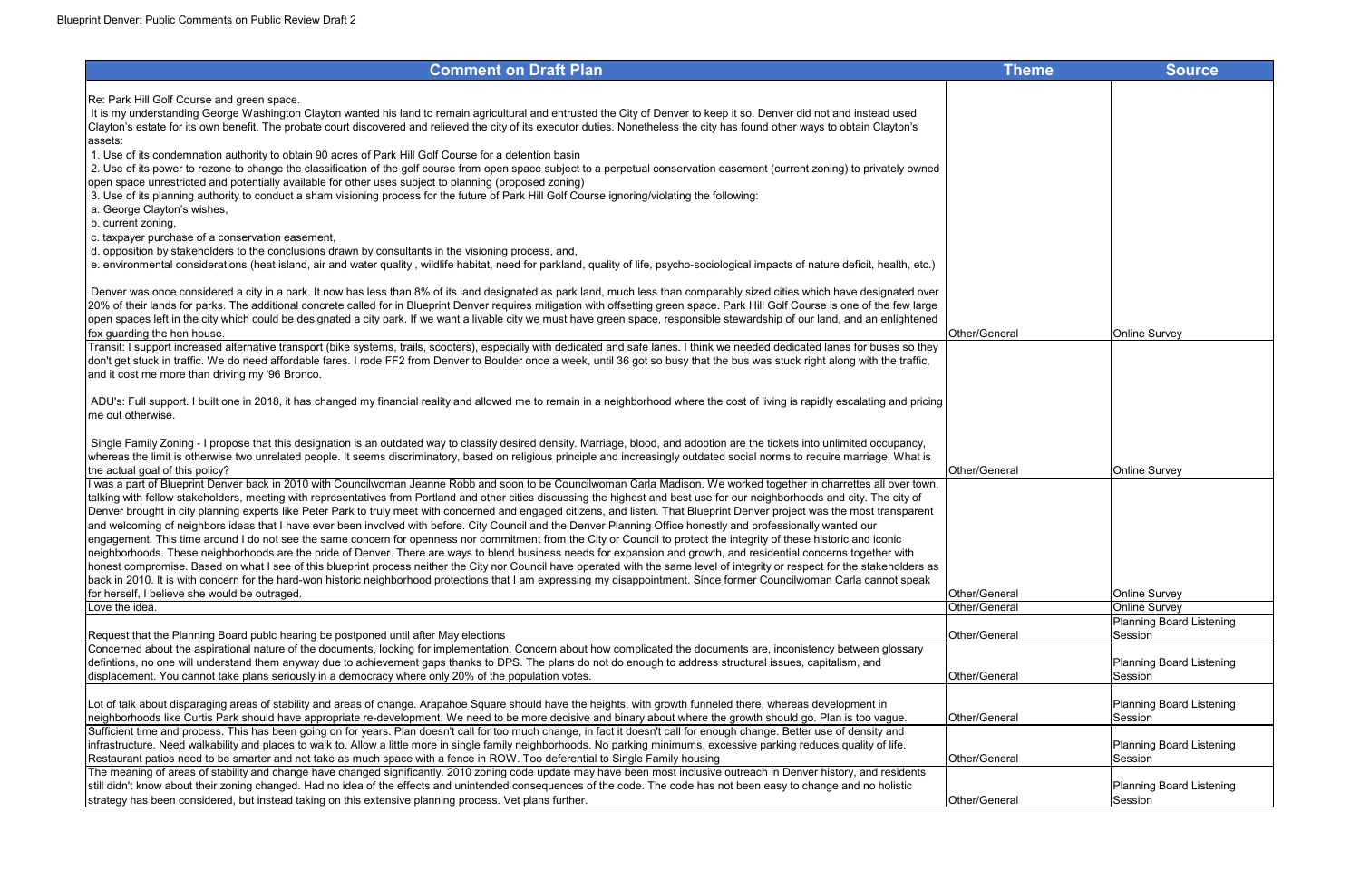| Comment on Draft Plan | Theme | Source |
|---|---|---|
| Re: Park Hill Golf Course and green space.<br>It is my understanding George Washington Clayton wanted his land to remain agricultural and entrusted the City of Denver to keep it so. Denver did not and instead used Clayton's estate for its own benefit. The probate court discovered and relieved the city of its executor duties. Nonetheless the city has found other ways to obtain Clayton's assets:<br>1. Use of its condemnation authority to obtain 90 acres of Park Hill Golf Course for a detention basin<br>2. Use of its power to rezone to change the classification of the golf course from open space subject to a perpetual conservation easement (current zoning) to privately owned open space unrestricted and potentially available for other uses subject to planning (proposed zoning)<br>3. Use of its planning authority to conduct a sham visioning process for the future of Park Hill Golf Course ignoring/violating the following:<br>a. George Clayton's wishes,<br>b. current zoning,<br>c. taxpayer purchase of a conservation easement,<br>d. opposition by stakeholders to the conclusions drawn by consultants in the visioning process, and,<br>e. environmental considerations (heat island, air and water quality , wildlife habitat, need for parkland, quality of life, psycho-sociological impacts of nature deficit, health, etc.)<br><br>Denver was once considered a city in a park. It now has less than 8% of its land designated as park land, much less than comparably sized cities which have designated over 20% of their lands for parks. The additional concrete called for in Blueprint Denver requires mitigation with offsetting green space. Park Hill Golf Course is one of the few large open spaces left in the city which could be designated a city park. If we want a livable city we must have green space, responsible stewardship of our land, and an enlightened fox guarding the hen house. | Other/General | Online Survey |
| Transit: I support increased alternative transport (bike systems, trails, scooters), especially with dedicated and safe lanes. I think we needed dedicated lanes for buses so they don't get stuck in traffic. We do need affordable fares. I rode FF2 from Denver to Boulder once a week, until 36 got so busy that the bus was stuck right along with the traffic, and it cost me more than driving my '96 Bronco.<br><br>ADU's: Full support. I built one in 2018, it has changed my financial reality and allowed me to remain in a neighborhood where the cost of living is rapidly escalating and pricing me out otherwise.<br><br>Single Family Zoning - I propose that this designation is an outdated way to classify desired density. Marriage, blood, and adoption are the tickets into unlimited occupancy, whereas the limit is otherwise two unrelated people. It seems discriminatory, based on religious principle and increasingly outdated social norms to require marriage. What is the actual goal of this policy? | Other/General | Online Survey |
| I was a part of Blueprint Denver back in 2010 with Councilwoman Jeanne Robb and soon to be Councilwoman Carla Madison. We worked together in charrettes all over town, talking with fellow stakeholders, meeting with representatives from Portland and other cities discussing the highest and best use for our neighborhoods and city. The city of Denver brought in city planning experts like Peter Park to truly meet with concerned and engaged citizens, and listen. That Blueprint Denver project was the most transparent and welcoming of neighbors ideas that I have ever been involved with before. City Council and the Denver Planning Office honestly and professionally wanted our engagement. This time around I do not see the same concern for openness nor commitment from the City or Council to protect the integrity of these historic and iconic neighborhoods. These neighborhoods are the pride of Denver. There are ways to blend business needs for expansion and growth, and residential concerns together with honest compromise. Based on what I see of this blueprint process neither the City nor Council have operated with the same level of integrity or respect for the stakeholders as back in 2010. It is with concern for the hard-won historic neighborhood protections that I am expressing my disappointment. Since former Councilwoman Carla cannot speak for herself, I believe she would be outraged. | Other/General | Online Survey |
| Love the idea. | Other/General | Online Survey |
| Request that the Planning Board publc hearing be postponed until after May elections | Other/General | Planning Board Listening Session |
| Concerned about the aspirational nature of the documents, looking for implementation. Concern about how complicated the documents are, inconistency between glossary defintions, no one will understand them anyway due to achievement gaps thanks to DPS. The plans do not do enough to address structural issues, capitalism, and displacement. You cannot take plans seriously in a democracy where only 20% of the population votes. | Other/General | Planning Board Listening Session |
| Lot of talk about disparaging areas of stability and areas of change. Arapahoe Square should have the heights, with growth funneled there, whereas development in neighborhoods like Curtis Park should have appropriate re-development. We need to be more decisive and binary about where the growth should go. Plan is too vague. | Other/General | Planning Board Listening Session |
| Sufficient time and process. This has been going on for years. Plan doesn't call for too much change, in fact it doesn't call for enough change. Better use of density and infrastructure. Need walkability and places to walk to. Allow a little more in single family neighborhoods. No parking minimums, excessive parking reduces quality of life. Restaurant patios need to be smarter and not take as much space with a fence in ROW. Too deferential to Single Family housing | Other/General | Planning Board Listening Session |
| The meaning of areas of stability and change have changed significantly. 2010 zoning code update may have been most inclusive outreach in Denver history, and residents still didn't know about their zoning changed. Had no idea of the effects and unintended consequences of the code. The code has not been easy to change and no holistic strategy has been considered, but instead taking on this extensive planning process. Vet plans further. | Other/General | Planning Board Listening Session |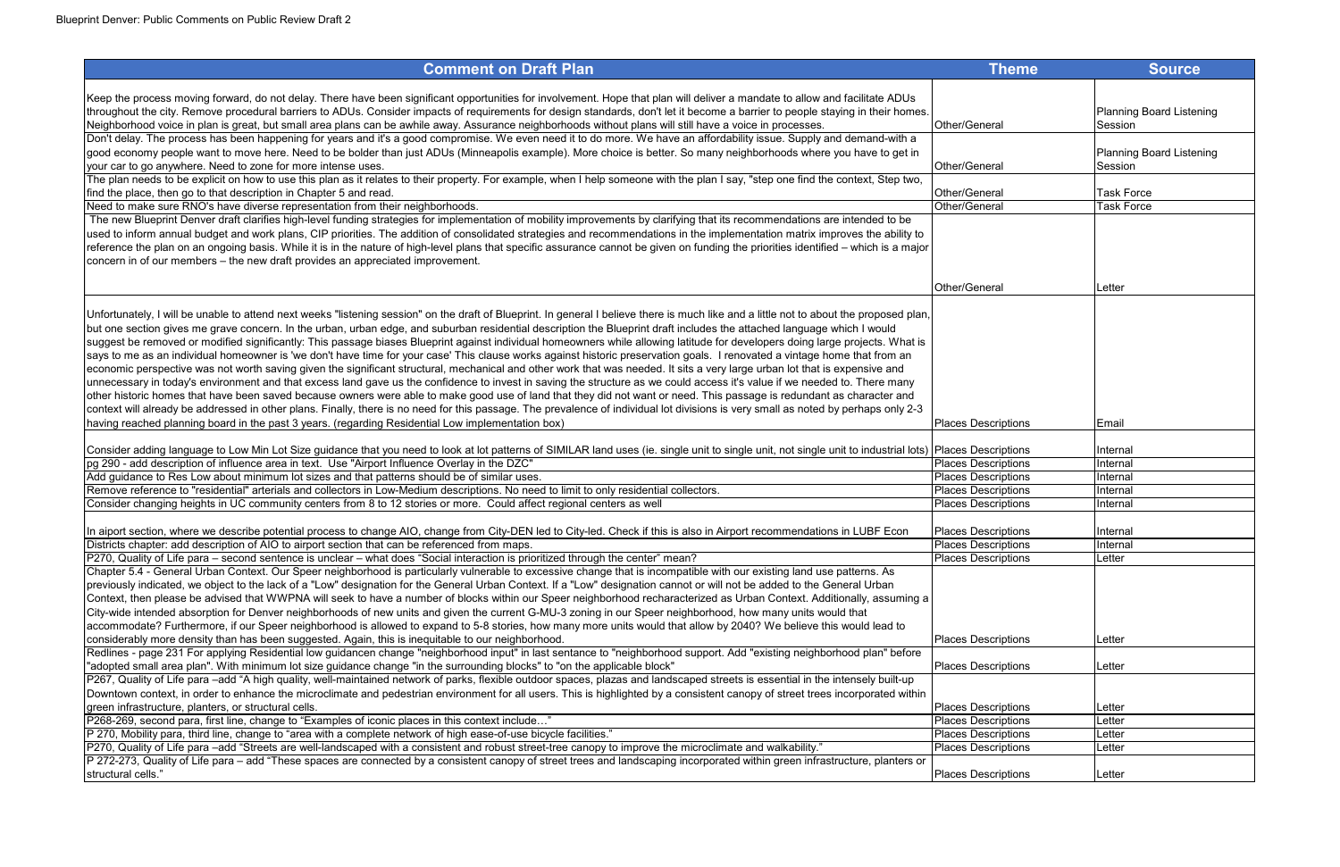| Comment on Draft Plan | Theme | Source |
|---|---|---|
| Keep the process moving forward, do not delay. There have been significant opportunities for involvement. Hope that plan will deliver a mandate to allow and facilitate ADUs throughout the city. Remove procedural barriers to ADUs. Consider impacts of requirements for design standards, don't let it become a barrier to people staying in their homes. Neighborhood voice in plan is great, but small area plans can be awhile away. Assurance neighborhoods without plans will still have a voice in processes. | Other/General | Planning Board Listening Session |
| Don't delay. The process has been happening for years and it's a good compromise. We even need it to do more. We have an affordability issue. Supply and demand-with a good economy people want to move here. Need to be bolder than just ADUs (Minneapolis example). More choice is better. So many neighborhoods where you have to get in your car to go anywhere. Need to zone for more intense uses. | Other/General | Planning Board Listening Session |
| The plan needs to be explicit on how to use this plan as it relates to their property. For example, when I help someone with the plan I say, "step one find the context, Step two, find the place, then go to that description in Chapter 5 and read. | Other/General | Task Force |
| Need to make sure RNO's have diverse representation from their neighborhoods. | Other/General | Task Force |
| The new Blueprint Denver draft clarifies high-level funding strategies for implementation of mobility improvements by clarifying that its recommendations are intended to be used to inform annual budget and work plans, CIP priorities. The addition of consolidated strategies and recommendations in the implementation matrix improves the ability to reference the plan on an ongoing basis. While it is in the nature of high-level plans that specific assurance cannot be given on funding the priorities identified – which is a major concern in of our members – the new draft provides an appreciated improvement. | Other/General | Letter |
| Unfortunately, I will be unable to attend next weeks "listening session" on the draft of Blueprint. In general I believe there is much like and a little not to about the proposed plan, but one section gives me grave concern. In the urban, urban edge, and suburban residential description the Blueprint draft includes the attached language which I would suggest be removed or modified significantly: This passage biases Blueprint against individual homeowners while allowing latitude for developers doing large projects. What is says to me as an individual homeowner is 'we don't have time for your case' This clause works against historic preservation goals. I renovated a vintage home that from an economic perspective was not worth saving given the significant structural, mechanical and other work that was needed. It sits a very large urban lot that is expensive and unnecessary in today's environment and that excess land gave us the confidence to invest in saving the structure as we could access it's value if we needed to. There many other historic homes that have been saved because owners were able to make good use of land that they did not want or need. This passage is redundant as character and context will already be addressed in other plans. Finally, there is no need for this passage. The prevalence of individual lot divisions is very small as noted by perhaps only 2-3 having reached planning board in the past 3 years. (regarding Residential Low implementation box) | Places Descriptions | Email |
| Consider adding language to Low Min Lot Size guidance that you need to look at lot patterns of SIMILAR land uses (ie. single unit to single unit, not single unit to industrial lots) | Places Descriptions | Internal |
| pg 290 - add description of influence area in text. Use "Airport Influence Overlay in the DZC" | Places Descriptions | Internal |
| Add guidance to Res Low about minimum lot sizes and that patterns should be of similar uses. | Places Descriptions | Internal |
| Remove reference to "residential" arterials and collectors in Low-Medium descriptions. No need to limit to only residential collectors. | Places Descriptions | Internal |
| Consider changing heights in UC community centers from 8 to 12 stories or more. Could affect regional centers as well | Places Descriptions | Internal |
| In aiport section, where we describe potential process to change AIO, change from City-DEN led to City-led. Check if this is also in Airport recommendations in LUBF Econ | Places Descriptions | Internal |
| Districts chapter: add description of AIO to airport section that can be referenced from maps. | Places Descriptions | Internal |
| P270, Quality of Life para – second sentence is unclear – what does "Social interaction is prioritized through the center" mean? | Places Descriptions | Letter |
| Chapter 5.4 - General Urban Context. Our Speer neighborhood is particularly vulnerable to excessive change that is incompatible with our existing land use patterns. As previously indicated, we object to the lack of a "Low" designation for the General Urban Context. If a "Low" designation cannot or will not be added to the General Urban Context, then please be advised that WWPNA will seek to have a number of blocks within our Speer neighborhood recharacterized as Urban Context. Additionally, assuming a City-wide intended absorption for Denver neighborhoods of new units and given the current G-MU-3 zoning in our Speer neighborhood, how many units would that accommodate? Furthermore, if our Speer neighborhood is allowed to expand to 5-8 stories, how many more units would that allow by 2040? We believe this would lead to considerably more density than has been suggested. Again, this is inequitable to our neighborhood. | Places Descriptions | Letter |
| Redlines - page 231 For applying Residential low guidancen change "neighborhood input" in last sentance to "neighborhood support. Add "existing neighborhood plan" before "adopted small area plan". With minimum lot size guidance change "in the surrounding blocks" to "on the applicable block" | Places Descriptions | Letter |
| P267, Quality of Life para –add "A high quality, well-maintained network of parks, flexible outdoor spaces, plazas and landscaped streets is essential in the intensely built-up Downtown context, in order to enhance the microclimate and pedestrian environment for all users. This is highlighted by a consistent canopy of street trees incorporated within green infrastructure, planters, or structural cells. | Places Descriptions | Letter |
| P268-269, second para, first line, change to "Examples of iconic places in this context include…" | Places Descriptions | Letter |
| P 270, Mobility para, third line, change to "area with a complete network of high ease-of-use bicycle facilities." | Places Descriptions | Letter |
| P270, Quality of Life para –add "Streets are well-landscaped with a consistent and robust street-tree canopy to improve the microclimate and walkability." | Places Descriptions | Letter |
| P 272-273, Quality of Life para – add "These spaces are connected by a consistent canopy of street trees and landscaping incorporated within green infrastructure, planters or structural cells." | Places Descriptions | Letter |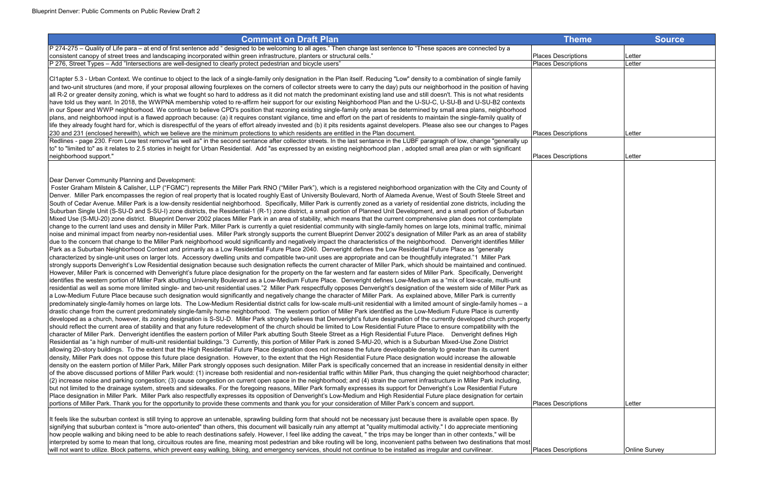| Comment on Draft Plan | Theme | Source |
| --- | --- | --- |
| P 274-275 – Quality of Life para – at end of first sentence add " designed to be welcoming to all ages." Then change last sentence to "These spaces are connected by a consistent canopy of street trees and landscaping incorporated within green infrastructure, planters or structural cells." | Places Descriptions | Letter |
| P 276, Street Types – Add "Intersections are well-designed to clearly protect pedestrian and bicycle users" | Places Descriptions | Letter |
| Cl1apter 5.3 - Urban Context. We continue to object to the lack of a single-family only designation in the Plan itself. Reducing "Low" density to a combination of single family and two-unit structures (and more, if your proposal allowing fourplexes on the corners of collector streets were to carry the day) puts our neighborhood in the position of having all R-2 or greater density zoning, which is what we fought so hard to address as it did not match the predominant existing land use and still doesn't. This is not what residents have told us they want. In 2018, the WWPNA membership voted to re-affirm heir support for our existing Neighborhood Plan and the U-SU-C, U-SU-B and U-SU-B2 contexts in our Speer and WWP neighborhood. We continue to believe CPD's position that rezoning existing single-family only areas be determined by small area plans, neighborhood plans, and neighborhood input is a flawed approach because: (a) it requires constant vigilance, time and effort on the part of residents to maintain the single-family quality of life they already fought hard for, which is disrespectful of the years of effort already invested and (b) it pits residents against developers. Please also see our changes to Pages 230 and 231 (enclosed herewith), which we believe are the minimum protections to which residents are entitled in the Plan document. | Places Descriptions | Letter |
| Redlines - page 230. From Low test remove"as well as" in the second sentance after collector streets. In the last sentence in the LUBF paragraph of low, change "generally up to" to "limited to" as it relates to 2.5 stories in height for Urban Residential. Add "as expressed by an existing neighborhood plan , adopted small area plan or with significant neighborhood support." | Places Descriptions | Letter |
| Dear Denver Community Planning and Development:<br>Foster Graham Milstein & Calisher, LLP ("FGMC") represents the Miller Park RNO ("Miller Park"), which is a registered neighborhood organization with the City and County of Denver. Miller Park encompasses the region of real property that is located roughly East of University Boulevard, North of Alameda Avenue, West of South Steele Street and South of Cedar Avenue. Miller Park is a low-density residential neighborhood. Specifically, Miller Park is currently zoned as a variety of residential zone districts, including the Suburban Single Unit (S-SU-D and S-SU-I) zone districts, the Residential-1 (R-1) zone district, a small portion of Planned Unit Development, and a small portion of Suburban Mixed Use (S-MU-20) zone district. Blueprint Denver 2002 places Miller Park in an area of stability, which means that the current comprehensive plan does not contemplate change to the current land uses and density in Miller Park. Miller Park is currently a quiet residential community with single-family homes on large lots, minimal traffic, minimal noise and minimal impact from nearby non-residential uses. Miller Park strongly supports the current Blueprint Denver 2002's designation of Miller Park as an area of stability due to the concern that change to the Miller Park neighborhood would significantly and negatively impact the characteristics of the neighborhood. Denveright identifies Miller Park as a Suburban Neighborhood Context and primarily as a Low Residential Future Place 2040. Denveright defines the Low Residential Future Place as "generally characterized by single-unit uses on larger lots. Accessory dwelling units and compatible two-unit uses are appropriate and can be thoughtfully integrated."1 Miller Park strongly supports Denveright's Low Residential designation because such designation reflects the current character of Miller Park, which should be maintained and continued. However, Miller Park is concerned with Denveright's future place designation for the property on the far western and far eastern sides of Miller Park. Specifically, Denveright identifies the western portion of Miller Park abutting University Boulevard as a Low-Medium Future Place. Denveright defines Low-Medium as a "mix of low-scale, multi-unit residential as well as some more limited single- and two-unit residential uses."2 Miller Park respectfully opposes Denveright's designation of the western side of Miller Park as a Low-Medium Future Place because such designation would significantly and negatively change the character of Miller Park. As explained above, Miller Park is currently predominately single-family homes on large lots. The Low-Medium Residential district calls for low-scale multi-unit residential with a limited amount of single-family homes – a drastic change from the current predominately single-family home neighborhood. The western portion of Miller Park identified as the Low-Medium Future Place is currently developed as a church, however, its zoning designation is S-SU-D. Miller Park strongly believes that Denveright's future designation of the currently developed church property should reflect the current area of stability and that any future redevelopment of the church should be limited to Low Residential Future Place to ensure compatibility with the character of Miller Park. Denveright identifies the eastern portion of Miller Park abutting South Steele Street as a High Residential Future Place. Denveright defines High Residential as "a high number of multi-unit residential buildings."3 Currently, this portion of Miller Park is zoned S-MU-20, which is a Suburban Mixed-Use Zone District allowing 20-story buildings. To the extent that the High Residential Future Place designation does not increase the future developable density to greater than its current density, Miller Park does not oppose this future place designation. However, to the extent that the High Residential Future Place designation would increase the allowable density on the eastern portion of Miller Park, Miller Park strongly opposes such designation. Miller Park is specifically concerned that an increase in residential density in either of the above discussed portions of Miller Park would: (1) increase both residential and non-residential traffic within Miller Park, thus changing the quiet neighborhood character; (2) increase noise and parking congestion; (3) cause congestion on current open space in the neighborhood; and (4) strain the current infrastructure in Miller Park including, but not limited to the drainage system, streets and sidewalks. For the foregoing reasons, Miller Park formally expresses its support for Denveright's Low Residential Future Place designation in Miller Park. Miller Park also respectfully expresses its opposition of Denveright's Low-Medium and High Residential Future place designation for certain portions of Miller Park. Thank you for the opportunity to provide these comments and thank you for your consideration of Miller Park's concern and support. | Places Descriptions | Letter |
| It feels like the suburban context is still trying to approve an untenable, sprawling building form that should not be necessary just because there is available open space. By signifying that suburban context is "more auto-oriented" than others, this document will basically ruin any attempt at "quality multimodal activity." I do appreciate mentioning how people walking and biking need to be able to reach destinations safely. However, I feel like adding the caveat, " the trips may be longer than in other contexts," will be interpreted by some to mean that long, circuitous routes are fine, meaning most pedestrian and bike routing will be long, inconvenient paths between two destinations that most will not want to utilize. Block patterns, which prevent easy walking, biking, and emergency services, should not continue to be installed as irregular and curvilinear. | Places Descriptions | Online Survey |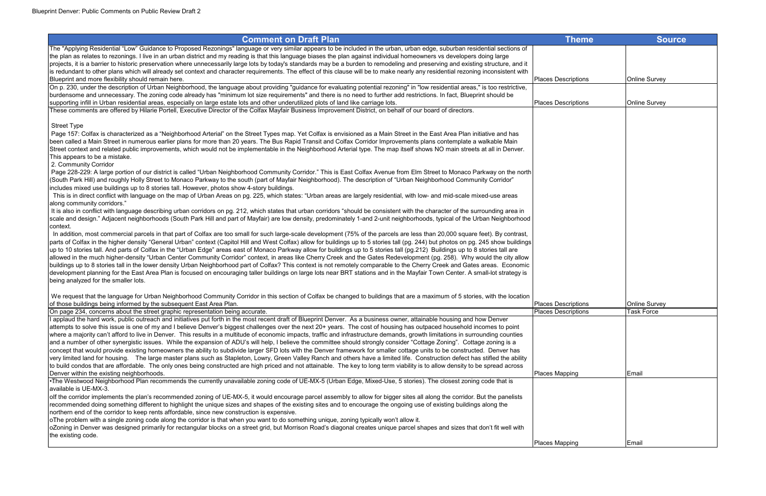| Comment on Draft Plan | Theme | Source |
|---|---|---|
| The "Applying Residential "Low" Guidance to Proposed Rezonings" language or very similar appears to be included in the urban, urban edge, suburban residential sections of the plan as relates to rezonings. I live in an urban district and my reading is that this language biases the plan against individual homeowners vs developers doing large projects, it is a barrier to historic preservation where unnecessarily large lots by today's standards may be a burden to remodeling and preserving and existing structure, and it is redundant to other plans which will already set context and character requirements. The effect of this clause will be to make nearly any residential rezoning inconsistent with Blueprint and more flexibility should remain here. | Places Descriptions | Online Survey |
| On p. 230, under the description of Urban Neighborhood, the language about providing "guidance for evaluating potential rezoning" in "low residential areas," is too restrictive, burdensome and unnecessary. The zoning code already has "minimum lot size requirements" and there is no need to further add restrictions. In fact, Blueprint should be supporting infill in Urban residential areas, especially on large estate lots and other underutilized plots of land like carriage lots. | Places Descriptions | Online Survey |
| These comments are offered by Hilarie Portell, Executive Director of the Colfax Mayfair Business Improvement District, on behalf of our board of directors.<br><br>Street Type<br>Page 157: Colfax is characterized as a "Neighborhood Arterial" on the Street Types map. Yet Colfax is envisioned as a Main Street in the East Area Plan initiative and has been called a Main Street in numerous earlier plans for more than 20 years. The Bus Rapid Transit and Colfax Corridor Improvements plans contemplate a walkable Main Street context and related public improvements, which would not be implementable in the Neighborhood Arterial type. The map itself shows NO main streets at all in Denver. This appears to be a mistake.<br>2. Community Corridor<br>Page 228-229: A large portion of our district is called "Urban Neighborhood Community Corridor." This is East Colfax Avenue from Elm Street to Monaco Parkway on the north (South Park Hill) and roughly Holly Street to Monaco Parkway to the south (part of Mayfair Neighborhood). The description of "Urban Neighborhood Community Corridor" includes mixed use buildings up to 8 stories tall. However, photos show 4-story buildings.<br>This is in direct conflict with language on the map of Urban Areas on pg. 225, which states: "Urban areas are largely residential, with low- and mid-scale mixed-use areas along community corridors."<br>It is also in conflict with language describing urban corridors on pg. 212, which states that urban corridors "should be consistent with the character of the surrounding area in scale and design." Adjacent neighborhoods (South Park Hill and part of Mayfair) are low density, predominately 1-and 2-unit neighborhoods, typical of the Urban Neighborhood context.<br>In addition, most commercial parcels in that part of Colfax are too small for such large-scale development (75% of the parcels are less than 20,000 square feet). By contrast, parts of Colfax in the higher density "General Urban" context (Capitol Hill and West Colfax) allow for buildings up to 5 stories tall (pg. 244) but photos on pg. 245 show buildings up to 10 stories tall. And parts of Colfax in the "Urban Edge" areas east of Monaco Parkway allow for buildings up to 5 stories tall (pg.212) Buildings up to 8 stories tall are allowed in the much higher-density "Urban Center Community Corridor" context, in areas like Cherry Creek and the Gates Redevelopment (pg. 258). Why would the city allow buildings up to 8 stories tall in the lower density Urban Neighborhood part of Colfax? This context is not remotely comparable to the Cherry Creek and Gates areas. Economic development planning for the East Area Plan is focused on encouraging taller buildings on large lots near BRT stations and in the Mayfair Town Center. A small-lot strategy is being analyzed for the smaller lots.<br><br>We request that the language for Urban Neighborhood Community Corridor in this section of Colfax be changed to buildings that are a maximum of 5 stories, with the location of those buildings being informed by the subsequent East Area Plan. | Places Descriptions | Online Survey |
| On page 234, concerns about the street graphic representation being accurate. | Places Descriptions | Task Force |
| I applaud the hard work, public outreach and initiatives put forth in the most recent draft of Blueprint Denver. As a business owner, attainable housing and how Denver attempts to solve this issue is one of my and I believe Denver's biggest challenges over the next 20+ years. The cost of housing has outpaced household incomes to point where a majority can't afford to live in Denver. This results in a multitude of economic impacts, traffic and infrastructure demands, growth limitations in surrounding counties and a number of other synergistic issues. While the expansion of ADU's will help, I believe the committee should strongly consider "Cottage Zoning". Cottage zoning is a concept that would provide existing homeowners the ability to subdivide larger SFD lots with the Denver framework for smaller cottage units to be constructed. Denver has very limited land for housing. The large master plans such as Stapleton, Lowry, Green Valley Ranch and others have a limited life. Construction defect has stifled the ability to build condos that are affordable. The only ones being constructed are high priced and not attainable. The key to long term viability is to allow density to be spread across Denver within the existing neighborhoods. | Places Mapping | Email |
| •The Westwood Neighborhood Plan recommends the currently unavailable zoning code of UE-MX-5 (Urban Edge, Mixed-Use, 5 stories). The closest zoning code that is available is UE-MX-3.<br>oIf the corridor implements the plan's recommended zoning of UE-MX-5, it would encourage parcel assembly to allow for bigger sites all along the corridor. But the panelists recommended doing something different to highlight the unique sizes and shapes of the existing sites and to encourage the ongoing use of existing buildings along the northern end of the corridor to keep rents affordable, since new construction is expensive.<br>oThe problem with a single zoning code along the corridor is that when you want to do something unique, zoning typically won't allow it.<br>oZoning in Denver was designed primarily for rectangular blocks on a street grid, but Morrison Road's diagonal creates unique parcel shapes and sizes that don't fit well with the existing code. | Places Mapping | Email |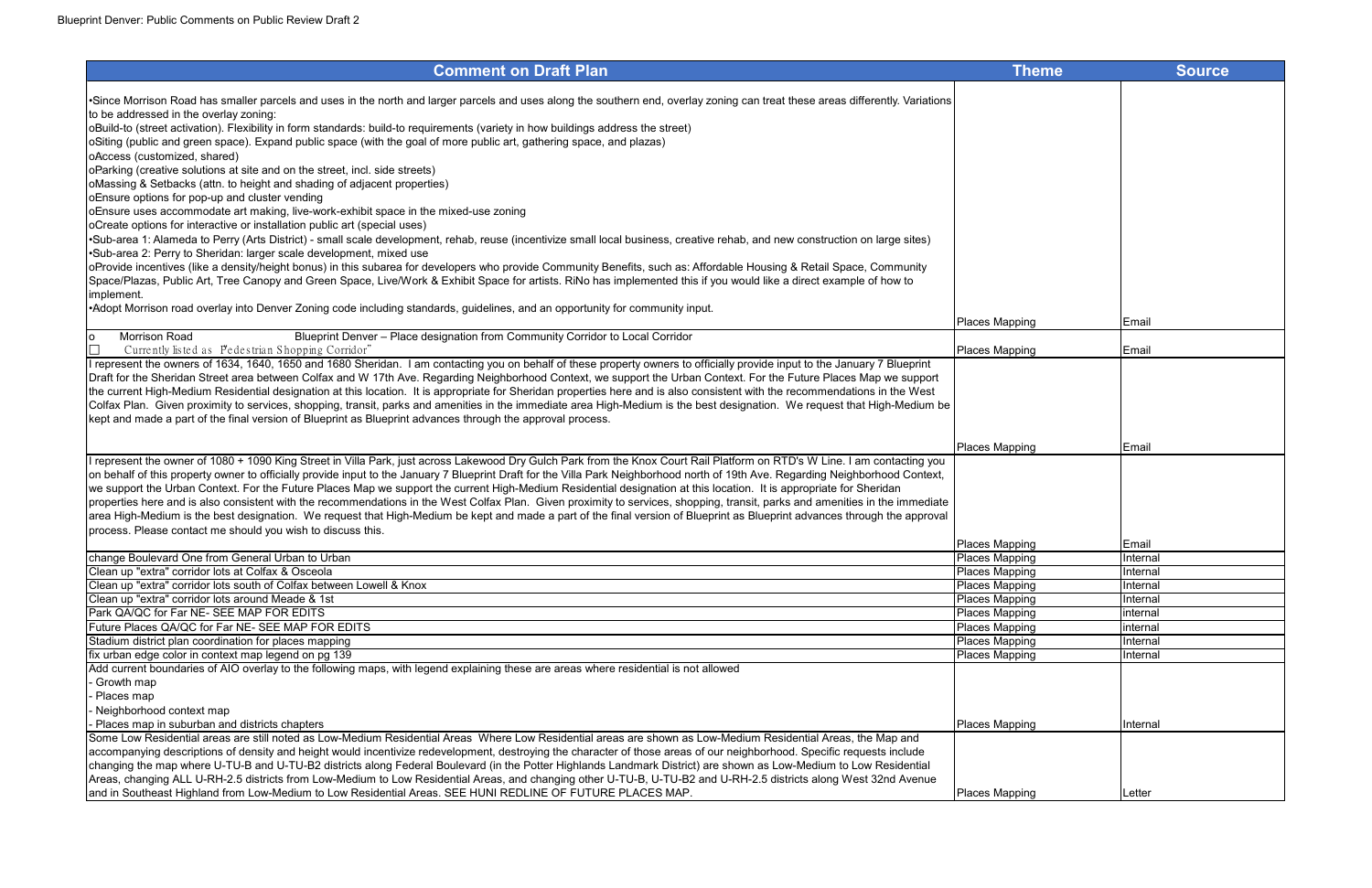| Comment on Draft Plan | Theme | Source |
|---|---|---|
| •Since Morrison Road has smaller parcels and uses in the north and larger parcels and uses along the southern end, overlay zoning can treat these areas differently. Variations to be addressed in the overlay zoning:<br>oBuild-to (street activation). Flexibility in form standards: build-to requirements (variety in how buildings address the street)<br>oSiting (public and green space). Expand public space (with the goal of more public art, gathering space, and plazas)<br>oAccess (customized, shared)<br>oParking (creative solutions at site and on the street, incl. side streets)<br>oMassing & Setbacks (attn. to height and shading of adjacent properties)<br>oEnsure options for pop-up and cluster vending<br>oEnsure uses accommodate art making, live-work-exhibit space in the mixed-use zoning<br>oCreate options for interactive or installation public art (special uses)<br>•Sub-area 1: Alameda to Perry (Arts District) - small scale development, rehab, reuse (incentivize small local business, creative rehab, and new construction on large sites)<br>•Sub-area 2: Perry to Sheridan: larger scale development, mixed use<br>oProvide incentives (like a density/height bonus) in this subarea for developers who provide Community Benefits, such as: Affordable Housing & Retail Space, Community Space/Plazas, Public Art, Tree Canopy and Green Space, Live/Work & Exhibit Space for artists. RiNo has implemented this if you would like a direct example of how to implement.<br>•Adopt Morrison road overlay into Denver Zoning code including standards, guidelines, and an opportunity for community input. | Places Mapping | Email |
| o Morrison Road Blueprint Denver – Place designation from Community Corridor to Local Corridor<br>☐ Currently listed as "Pedestrian Shopping Corridor" | Places Mapping | Email |
| I represent the owners of 1634, 1640, 1650 and 1680 Sheridan. I am contacting you on behalf of these property owners to officially provide input to the January 7 Blueprint Draft for the Sheridan Street area between Colfax and W 17th Ave. Regarding Neighborhood Context, we support the Urban Context. For the Future Places Map we support the current High-Medium Residential designation at this location. It is appropriate for Sheridan properties here and is also consistent with the recommendations in the West Colfax Plan. Given proximity to services, shopping, transit, parks and amenities in the immediate area High-Medium is the best designation. We request that High-Medium be kept and made a part of the final version of Blueprint as Blueprint advances through the approval process. | Places Mapping | Email |
| I represent the owner of 1080 + 1090 King Street in Villa Park, just across Lakewood Dry Gulch Park from the Knox Court Rail Platform on RTD's W Line. I am contacting you on behalf of this property owner to officially provide input to the January 7 Blueprint Draft for the Villa Park Neighborhood north of 19th Ave. Regarding Neighborhood Context, we support the Urban Context. For the Future Places Map we support the current High-Medium Residential designation at this location. It is appropriate for Sheridan properties here and is also consistent with the recommendations in the West Colfax Plan. Given proximity to services, shopping, transit, parks and amenities in the immediate area High-Medium is the best designation. We request that High-Medium be kept and made a part of the final version of Blueprint as Blueprint advances through the approval process. Please contact me should you wish to discuss this. | Places Mapping | Email |
| change Boulevard One from General Urban to Urban | Places Mapping | Internal |
| Clean up "extra" corridor lots at Colfax & Osceola | Places Mapping | Internal |
| Clean up "extra" corridor lots south of Colfax between Lowell & Knox | Places Mapping | Internal |
| Clean up "extra" corridor lots around Meade & 1st | Places Mapping | Internal |
| Park QA/QC for Far NE- SEE MAP FOR EDITS | Places Mapping | internal |
| Future Places QA/QC for Far NE- SEE MAP FOR EDITS | Places Mapping | internal |
| Stadium district plan coordination for places mapping | Places Mapping | Internal |
| fix urban edge color in context map legend on pg 139 | Places Mapping | Internal |
| Add current boundaries of AIO overlay to the following maps, with legend explaining these are areas where residential is not allowed<br>- Growth map<br>- Places map<br>- Neighborhood context map<br>- Places map in suburban and districts chapters | Places Mapping | Internal |
| Some Low Residential areas are still noted as Low-Medium Residential Areas Where Low Residential areas are shown as Low-Medium Residential Areas, the Map and accompanying descriptions of density and height would incentivize redevelopment, destroying the character of those areas of our neighborhood. Specific requests include changing the map where U-TU-B and U-TU-B2 districts along Federal Boulevard (in the Potter Highlands Landmark District) are shown as Low-Medium to Low Residential Areas, changing ALL U-RH-2.5 districts from Low-Medium to Low Residential Areas, and changing other U-TU-B, U-TU-B2 and U-RH-2.5 districts along West 32nd Avenue and in Southeast Highland from Low-Medium to Low Residential Areas. SEE HUNI REDLINE OF FUTURE PLACES MAP. | Places Mapping | Letter |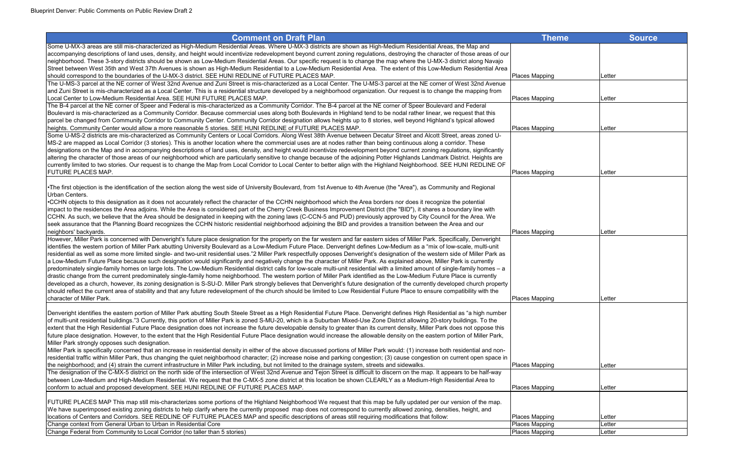| Comment on Draft Plan | Theme | Source |
|---|---|---|
| Some U-MX-3 areas are still mis-characterized as High-Medium Residential Areas. Where U-MX-3 districts are shown as High-Medium Residential Areas, the Map and accompanying descriptions of land uses, density, and height would incentivize redevelopment beyond current zoning regulations, destroying the character of those areas of our neighborhood. These 3-story districts should be shown as Low-Medium Residential Areas. Our specific request is to change the map where the U-MX-3 district along Navajo Street between West 35th and West 37th Avenues is shown as High-Medium Residential to a Low-Medium Residential Area. The extent of this Low-Medium Residential Area should correspond to the boundaries of the U-MX-3 district. SEE HUNI REDLINE of FUTURE PLACES MAP. | Places Mapping | Letter |
| The U-MS-3 parcel at the NE corner of West 32nd Avenue and Zuni Street is mis-characterized as a Local Center. The U-MS-3 parcel at the NE corner of West 32nd Avenue and Zuni Street is mis-characterized as a Local Center. This is a residential structure developed by a neighborhood organization. Our request is to change the mapping from Local Center to Low-Medium Residential Area. SEE HUNI FUTURE PLACES MAP. | Places Mapping | Letter |
| The B-4 parcel at the NE corner of Speer and Federal is mis-characterized as a Community Corridor. The B-4 parcel at the NE corner of Speer Boulevard and Federal Boulevard is mis-characterized as a Community Corridor. Because commercial uses along both Boulevards in Highland tend to be nodal rather linear, we request that this parcel be changed from Community Corridor to Community Center. Community Corridor designation allows heights up to 8 stories, well beyond Highland's typical allowed heights. Community Center would allow a more reasonable 5 stories. SEE HUNI REDLINE of FUTURE PLACES MAP. | Places Mapping | Letter |
| Some U-MS-2 districts are mis-characterized as Community Centers or Local Corridors. Along West 38th Avenue between Decatur Street and Alcott Street, areas zoned U-MS-2 are mapped as Local Corridor (3 stories). This is another location where the commercial uses are at nodes rather than being continuous along a corridor. These designations on the Map and in accompanying descriptions of land uses, density, and height would incentivize redevelopment beyond current zoning regulations, significantly altering the character of those areas of our neighborhood which are particularly sensitive to change because of the adjoining Potter Highlands Landmark District. Heights are currently limited to two stories. Our request is to change the Map from Local Corridor to Local Center to better align with the Highland Neighborhood. SEE HUNI REDLINE OF FUTURE PLACES MAP. | Places Mapping | Letter |
| •The first objection is the identification of the section along the west side of University Boulevard, from 1st Avenue to 4th Avenue (the "Area"), as Community and Regional Urban Centers. •CCHN objects to this designation as it does not accurately reflect the character of the CCHN neighborhood which the Area borders nor does it recognize the potential impact to the residences the Area adjoins. While the Area is considered part of the Cherry Creek Business Improvement District (the "BID"), it shares a boundary line with CCHN. As such, we believe that the Area should be designated in keeping with the zoning laws (C-CCN-5 and PUD) previously approved by City Council for the Area. We seek assurance that the Planning Board recognizes the CCHN historic residential neighborhood adjoining the BID and provides a transition between the Area and our neighbors' backyards. | Places Mapping | Letter |
| However, Miller Park is concerned with Denveright's future place designation for the property on the far western and far eastern sides of Miller Park. Specifically, Denveright identifies the western portion of Miller Park abutting University Boulevard as a Low-Medium Future Place. Denveright defines Low-Medium as a "mix of low-scale, multi-unit residential as well as some more limited single- and two-unit residential uses."2 Miller Park respectfully opposes Denveright's designation of the western side of Miller Park as a Low-Medium Future Place because such designation would significantly and negatively change the character of Miller Park. As explained above, Miller Park is currently predominately single-family homes on large lots. The Low-Medium Residential district calls for low-scale multi-unit residential with a limited amount of single-family homes – a drastic change from the current predominately single-family home neighborhood. The western portion of Miller Park identified as the Low-Medium Future Place is currently developed as a church, however, its zoning designation is S-SU-D. Miller Park strongly believes that Denveright's future designation of the currently developed church property should reflect the current area of stability and that any future redevelopment of the church should be limited to Low Residential Future Place to ensure compatibility with the character of Miller Park. | Places Mapping | Letter |
| Denveright identifies the eastern portion of Miller Park abutting South Steele Street as a High Residential Future Place. Denveright defines High Residential as "a high number of multi-unit residential buildings."3 Currently, this portion of Miller Park is zoned S-MU-20, which is a Suburban Mixed-Use Zone District allowing 20-story buildings. To the extent that the High Residential Future Place designation does not increase the future developable density to greater than its current density, Miller Park does not oppose this future place designation. However, to the extent that the High Residential Future Place designation would increase the allowable density on the eastern portion of Miller Park, Miller Park strongly opposes such designation. Miller Park is specifically concerned that an increase in residential density in either of the above discussed portions of Miller Park would: (1) increase both residential and non-residential traffic within Miller Park, thus changing the quiet neighborhood character; (2) increase noise and parking congestion; (3) cause congestion on current open space in the neighborhood; and (4) strain the current infrastructure in Miller Park including, but not limited to the drainage system, streets and sidewalks. | Places Mapping | Letter |
| The designation of the C-MX-5 district on the north side of the intersection of West 32nd Avenue and Tejon Street is difficult to discern on the map. It appears to be half-way between Low-Medium and High-Medium Residential. We request that the C-MX-5 zone district at this location be shown CLEARLY as a Medium-High Residential Area to conform to actual and proposed development. SEE HUNI REDLINE OF FUTURE PLACES MAP. | Places Mapping | Letter |
| FUTURE PLACES MAP This map still mis-characterizes some portions of the Highland Neighborhood We request that this map be fully updated per our version of the map. We have superimposed existing zoning districts to help clarify where the currently proposed map does not correspond to currently allowed zoning, densities, height, and locations of Centers and Corridors. SEE REDLINE OF FUTURE PLACES MAP and specific descriptions of areas still requiring modifications that follow: | Places Mapping | Letter |
| Change context from General Urban to Urban in Residential Core | Places Mapping | Letter |
| Change Federal from Community to Local Corridor (no taller than 5 stories) | Places Mapping | Letter |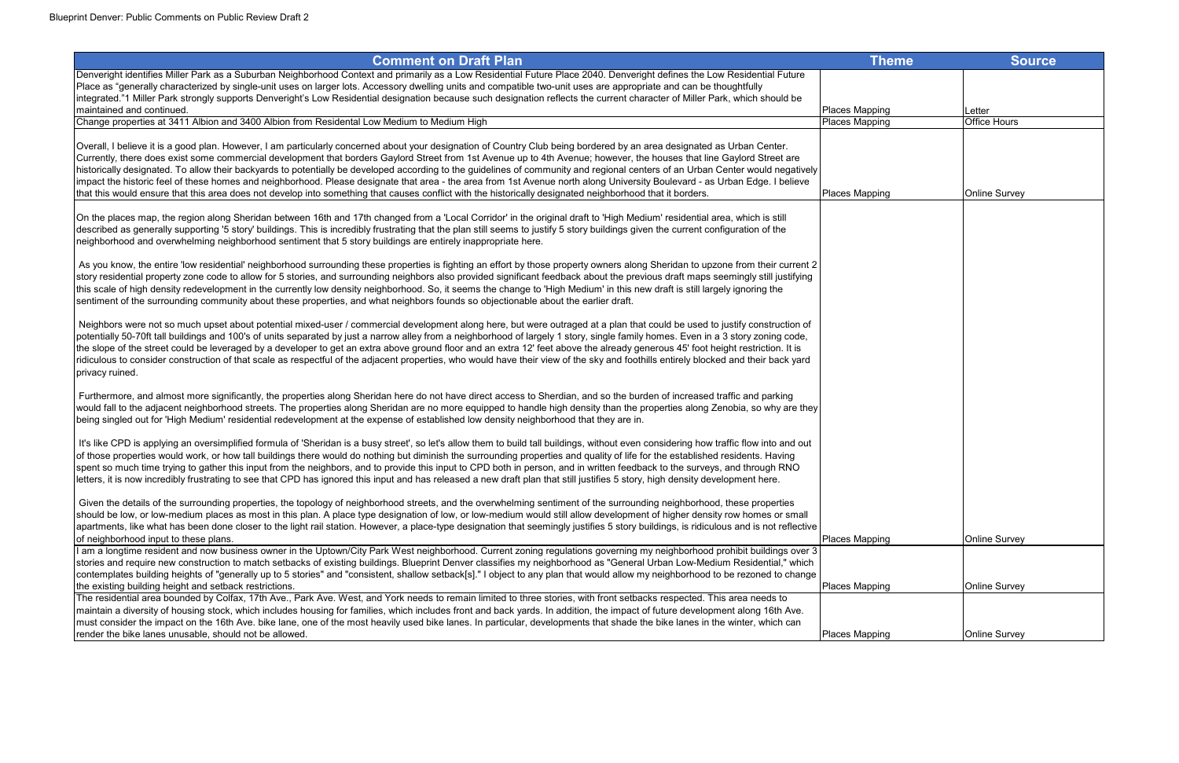| Comment on Draft Plan | Theme | Source |
|---|---|---|
| Denveright identifies Miller Park as a Suburban Neighborhood Context and primarily as a Low Residential Future Place 2040. Denveright defines the Low Residential Future Place as "generally characterized by single-unit uses on larger lots. Accessory dwelling units and compatible two-unit uses are appropriate and can be thoughtfully integrated."1 Miller Park strongly supports Denveright's Low Residential designation because such designation reflects the current character of Miller Park, which should be maintained and continued. | Places Mapping | Letter |
| Change properties at 3411 Albion and 3400 Albion from Residental Low Medium to Medium High | Places Mapping | Office Hours |
| Overall, I believe it is a good plan. However, I am particularly concerned about your designation of Country Club being bordered by an area designated as Urban Center. Currently, there does exist some commercial development that borders Gaylord Street from 1st Avenue up to 4th Avenue; however, the houses that line Gaylord Street are historically designated. To allow their backyards to potentially be developed according to the guidelines of community and regional centers of an Urban Center would negatively impact the historic feel of these homes and neighborhood. Please designate that area - the area from 1st Avenue north along University Boulevard - as Urban Edge. I believe that this would ensure that this area does not develop into something that causes conflict with the historically designated neighborhood that it borders. | Places Mapping | Online Survey |
| On the places map, the region along Sheridan between 16th and 17th changed from a 'Local Corridor' in the original draft to 'High Medium' residential area, which is still described as generally supporting '5 story' buildings. This is incredibly frustrating that the plan still seems to justify 5 story buildings given the current configuration of the neighborhood and overwhelming neighborhood sentiment that 5 story buildings are entirely inappropriate here.<br><br>As you know, the entire 'low residential' neighborhood surrounding these properties is fighting an effort by those property owners along Sheridan to upzone from their current 2 story residential property zone code to allow for 5 stories, and surrounding neighbors also provided significant feedback about the previous draft maps seemingly still justifying this scale of high density redevelopment in the currently low density neighborhood. So, it seems the change to 'High Medium' in this new draft is still largely ignoring the sentiment of the surrounding community about these properties, and what neighbors founds so objectionable about the earlier draft.<br><br>Neighbors were not so much upset about potential mixed-user / commercial development along here, but were outraged at a plan that could be used to justify construction of potentially 50-70ft tall buildings and 100's of units separated by just a narrow alley from a neighborhood of largely 1 story, single family homes. Even in a 3 story zoning code, the slope of the street could be leveraged by a developer to get an extra above ground floor and an extra 12' feet above the already generous 45' foot height restriction. It is ridiculous to consider construction of that scale as respectful of the adjacent properties, who would have their view of the sky and foothills entirely blocked and their back yard privacy ruined.<br><br>Furthermore, and almost more significantly, the properties along Sheridan here do not have direct access to Sherdian, and so the burden of increased traffic and parking would fall to the adjacent neighborhood streets. The properties along Sheridan are no more equipped to handle high density than the properties along Zenobia, so why are they being singled out for 'High Medium' residential redevelopment at the expense of established low density neighborhood that they are in.<br><br>It's like CPD is applying an oversimplified formula of 'Sheridan is a busy street', so let's allow them to build tall buildings, without even considering how traffic flow into and out of those properties would work, or how tall buildings there would do nothing but diminish the surrounding properties and quality of life for the established residents. Having spent so much time trying to gather this input from the neighbors, and to provide this input to CPD both in person, and in written feedback to the surveys, and through RNO letters, it is now incredibly frustrating to see that CPD has ignored this input and has released a new draft plan that still justifies 5 story, high density development here.<br><br>Given the details of the surrounding properties, the topology of neighborhood streets, and the overwhelming sentiment of the surrounding neighborhood, these properties should be low, or low-medium places as most in this plan. A place type designation of low, or low-medium would still allow development of higher density row homes or small apartments, like what has been done closer to the light rail station. However, a place-type designation that seemingly justifies 5 story buildings, is ridiculous and is not reflective of neighborhood input to these plans. | Places Mapping | Online Survey |
| I am a longtime resident and now business owner in the Uptown/City Park West neighborhood. Current zoning regulations governing my neighborhood prohibit buildings over 3 stories and require new construction to match setbacks of existing buildings. Blueprint Denver classifies my neighborhood as "General Urban Low-Medium Residential," which contemplates building heights of "generally up to 5 stories" and "consistent, shallow setback[s]." I object to any plan that would allow my neighborhood to be rezoned to change the existing building height and setback restrictions. | Places Mapping | Online Survey |
| The residential area bounded by Colfax, 17th Ave., Park Ave. West, and York needs to remain limited to three stories, with front setbacks respected. This area needs to maintain a diversity of housing stock, which includes housing for families, which includes front and back yards. In addition, the impact of future development along 16th Ave. must consider the impact on the 16th Ave. bike lane, one of the most heavily used bike lanes. In particular, developments that shade the bike lanes in the winter, which can render the bike lanes unusable, should not be allowed. | Places Mapping | Online Survey |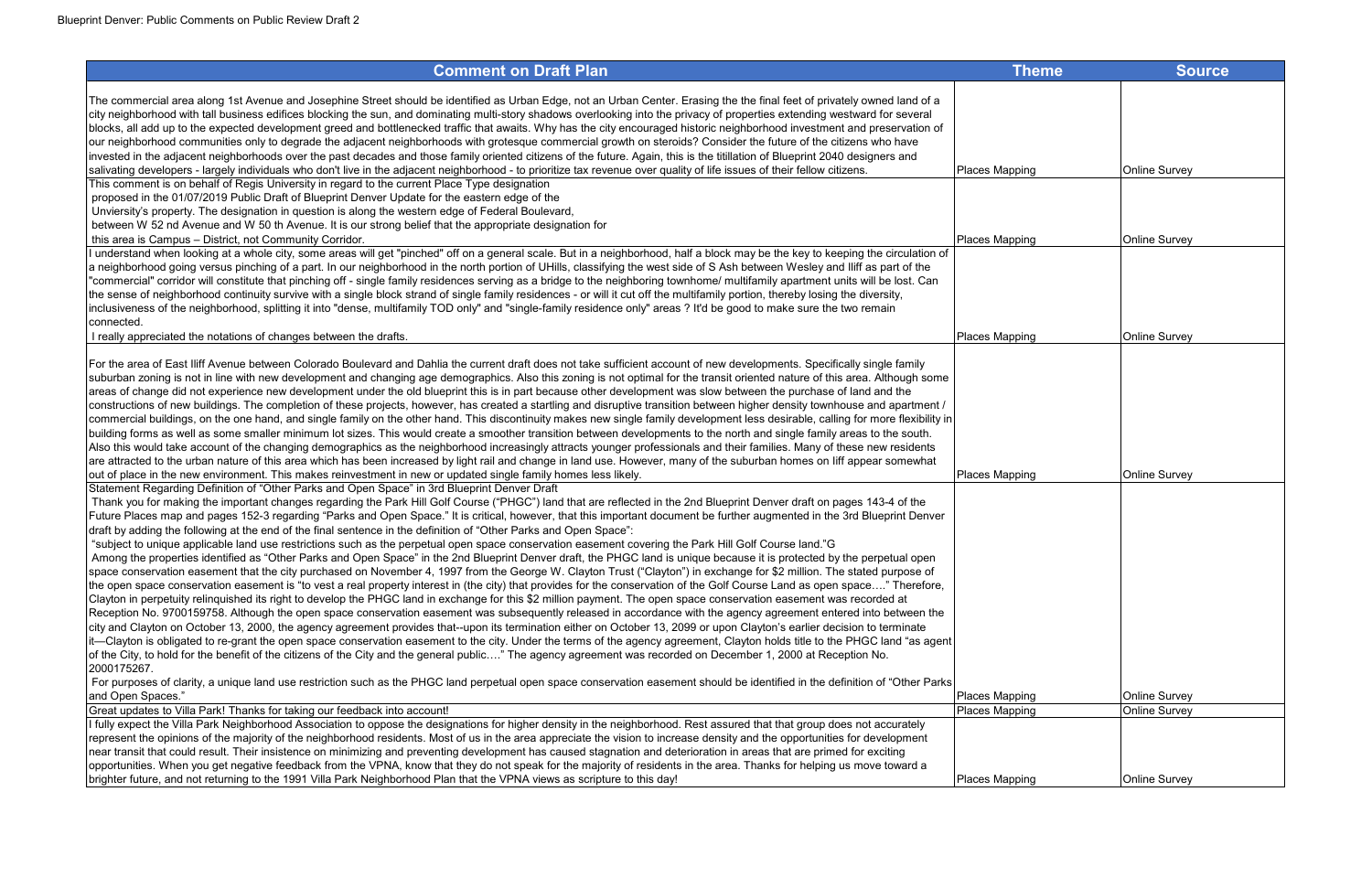| Comment on Draft Plan | Theme | Source |
|---|---|---|
| The commercial area along 1st Avenue and Josephine Street should be identified as Urban Edge, not an Urban Center. Erasing the the final feet of privately owned land of a city neighborhood with tall business edifices blocking the sun, and dominating multi-story shadows overlooking into the privacy of properties extending westward for several blocks, all add up to the expected development greed and bottlenecked traffic that awaits. Why has the city encouraged historic neighborhood investment and preservation of our neighborhood communities only to degrade the adjacent neighborhoods with grotesque commercial growth on steroids? Consider the future of the citizens who have invested in the adjacent neighborhoods over the past decades and those family oriented citizens of the future. Again, this is the titillation of Blueprint 2040 designers and salivating developers - largely individuals who don't live in the adjacent neighborhood - to prioritize tax revenue over quality of life issues of their fellow citizens. | Places Mapping | Online Survey |
| This comment is on behalf of Regis University in regard to the current Place Type designation proposed in the 01/07/2019 Public Draft of Blueprint Denver Update for the eastern edge of the Unviersity's property. The designation in question is along the western edge of Federal Boulevard, between W 52 nd Avenue and W 50 th Avenue. It is our strong belief that the appropriate designation for this area is Campus – District, not Community Corridor. | Places Mapping | Online Survey |
| I understand when looking at a whole city, some areas will get "pinched" off on a general scale. But in a neighborhood, half a block may be the key to keeping the circulation of a neighborhood going versus pinching of a part. In our neighborhood in the north portion of UHills, classifying the west side of S Ash between Wesley and Iliff as part of the "commercial" corridor will constitute that pinching off - single family residences serving as a bridge to the neighboring townhome/ multifamily apartment units will be lost. Can the sense of neighborhood continuity survive with a single block strand of single family residences - or will it cut off the multifamily portion, thereby losing the diversity, inclusiveness of the neighborhood, splitting it into "dense, multifamily TOD only" and "single-family residence only" areas ? It'd be good to make sure the two remain connected.<br>I really appreciated the notations of changes between the drafts. | Places Mapping | Online Survey |
| For the area of East Iliff Avenue between Colorado Boulevard and Dahlia the current draft does not take sufficient account of new developments. Specifically single family suburban zoning is not in line with new development and changing age demographics. Also this zoning is not optimal for the transit oriented nature of this area. Although some areas of change did not experience new development under the old blueprint this is in part because other development was slow between the purchase of land and the constructions of new buildings. The completion of these projects, however, has created a startling and disruptive transition between higher density townhouse and apartment / commercial buildings, on the one hand, and single family on the other hand. This discontinuity makes new single family development less desirable, calling for more flexibility in building forms as well as some smaller minimum lot sizes. This would create a smoother transition between developments to the north and single family areas to the south. Also this would take account of the changing demographics as the neighborhood increasingly attracts younger professionals and their families. Many of these new residents are attracted to the urban nature of this area which has been increased by light rail and change in land use. However, many of the suburban homes on Iiff appear somewhat out of place in the new environment. This makes reinvestment in new or updated single family homes less likely. | Places Mapping | Online Survey |
| Statement Regarding Definition of "Other Parks and Open Space" in 3rd Blueprint Denver Draft<br>Thank you for making the important changes regarding the Park Hill Golf Course ("PHGC") land that are reflected in the 2nd Blueprint Denver draft on pages 143-4 of the Future Places map and pages 152-3 regarding "Parks and Open Space." It is critical, however, that this important document be further augmented in the 3rd Blueprint Denver draft by adding the following at the end of the final sentence in the definition of "Other Parks and Open Space":<br>"subject to unique applicable land use restrictions such as the perpetual open space conservation easement covering the Park Hill Golf Course land."G<br>Among the properties identified as "Other Parks and Open Space" in the 2nd Blueprint Denver draft, the PHGC land is unique because it is protected by the perpetual open space conservation easement that the city purchased on November 4, 1997 from the George W. Clayton Trust ("Clayton") in exchange for $2 million. The stated purpose of the open space conservation easement is "to vest a real property interest in (the city) that provides for the conservation of the Golf Course Land as open space…." Therefore, Clayton in perpetuity relinquished its right to develop the PHGC land in exchange for this $2 million payment. The open space conservation easement was recorded at Reception No. 9700159758. Although the open space conservation easement was subsequently released in accordance with the agency agreement entered into between the city and Clayton on October 13, 2000, the agency agreement provides that--upon its termination either on October 13, 2099 or upon Clayton's earlier decision to terminate it—Clayton is obligated to re-grant the open space conservation easement to the city. Under the terms of the agency agreement, Clayton holds title to the PHGC land "as agent of the City, to hold for the benefit of the citizens of the City and the general public…." The agency agreement was recorded on December 1, 2000 at Reception No. 2000175267.<br>For purposes of clarity, a unique land use restriction such as the PHGC land perpetual open space conservation easement should be identified in the definition of "Other Parks and Open Spaces." | Places Mapping | Online Survey |
| Great updates to Villa Park! Thanks for taking our feedback into account! | Places Mapping | Online Survey |
| I fully expect the Villa Park Neighborhood Association to oppose the designations for higher density in the neighborhood. Rest assured that that group does not accurately represent the opinions of the majority of the neighborhood residents. Most of us in the area appreciate the vision to increase density and the opportunities for development near transit that could result. Their insistence on minimizing and preventing development has caused stagnation and deterioration in areas that are primed for exciting opportunities. When you get negative feedback from the VPNA, know that they do not speak for the majority of residents in the area. Thanks for helping us move toward a brighter future, and not returning to the 1991 Villa Park Neighborhood Plan that the VPNA views as scripture to this day! | Places Mapping | Online Survey |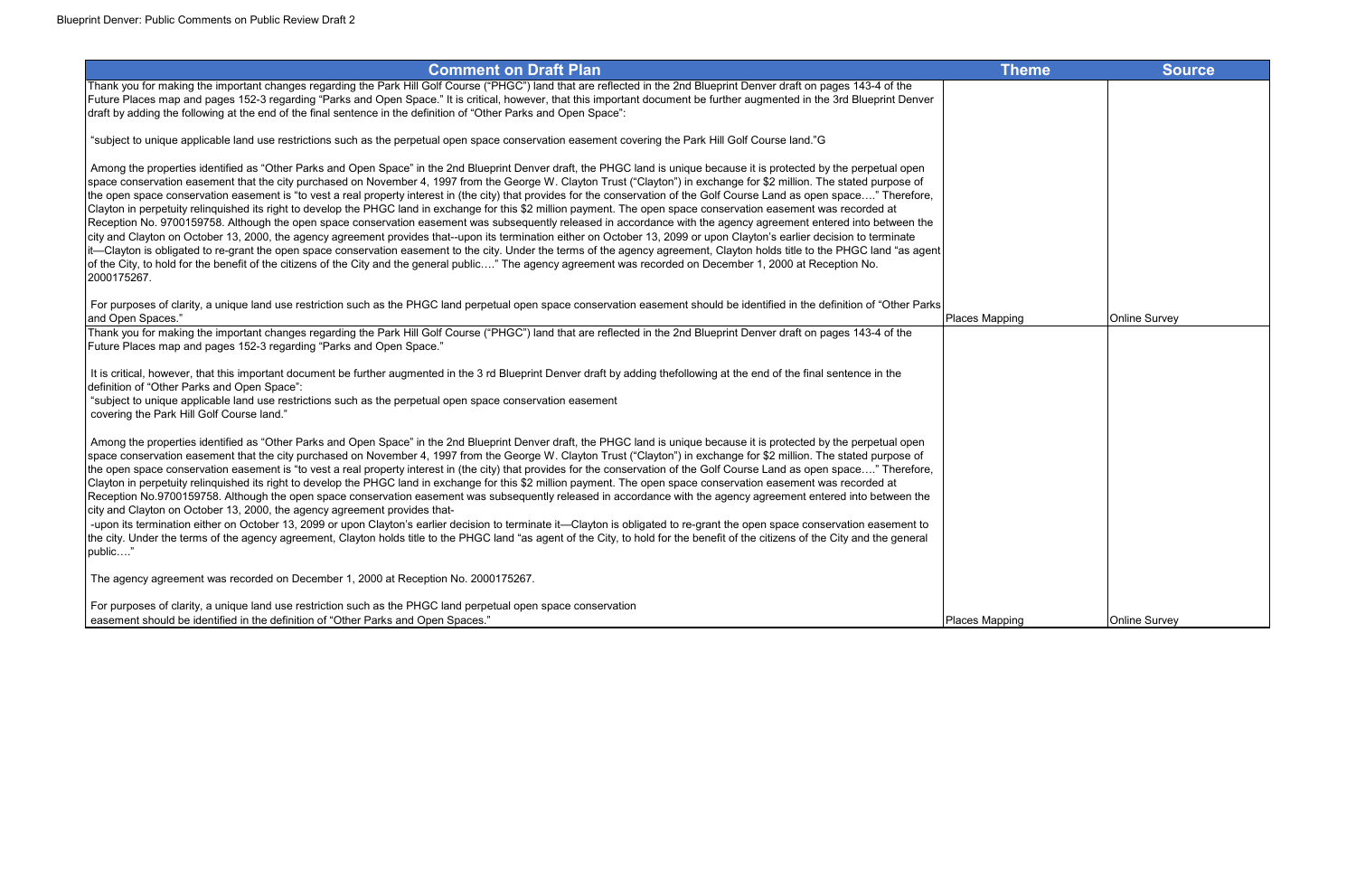| Comment on Draft Plan | Theme | Source |
|---|---|---|
| Thank you for making the important changes regarding the Park Hill Golf Course ("PHGC") land that are reflected in the 2nd Blueprint Denver draft on pages 143-4 of the Future Places map and pages 152-3 regarding "Parks and Open Space." It is critical, however, that this important document be further augmented in the 3rd Blueprint Denver draft by adding the following at the end of the final sentence in the definition of "Other Parks and Open Space":<br><br>"subject to unique applicable land use restrictions such as the perpetual open space conservation easement covering the Park Hill Golf Course land."G<br><br>Among the properties identified as "Other Parks and Open Space" in the 2nd Blueprint Denver draft, the PHGC land is unique because it is protected by the perpetual open space conservation easement that the city purchased on November 4, 1997 from the George W. Clayton Trust ("Clayton") in exchange for $2 million. The stated purpose of the open space conservation easement is "to vest a real property interest in (the city) that provides for the conservation of the Golf Course Land as open space…." Therefore, Clayton in perpetuity relinquished its right to develop the PHGC land in exchange for this $2 million payment. The open space conservation easement was recorded at Reception No. 9700159758. Although the open space conservation easement was subsequently released in accordance with the agency agreement entered into between the city and Clayton on October 13, 2000, the agency agreement provides that--upon its termination either on October 13, 2099 or upon Clayton's earlier decision to terminate it—Clayton is obligated to re-grant the open space conservation easement to the city. Under the terms of the agency agreement, Clayton holds title to the PHGC land "as agent of the City, to hold for the benefit of the citizens of the City and the general public…." The agency agreement was recorded on December 1, 2000 at Reception No. 2000175267.<br><br>For purposes of clarity, a unique land use restriction such as the PHGC land perpetual open space conservation easement should be identified in the definition of "Other Parks and Open Spaces." | Places Mapping | Online Survey |
| Thank you for making the important changes regarding the Park Hill Golf Course ("PHGC") land that are reflected in the 2nd Blueprint Denver draft on pages 143-4 of the Future Places map and pages 152-3 regarding "Parks and Open Space."<br><br>It is critical, however, that this important document be further augmented in the 3 rd Blueprint Denver draft by adding thefollowing at the end of the final sentence in the definition of "Other Parks and Open Space":<br>"subject to unique applicable land use restrictions such as the perpetual open space conservation easement covering the Park Hill Golf Course land."<br><br>Among the properties identified as "Other Parks and Open Space" in the 2nd Blueprint Denver draft, the PHGC land is unique because it is protected by the perpetual open space conservation easement that the city purchased on November 4, 1997 from the George W. Clayton Trust ("Clayton") in exchange for $2 million. The stated purpose of the open space conservation easement is "to vest a real property interest in (the city) that provides for the conservation of the Golf Course Land as open space…." Therefore, Clayton in perpetuity relinquished its right to develop the PHGC land in exchange for this $2 million payment. The open space conservation easement was recorded at Reception No.9700159758. Although the open space conservation easement was subsequently released in accordance with the agency agreement entered into between the city and Clayton on October 13, 2000, the agency agreement provides that-<br>-upon its termination either on October 13, 2099 or upon Clayton's earlier decision to terminate it—Clayton is obligated to re-grant the open space conservation easement to the city. Under the terms of the agency agreement, Clayton holds title to the PHGC land "as agent of the City, to hold for the benefit of the citizens of the City and the general public…."<br><br>The agency agreement was recorded on December 1, 2000 at Reception No. 2000175267.<br><br>For purposes of clarity, a unique land use restriction such as the PHGC land perpetual open space conservation easement should be identified in the definition of "Other Parks and Open Spaces." | Places Mapping | Online Survey |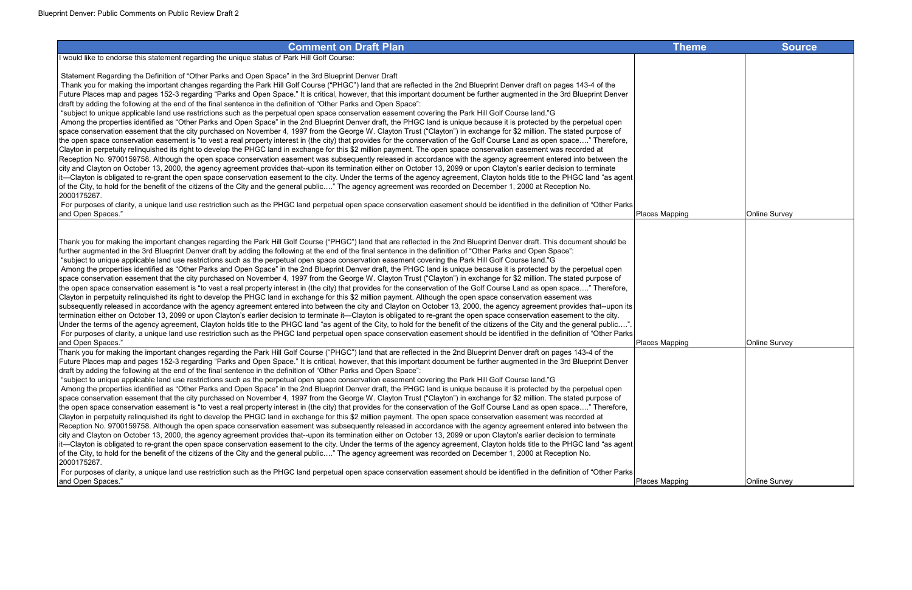| Comment on Draft Plan | Theme | Source |
|---|---|---|
| I would like to endorse this statement regarding the unique status of Park Hill Golf Course:<br><br>Statement Regarding the Definition of "Other Parks and Open Space" in the 3rd Blueprint Denver Draft<br>Thank you for making the important changes regarding the Park Hill Golf Course ("PHGC") land that are reflected in the 2nd Blueprint Denver draft on pages 143-4 of the Future Places map and pages 152-3 regarding "Parks and Open Space." It is critical, however, that this important document be further augmented in the 3rd Blueprint Denver draft by adding the following at the end of the final sentence in the definition of "Other Parks and Open Space":<br>"subject to unique applicable land use restrictions such as the perpetual open space conservation easement covering the Park Hill Golf Course land."G<br>Among the properties identified as "Other Parks and Open Space" in the 2nd Blueprint Denver draft, the PHGC land is unique because it is protected by the perpetual open space conservation easement that the city purchased on November 4, 1997 from the George W. Clayton Trust ("Clayton") in exchange for $2 million. The stated purpose of the open space conservation easement is "to vest a real property interest in (the city) that provides for the conservation of the Golf Course Land as open space…." Therefore, Clayton in perpetuity relinquished its right to develop the PHGC land in exchange for this $2 million payment. The open space conservation easement was recorded at Reception No. 9700159758. Although the open space conservation easement was subsequently released in accordance with the agency agreement entered into between the city and Clayton on October 13, 2000, the agency agreement provides that--upon its termination either on October 13, 2099 or upon Clayton's earlier decision to terminate it—Clayton is obligated to re-grant the open space conservation easement to the city. Under the terms of the agency agreement, Clayton holds title to the PHGC land "as agent of the City, to hold for the benefit of the citizens of the City and the general public…." The agency agreement was recorded on December 1, 2000 at Reception No. 2000175267.<br>For purposes of clarity, a unique land use restriction such as the PHGC land perpetual open space conservation easement should be identified in the definition of "Other Parks and Open Spaces." | Places Mapping | Online Survey |
| Thank you for making the important changes regarding the Park Hill Golf Course ("PHGC") land that are reflected in the 2nd Blueprint Denver draft. This document should be further augmented in the 3rd Blueprint Denver draft by adding the following at the end of the final sentence in the definition of "Other Parks and Open Space":<br>"subject to unique applicable land use restrictions such as the perpetual open space conservation easement covering the Park Hill Golf Course land."G<br>Among the properties identified as "Other Parks and Open Space" in the 2nd Blueprint Denver draft, the PHGC land is unique because it is protected by the perpetual open space conservation easement that the city purchased on November 4, 1997 from the George W. Clayton Trust ("Clayton") in exchange for $2 million. The stated purpose of the open space conservation easement is "to vest a real property interest in (the city) that provides for the conservation of the Golf Course Land as open space…." Therefore, Clayton in perpetuity relinquished its right to develop the PHGC land in exchange for this $2 million payment. Although the open space conservation easement was subsequently released in accordance with the agency agreement entered into between the city and Clayton on October 13, 2000, the agency agreement provides that--upon its termination either on October 13, 2099 or upon Clayton's earlier decision to terminate it—Clayton is obligated to re-grant the open space conservation easement to the city. Under the terms of the agency agreement, Clayton holds title to the PHGC land "as agent of the City, to hold for the benefit of the citizens of the City and the general public….".<br>For purposes of clarity, a unique land use restriction such as the PHGC land perpetual open space conservation easement should be identified in the definition of "Other Parks and Open Spaces." | Places Mapping | Online Survey |
| Thank you for making the important changes regarding the Park Hill Golf Course ("PHGC") land that are reflected in the 2nd Blueprint Denver draft on pages 143-4 of the Future Places map and pages 152-3 regarding "Parks and Open Space." It is critical, however, that this important document be further augmented in the 3rd Blueprint Denver draft by adding the following at the end of the final sentence in the definition of "Other Parks and Open Space":<br>"subject to unique applicable land use restrictions such as the perpetual open space conservation easement covering the Park Hill Golf Course land."G<br>Among the properties identified as "Other Parks and Open Space" in the 2nd Blueprint Denver draft, the PHGC land is unique because it is protected by the perpetual open space conservation easement that the city purchased on November 4, 1997 from the George W. Clayton Trust ("Clayton") in exchange for $2 million. The stated purpose of the open space conservation easement is "to vest a real property interest in (the city) that provides for the conservation of the Golf Course Land as open space…." Therefore, Clayton in perpetuity relinquished its right to develop the PHGC land in exchange for this $2 million payment. The open space conservation easement was recorded at Reception No. 9700159758. Although the open space conservation easement was subsequently released in accordance with the agency agreement entered into between the city and Clayton on October 13, 2000, the agency agreement provides that--upon its termination either on October 13, 2099 or upon Clayton's earlier decision to terminate it—Clayton is obligated to re-grant the open space conservation easement to the city. Under the terms of the agency agreement, Clayton holds title to the PHGC land "as agent of the City, to hold for the benefit of the citizens of the City and the general public…." The agency agreement was recorded on December 1, 2000 at Reception No. 2000175267.<br>For purposes of clarity, a unique land use restriction such as the PHGC land perpetual open space conservation easement should be identified in the definition of "Other Parks and Open Spaces." | Places Mapping | Online Survey |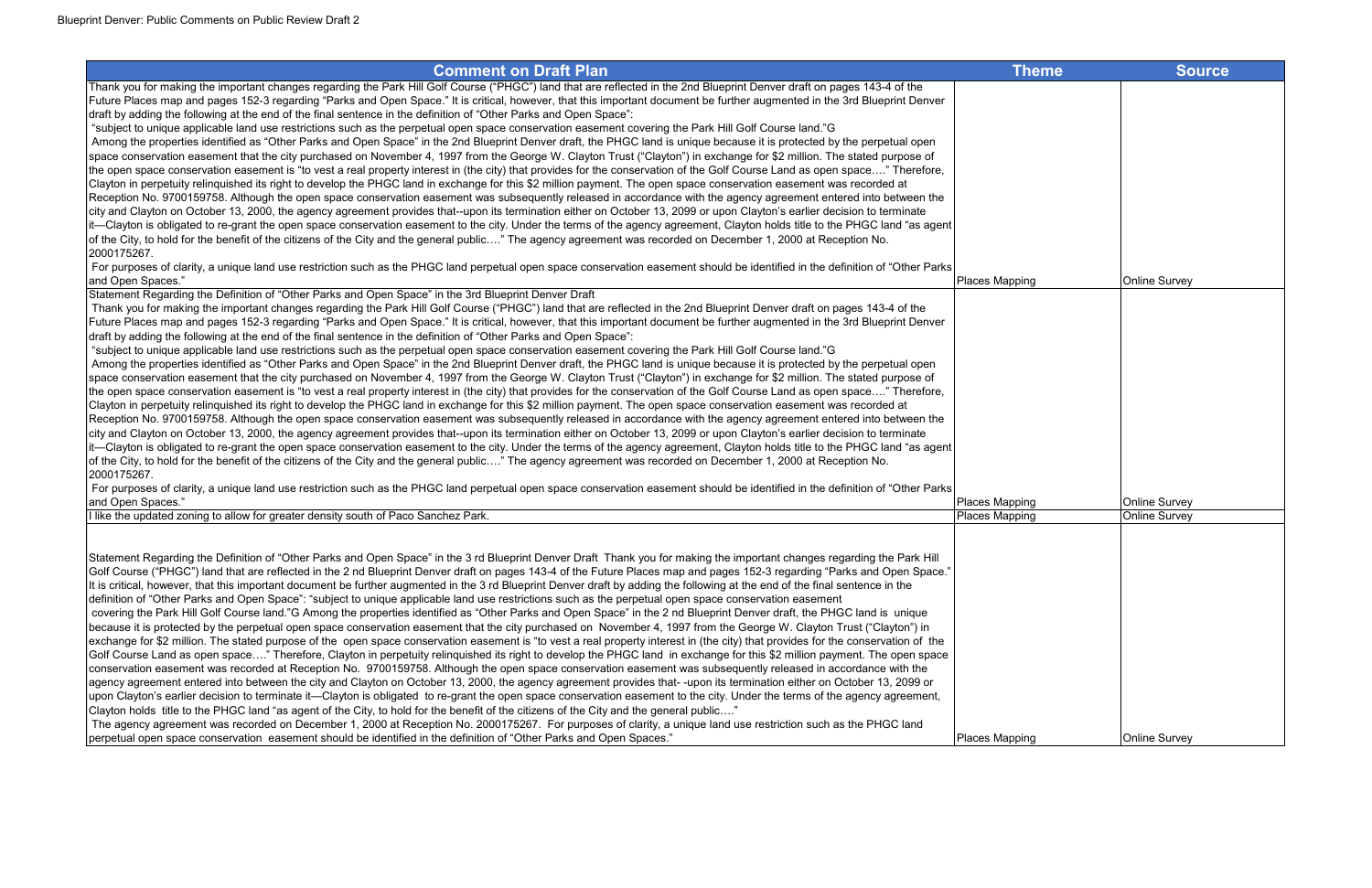| Comment on Draft Plan | Theme | Source |
| --- | --- | --- |
| Thank you for making the important changes regarding the Park Hill Golf Course ("PHGC") land that are reflected in the 2nd Blueprint Denver draft on pages 143-4 of the Future Places map and pages 152-3 regarding "Parks and Open Space." It is critical, however, that this important document be further augmented in the 3rd Blueprint Denver draft by adding the following at the end of the final sentence in the definition of "Other Parks and Open Space": "subject to unique applicable land use restrictions such as the perpetual open space conservation easement covering the Park Hill Golf Course land."G Among the properties identified as "Other Parks and Open Space" in the 2nd Blueprint Denver draft, the PHGC land is unique because it is protected by the perpetual open space conservation easement that the city purchased on November 4, 1997 from the George W. Clayton Trust ("Clayton") in exchange for $2 million. The stated purpose of the open space conservation easement is "to vest a real property interest in (the city) that provides for the conservation of the Golf Course Land as open space…." Therefore, Clayton in perpetuity relinquished its right to develop the PHGC land in exchange for this $2 million payment. The open space conservation easement was recorded at Reception No. 9700159758. Although the open space conservation easement was subsequently released in accordance with the agency agreement entered into between the city and Clayton on October 13, 2000, the agency agreement provides that--upon its termination either on October 13, 2099 or upon Clayton's earlier decision to terminate it—Clayton is obligated to re-grant the open space conservation easement to the city. Under the terms of the agency agreement, Clayton holds title to the PHGC land "as agent of the City, to hold for the benefit of the citizens of the City and the general public…." The agency agreement was recorded on December 1, 2000 at Reception No. 2000175267. For purposes of clarity, a unique land use restriction such as the PHGC land perpetual open space conservation easement should be identified in the definition of "Other Parks and Open Spaces." | Places Mapping | Online Survey |
| Statement Regarding the Definition of "Other Parks and Open Space" in the 3rd Blueprint Denver Draft Thank you for making the important changes regarding the Park Hill Golf Course ("PHGC") land that are reflected in the 2nd Blueprint Denver draft on pages 143-4 of the Future Places map and pages 152-3 regarding "Parks and Open Space." It is critical, however, that this important document be further augmented in the 3rd Blueprint Denver draft by adding the following at the end of the final sentence in the definition of "Other Parks and Open Space": "subject to unique applicable land use restrictions such as the perpetual open space conservation easement covering the Park Hill Golf Course land."G Among the properties identified as "Other Parks and Open Space" in the 2nd Blueprint Denver draft, the PHGC land is unique because it is protected by the perpetual open space conservation easement that the city purchased on November 4, 1997 from the George W. Clayton Trust ("Clayton") in exchange for $2 million. The stated purpose of the open space conservation easement is "to vest a real property interest in (the city) that provides for the conservation of the Golf Course Land as open space…." Therefore, Clayton in perpetuity relinquished its right to develop the PHGC land in exchange for this $2 million payment. The open space conservation easement was recorded at Reception No. 9700159758. Although the open space conservation easement was subsequently released in accordance with the agency agreement entered into between the city and Clayton on October 13, 2000, the agency agreement provides that--upon its termination either on October 13, 2099 or upon Clayton's earlier decision to terminate it—Clayton is obligated to re-grant the open space conservation easement to the city. Under the terms of the agency agreement, Clayton holds title to the PHGC land "as agent of the City, to hold for the benefit of the citizens of the City and the general public…." The agency agreement was recorded on December 1, 2000 at Reception No. 2000175267. For purposes of clarity, a unique land use restriction such as the PHGC land perpetual open space conservation easement should be identified in the definition of "Other Parks and Open Spaces." | Places Mapping | Online Survey |
| I like the updated zoning to allow for greater density south of Paco Sanchez Park. | Places Mapping | Online Survey |
| Statement Regarding the Definition of "Other Parks and Open Space" in the 3 rd Blueprint Denver Draft Thank you for making the important changes regarding the Park Hill Golf Course ("PHGC") land that are reflected in the 2 nd Blueprint Denver draft on pages 143-4 of the Future Places map and pages 152-3 regarding "Parks and Open Space." It is critical, however, that this important document be further augmented in the 3 rd Blueprint Denver draft by adding the following at the end of the final sentence in the definition of "Other Parks and Open Space": "subject to unique applicable land use restrictions such as the perpetual open space conservation easement covering the Park Hill Golf Course land."G Among the properties identified as "Other Parks and Open Space" in the 2 nd Blueprint Denver draft, the PHGC land is unique because it is protected by the perpetual open space conservation easement that the city purchased on November 4, 1997 from the George W. Clayton Trust ("Clayton") in exchange for $2 million. The stated purpose of the open space conservation easement is "to vest a real property interest in (the city) that provides for the conservation of the Golf Course Land as open space…." Therefore, Clayton in perpetuity relinquished its right to develop the PHGC land in exchange for this $2 million payment. The open space conservation easement was recorded at Reception No. 9700159758. Although the open space conservation easement was subsequently released in accordance with the agency agreement entered into between the city and Clayton on October 13, 2000, the agency agreement provides that- -upon its termination either on October 13, 2099 or upon Clayton's earlier decision to terminate it—Clayton is obligated to re-grant the open space conservation easement to the city. Under the terms of the agency agreement, Clayton holds title to the PHGC land "as agent of the City, to hold for the benefit of the citizens of the City and the general public…." The agency agreement was recorded on December 1, 2000 at Reception No. 2000175267. For purposes of clarity, a unique land use restriction such as the PHGC land perpetual open space conservation easement should be identified in the definition of "Other Parks and Open Spaces." | Places Mapping | Online Survey |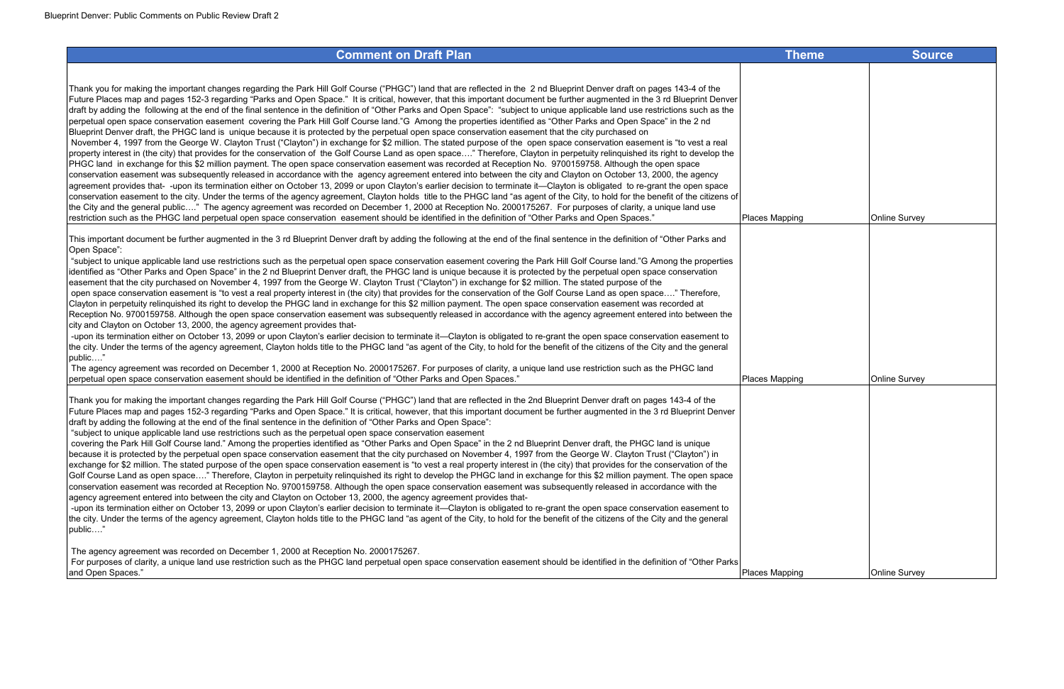| Comment on Draft Plan | Theme | Source |
|---|---|---|
| Thank you for making the important changes regarding the Park Hill Golf Course ("PHGC") land that are reflected in the 2 nd Blueprint Denver draft on pages 143-4 of the Future Places map and pages 152-3 regarding "Parks and Open Space." It is critical, however, that this important document be further augmented in the 3 rd Blueprint Denver draft by adding the following at the end of the final sentence in the definition of "Other Parks and Open Space": "subject to unique applicable land use restrictions such as the perpetual open space conservation easement covering the Park Hill Golf Course land."G Among the properties identified as "Other Parks and Open Space" in the 2 nd Blueprint Denver draft, the PHGC land is unique because it is protected by the perpetual open space conservation easement that the city purchased on November 4, 1997 from the George W. Clayton Trust ("Clayton") in exchange for $2 million. The stated purpose of the open space conservation easement is "to vest a real property interest in (the city) that provides for the conservation of the Golf Course Land as open space…." Therefore, Clayton in perpetuity relinquished its right to develop the PHGC land in exchange for this $2 million payment. The open space conservation easement was recorded at Reception No. 9700159758. Although the open space conservation easement was subsequently released in accordance with the agency agreement entered into between the city and Clayton on October 13, 2000, the agency agreement provides that- -upon its termination either on October 13, 2099 or upon Clayton's earlier decision to terminate it—Clayton is obligated to re-grant the open space conservation easement to the city. Under the terms of the agency agreement, Clayton holds title to the PHGC land "as agent of the City, to hold for the benefit of the citizens of the City and the general public…." The agency agreement was recorded on December 1, 2000 at Reception No. 2000175267. For purposes of clarity, a unique land use restriction such as the PHGC land perpetual open space conservation easement should be identified in the definition of "Other Parks and Open Spaces." | Places Mapping | Online Survey |
| This important document be further augmented in the 3 rd Blueprint Denver draft by adding the following at the end of the final sentence in the definition of "Other Parks and Open Space": "subject to unique applicable land use restrictions such as the perpetual open space conservation easement covering the Park Hill Golf Course land."G Among the properties identified as "Other Parks and Open Space" in the 2 nd Blueprint Denver draft, the PHGC land is unique because it is protected by the perpetual open space conservation easement that the city purchased on November 4, 1997 from the George W. Clayton Trust ("Clayton") in exchange for $2 million. The stated purpose of the open space conservation easement is "to vest a real property interest in (the city) that provides for the conservation of the Golf Course Land as open space…." Therefore, Clayton in perpetuity relinquished its right to develop the PHGC land in exchange for this $2 million payment. The open space conservation easement was recorded at Reception No. 9700159758. Although the open space conservation easement was subsequently released in accordance with the agency agreement entered into between the city and Clayton on October 13, 2000, the agency agreement provides that- -upon its termination either on October 13, 2099 or upon Clayton's earlier decision to terminate it—Clayton is obligated to re-grant the open space conservation easement to the city. Under the terms of the agency agreement, Clayton holds title to the PHGC land "as agent of the City, to hold for the benefit of the citizens of the City and the general public…." The agency agreement was recorded on December 1, 2000 at Reception No. 2000175267. For purposes of clarity, a unique land use restriction such as the PHGC land perpetual open space conservation easement should be identified in the definition of "Other Parks and Open Spaces." | Places Mapping | Online Survey |
| Thank you for making the important changes regarding the Park Hill Golf Course ("PHGC") land that are reflected in the 2nd Blueprint Denver draft on pages 143-4 of the Future Places map and pages 152-3 regarding "Parks and Open Space." It is critical, however, that this important document be further augmented in the 3 rd Blueprint Denver draft by adding the following at the end of the final sentence in the definition of "Other Parks and Open Space": "subject to unique applicable land use restrictions such as the perpetual open space conservation easement covering the Park Hill Golf Course land." Among the properties identified as "Other Parks and Open Space" in the 2 nd Blueprint Denver draft, the PHGC land is unique because it is protected by the perpetual open space conservation easement that the city purchased on November 4, 1997 from the George W. Clayton Trust ("Clayton") in exchange for $2 million. The stated purpose of the open space conservation easement is "to vest a real property interest in (the city) that provides for the conservation of the Golf Course Land as open space…." Therefore, Clayton in perpetuity relinquished its right to develop the PHGC land in exchange for this $2 million payment. The open space conservation easement was recorded at Reception No. 9700159758. Although the open space conservation easement was subsequently released in accordance with the agency agreement entered into between the city and Clayton on October 13, 2000, the agency agreement provides that- -upon its termination either on October 13, 2099 or upon Clayton's earlier decision to terminate it—Clayton is obligated to re-grant the open space conservation easement to the city. Under the terms of the agency agreement, Clayton holds title to the PHGC land "as agent of the City, to hold for the benefit of the citizens of the City and the general public…." The agency agreement was recorded on December 1, 2000 at Reception No. 2000175267. For purposes of clarity, a unique land use restriction such as the PHGC land perpetual open space conservation easement should be identified in the definition of "Other Parks and Open Spaces." | Places Mapping | Online Survey |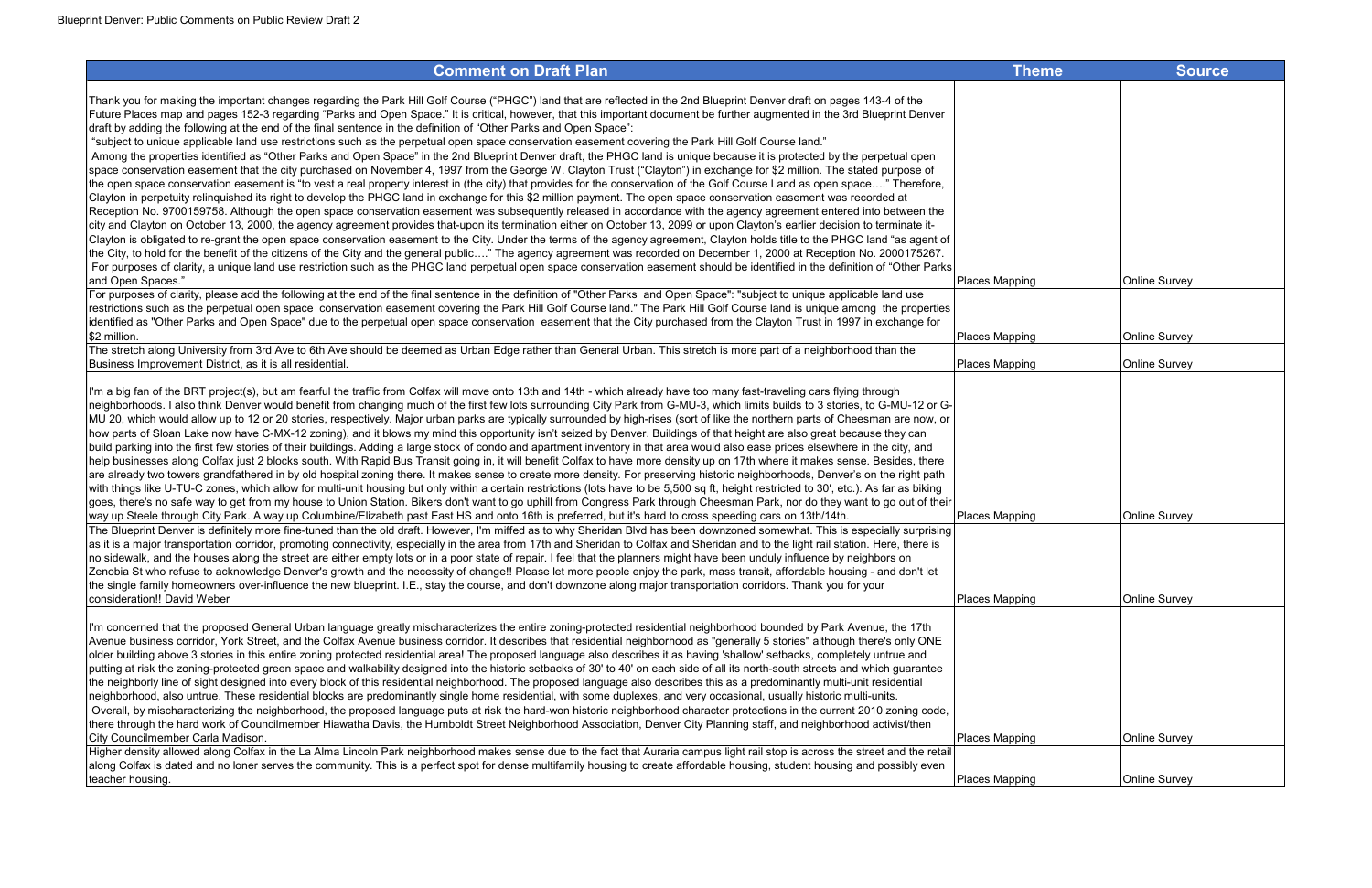| Comment on Draft Plan | Theme | Source |
|---|---|---|
| Thank you for making the important changes regarding the Park Hill Golf Course ("PHGC") land that are reflected in the 2nd Blueprint Denver draft on pages 143-4 of the Future Places map and pages 152-3 regarding "Parks and Open Space." It is critical, however, that this important document be further augmented in the 3rd Blueprint Denver draft by adding the following at the end of the final sentence in the definition of "Other Parks and Open Space": "subject to unique applicable land use restrictions such as the perpetual open space conservation easement covering the Park Hill Golf Course land." Among the properties identified as "Other Parks and Open Space" in the 2nd Blueprint Denver draft, the PHGC land is unique because it is protected by the perpetual open space conservation easement that the city purchased on November 4, 1997 from the George W. Clayton Trust ("Clayton") in exchange for $2 million. The stated purpose of the open space conservation easement is "to vest a real property interest in (the city) that provides for the conservation of the Golf Course Land as open space…." Therefore, Clayton in perpetuity relinquished its right to develop the PHGC land in exchange for this $2 million payment. The open space conservation easement was recorded at Reception No. 9700159758. Although the open space conservation easement was subsequently released in accordance with the agency agreement entered into between the city and Clayton on October 13, 2000, the agency agreement provides that-upon its termination either on October 13, 2099 or upon Clayton's earlier decision to terminate it-Clayton is obligated to re-grant the open space conservation easement to the City. Under the terms of the agency agreement, Clayton holds title to the PHGC land "as agent of the City, to hold for the benefit of the citizens of the City and the general public…." The agency agreement was recorded on December 1, 2000 at Reception No. 2000175267. For purposes of clarity, a unique land use restriction such as the PHGC land perpetual open space conservation easement should be identified in the definition of "Other Parks and Open Spaces." | Places Mapping | Online Survey |
| For purposes of clarity, please add the following at the end of the final sentence in the definition of "Other Parks and Open Space": "subject to unique applicable land use restrictions such as the perpetual open space conservation easement covering the Park Hill Golf Course land." The Park Hill Golf Course land is unique among the properties identified as "Other Parks and Open Space" due to the perpetual open space conservation easement that the City purchased from the Clayton Trust in 1997 in exchange for $2 million. | Places Mapping | Online Survey |
| The stretch along University from 3rd Ave to 6th Ave should be deemed as Urban Edge rather than General Urban. This stretch is more part of a neighborhood than the Business Improvement District, as it is all residential. | Places Mapping | Online Survey |
| I'm a big fan of the BRT project(s), but am fearful the traffic from Colfax will move onto 13th and 14th - which already have too many fast-traveling cars flying through neighborhoods. I also think Denver would benefit from changing much of the first few lots surrounding City Park from G-MU-3, which limits builds to 3 stories, to G-MU-12 or G-MU 20, which would allow up to 12 or 20 stories, respectively. Major urban parks are typically surrounded by high-rises (sort of like the northern parts of Cheesman are now, or how parts of Sloan Lake now have C-MX-12 zoning), and it blows my mind this opportunity isn't seized by Denver. Buildings of that height are also great because they can build parking into the first few stories of their buildings. Adding a large stock of condo and apartment inventory in that area would also ease prices elsewhere in the city, and help businesses along Colfax just 2 blocks south. With Rapid Bus Transit going in, it will benefit Colfax to have more density up on 17th where it makes sense. Besides, there are already two towers grandfathered in by old hospital zoning there. It makes sense to create more density. For preserving historic neighborhoods, Denver's on the right path with things like U-TU-C zones, which allow for multi-unit housing but only within a certain restrictions (lots have to be 5,500 sq ft, height restricted to 30', etc.). As far as biking goes, there's no safe way to get from my house to Union Station. Bikers don't want to go uphill from Congress Park through Cheesman Park, nor do they want to go out of their way up Steele through City Park. A way up Columbine/Elizabeth past East HS and onto 16th is preferred, but it's hard to cross speeding cars on 13th/14th. | Places Mapping | Online Survey |
| The Blueprint Denver is definitely more fine-tuned than the old draft. However, I'm miffed as to why Sheridan Blvd has been downzoned somewhat. This is especially surprising as it is a major transportation corridor, promoting connectivity, especially in the area from 17th and Sheridan to Colfax and Sheridan and to the light rail station. Here, there is no sidewalk, and the houses along the street are either empty lots or in a poor state of repair. I feel that the planners might have been unduly influence by neighbors on Zenobia St who refuse to acknowledge Denver's growth and the necessity of change!! Please let more people enjoy the park, mass transit, affordable housing - and don't let the single family homeowners over-influence the new blueprint. I.E., stay the course, and don't downzone along major transportation corridors. Thank you for your consideration!! David Weber | Places Mapping | Online Survey |
| I'm concerned that the proposed General Urban language greatly mischaracterizes the entire zoning-protected residential neighborhood bounded by Park Avenue, the 17th Avenue business corridor, York Street, and the Colfax Avenue business corridor. It describes that residential neighborhood as "generally 5 stories" although there's only ONE older building above 3 stories in this entire zoning protected residential area! The proposed language also describes it as having 'shallow' setbacks, completely untrue and putting at risk the zoning-protected green space and walkability designed into the historic setbacks of 30' to 40' on each side of all its north-south streets and which guarantee the neighborly line of sight designed into every block of this residential neighborhood. The proposed language also describes this as a predominantly multi-unit residential neighborhood, also untrue. These residential blocks are predominantly single home residential, with some duplexes, and very occasional, usually historic multi-units. Overall, by mischaracterizing the neighborhood, the proposed language puts at risk the hard-won historic neighborhood character protections in the current 2010 zoning code, there through the hard work of Councilmember Hiawatha Davis, the Humboldt Street Neighborhood Association, Denver City Planning staff, and neighborhood activist/then City Councilmember Carla Madison. | Places Mapping | Online Survey |
| Higher density allowed along Colfax in the La Alma Lincoln Park neighborhood makes sense due to the fact that Auraria campus light rail stop is across the street and the retail along Colfax is dated and no loner serves the community. This is a perfect spot for dense multifamily housing to create affordable housing, student housing and possibly even teacher housing. | Places Mapping | Online Survey |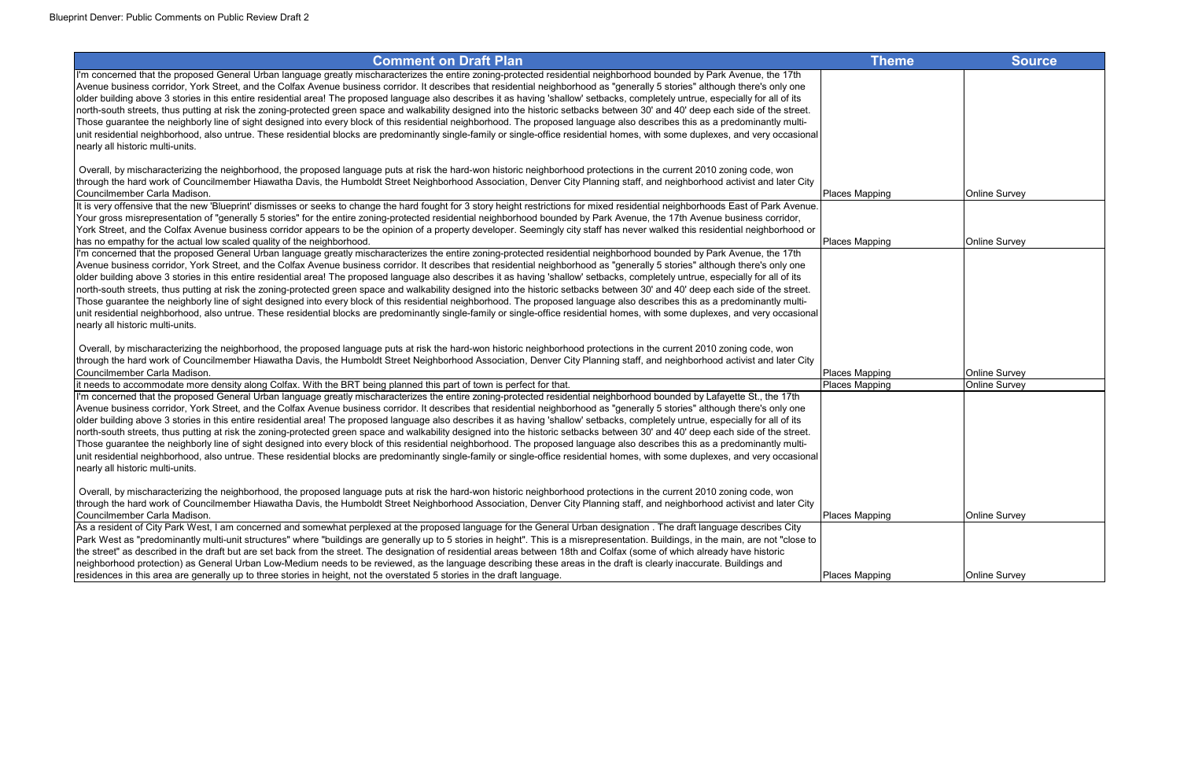| Comment on Draft Plan | Theme | Source |
|---|---|---|
| I'm concerned that the proposed General Urban language greatly mischaracterizes the entire zoning-protected residential neighborhood bounded by Park Avenue, the 17th Avenue business corridor, York Street, and the Colfax Avenue business corridor. It describes that residential neighborhood as "generally 5 stories" although there's only one older building above 3 stories in this entire residential area! The proposed language also describes it as having 'shallow' setbacks, completely untrue, especially for all of its north-south streets, thus putting at risk the zoning-protected green space and walkability designed into the historic setbacks between 30' and 40' deep each side of the street. Those guarantee the neighborly line of sight designed into every block of this residential neighborhood. The proposed language also describes this as a predominantly multi-unit residential neighborhood, also untrue. These residential blocks are predominantly single-family or single-office residential homes, with some duplexes, and very occasional nearly all historic multi-units.<br><br>Overall, by mischaracterizing the neighborhood, the proposed language puts at risk the hard-won historic neighborhood protections in the current 2010 zoning code, won through the hard work of Councilmember Hiawatha Davis, the Humboldt Street Neighborhood Association, Denver City Planning staff, and neighborhood activist and later City Councilmember Carla Madison. | Places Mapping | Online Survey |
| It is very offensive that the new 'Blueprint' dismisses or seeks to change the hard fought for 3 story height restrictions for mixed residential neighborhoods East of Park Avenue. Your gross misrepresentation of "generally 5 stories" for the entire zoning-protected residential neighborhood bounded by Park Avenue, the 17th Avenue business corridor, York Street, and the Colfax Avenue business corridor appears to be the opinion of a property developer. Seemingly city staff has never walked this residential neighborhood or has no empathy for the actual low scaled quality of the neighborhood. | Places Mapping | Online Survey |
| I'm concerned that the proposed General Urban language greatly mischaracterizes the entire zoning-protected residential neighborhood bounded by Park Avenue, the 17th Avenue business corridor, York Street, and the Colfax Avenue business corridor. It describes that residential neighborhood as "generally 5 stories" although there's only one older building above 3 stories in this entire residential area! The proposed language also describes it as having 'shallow' setbacks, completely untrue, especially for all of its north-south streets, thus putting at risk the zoning-protected green space and walkability designed into the historic setbacks between 30' and 40' deep each side of the street. Those guarantee the neighborly line of sight designed into every block of this residential neighborhood. The proposed language also describes this as a predominantly multi-unit residential neighborhood, also untrue. These residential blocks are predominantly single-family or single-office residential homes, with some duplexes, and very occasional nearly all historic multi-units.<br><br>Overall, by mischaracterizing the neighborhood, the proposed language puts at risk the hard-won historic neighborhood protections in the current 2010 zoning code, won through the hard work of Councilmember Hiawatha Davis, the Humboldt Street Neighborhood Association, Denver City Planning staff, and neighborhood activist and later City Councilmember Carla Madison. | Places Mapping | Online Survey |
| it needs to accommodate more density along Colfax. With the BRT being planned this part of town is perfect for that. | Places Mapping | Online Survey |
| I'm concerned that the proposed General Urban language greatly mischaracterizes the entire zoning-protected residential neighborhood bounded by Lafayette St., the 17th Avenue business corridor, York Street, and the Colfax Avenue business corridor. It describes that residential neighborhood as "generally 5 stories" although there's only one older building above 3 stories in this entire residential area! The proposed language also describes it as having 'shallow' setbacks, completely untrue, especially for all of its north-south streets, thus putting at risk the zoning-protected green space and walkability designed into the historic setbacks between 30' and 40' deep each side of the street. Those guarantee the neighborly line of sight designed into every block of this residential neighborhood. The proposed language also describes this as a predominantly multi-unit residential neighborhood, also untrue. These residential blocks are predominantly single-family or single-office residential homes, with some duplexes, and very occasional nearly all historic multi-units.<br><br>Overall, by mischaracterizing the neighborhood, the proposed language puts at risk the hard-won historic neighborhood protections in the current 2010 zoning code, won through the hard work of Councilmember Hiawatha Davis, the Humboldt Street Neighborhood Association, Denver City Planning staff, and neighborhood activist and later City Councilmember Carla Madison. | Places Mapping | Online Survey |
| As a resident of City Park West, I am concerned and somewhat perplexed at the proposed language for the General Urban designation . The draft language describes City Park West as "predominantly multi-unit structures" where "buildings are generally up to 5 stories in height". This is a misrepresentation. Buildings, in the main, are not "close to the street" as described in the draft but are set back from the street. The designation of residential areas between 18th and Colfax (some of which already have historic neighborhood protection) as General Urban Low-Medium needs to be reviewed, as the language describing these areas in the draft is clearly inaccurate. Buildings and residences in this area are generally up to three stories in height, not the overstated 5 stories in the draft language. | Places Mapping | Online Survey |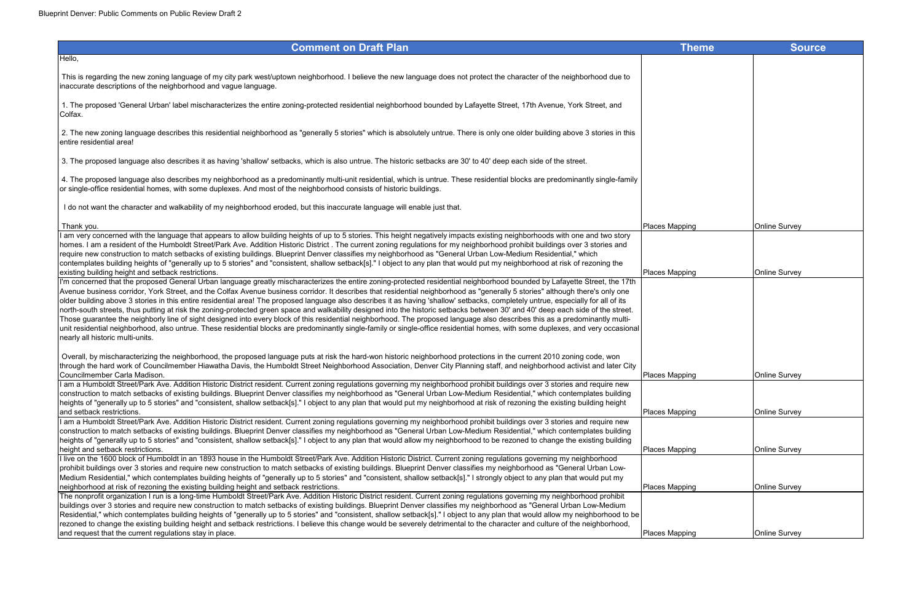| Comment on Draft Plan | Theme | Source |
|---|---|---|
| Hello,<br><br>This is regarding the new zoning language of my city park west/uptown neighborhood. I believe the new language does not protect the character of the neighborhood due to inaccurate descriptions of the neighborhood and vague language.<br><br>1. The proposed 'General Urban' label mischaracterizes the entire zoning-protected residential neighborhood bounded by Lafayette Street, 17th Avenue, York Street, and Colfax.<br><br>2. The new zoning language describes this residential neighborhood as "generally 5 stories" which is absolutely untrue. There is only one older building above 3 stories in this entire residential area!<br><br>3. The proposed language also describes it as having 'shallow' setbacks, which is also untrue. The historic setbacks are 30' to 40' deep each side of the street.<br><br>4. The proposed language also describes my neighborhood as a predominantly multi-unit residential, which is untrue. These residential blocks are predominantly single-family or single-office residential homes, with some duplexes. And most of the neighborhood consists of historic buildings.<br><br>I do not want the character and walkability of my neighborhood eroded, but this inaccurate language will enable just that.<br><br>Thank you. | Places Mapping | Online Survey |
| I am very concerned with the language that appears to allow building heights of up to 5 stories. This height negatively impacts existing neighborhoods with one and two story homes. I am a resident of the Humboldt Street/Park Ave. Addition Historic District . The current zoning regulations for my neighborhood prohibit buildings over 3 stories and require new construction to match setbacks of existing buildings. Blueprint Denver classifies my neighborhood as "General Urban Low-Medium Residential," which contemplates building heights of "generally up to 5 stories" and "consistent, shallow setback[s]." I object to any plan that would put my neighborhood at risk of rezoning the existing building height and setback restrictions. | Places Mapping | Online Survey |
| I'm concerned that the proposed General Urban language greatly mischaracterizes the entire zoning-protected residential neighborhood bounded by Lafayette Street, the 17th Avenue business corridor, York Street, and the Colfax Avenue business corridor. It describes that residential neighborhood as "generally 5 stories" although there's only one older building above 3 stories in this entire residential area! The proposed language also describes it as having 'shallow' setbacks, completely untrue, especially for all of its north-south streets, thus putting at risk the zoning-protected green space and walkability designed into the historic setbacks between 30' and 40' deep each side of the street. Those guarantee the neighborly line of sight designed into every block of this residential neighborhood. The proposed language also describes this as a predominantly multi-unit residential neighborhood, also untrue. These residential blocks are predominantly single-family or single-office residential homes, with some duplexes, and very occasional nearly all historic multi-units.<br><br>Overall, by mischaracterizing the neighborhood, the proposed language puts at risk the hard-won historic neighborhood protections in the current 2010 zoning code, won through the hard work of Councilmember Hiawatha Davis, the Humboldt Street Neighborhood Association, Denver City Planning staff, and neighborhood activist and later City Councilmember Carla Madison. | Places Mapping | Online Survey |
| I am a Humboldt Street/Park Ave. Addition Historic District resident. Current zoning regulations governing my neighborhood prohibit buildings over 3 stories and require new construction to match setbacks of existing buildings. Blueprint Denver classifies my neighborhood as "General Urban Low-Medium Residential," which contemplates building heights of "generally up to 5 stories" and "consistent, shallow setback[s]." I object to any plan that would put my neighborhood at risk of rezoning the existing building height and setback restrictions. | Places Mapping | Online Survey |
| I am a Humboldt Street/Park Ave. Addition Historic District resident. Current zoning regulations governing my neighborhood prohibit buildings over 3 stories and require new construction to match setbacks of existing buildings. Blueprint Denver classifies my neighborhood as "General Urban Low-Medium Residential," which contemplates building heights of "generally up to 5 stories" and "consistent, shallow setback[s]." I object to any plan that would allow my neighborhood to be rezoned to change the existing building height and setback restrictions. | Places Mapping | Online Survey |
| I live on the 1600 block of Humboldt in an 1893 house in the Humboldt Street/Park Ave. Addition Historic District. Current zoning regulations governing my neighborhood prohibit buildings over 3 stories and require new construction to match setbacks of existing buildings. Blueprint Denver classifies my neighborhood as "General Urban Low-Medium Residential," which contemplates building heights of "generally up to 5 stories" and "consistent, shallow setback[s]." I strongly object to any plan that would put my neighborhood at risk of rezoning the existing building height and setback restrictions. | Places Mapping | Online Survey |
| The nonprofit organization I run is a long-time Humboldt Street/Park Ave. Addition Historic District resident. Current zoning regulations governing my neighborhood prohibit buildings over 3 stories and require new construction to match setbacks of existing buildings. Blueprint Denver classifies my neighborhood as "General Urban Low-Medium Residential," which contemplates building heights of "generally up to 5 stories" and "consistent, shallow setback[s]." I object to any plan that would allow my neighborhood to be rezoned to change the existing building height and setback restrictions. I believe this change would be severely detrimental to the character and culture of the neighborhood, and request that the current regulations stay in place. | Places Mapping | Online Survey |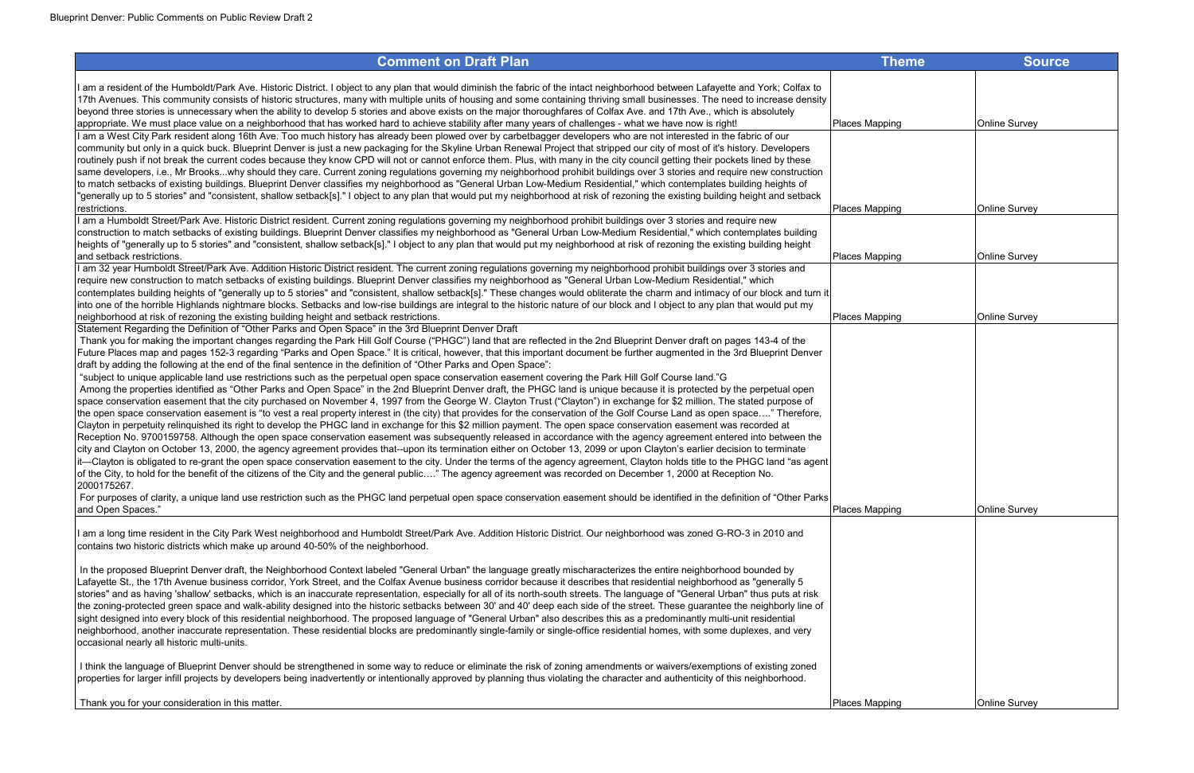| Comment on Draft Plan | Theme | Source |
|---|---|---|
| I am a resident of the Humboldt/Park Ave. Historic District. I object to any plan that would diminish the fabric of the intact neighborhood between Lafayette and York; Colfax to 17th Avenues. This community consists of historic structures, many with multiple units of housing and some containing thriving small businesses. The need to increase density beyond three stories is unnecessary when the ability to develop 5 stories and above exists on the major thoroughfares of Colfax Ave. and 17th Ave., which is absolutely appropriate. We must place value on a neighborhood that has worked hard to achieve stability after many years of challenges - what we have now is right! | Places Mapping | Online Survey |
| I am a West City Park resident along 16th Ave. Too much history has already been plowed over by carbetbagger developers who are not interested in the fabric of our community but only in a quick buck. Blueprint Denver is just a new packaging for the Skyline Urban Renewal Project that stripped our city of most of it's history. Developers routinely push if not break the current codes because they know CPD will not or cannot enforce them. Plus, with many in the city council getting their pockets lined by these same developers, i.e., Mr Brooks...why should they care. Current zoning regulations governing my neighborhood prohibit buildings over 3 stories and require new construction to match setbacks of existing buildings. Blueprint Denver classifies my neighborhood as "General Urban Low-Medium Residential," which contemplates building heights of "generally up to 5 stories" and "consistent, shallow setback[s]." I object to any plan that would put my neighborhood at risk of rezoning the existing building height and setback restrictions. | Places Mapping | Online Survey |
| I am a Humboldt Street/Park Ave. Historic District resident. Current zoning regulations governing my neighborhood prohibit buildings over 3 stories and require new construction to match setbacks of existing buildings. Blueprint Denver classifies my neighborhood as "General Urban Low-Medium Residential," which contemplates building heights of "generally up to 5 stories" and "consistent, shallow setback[s]." I object to any plan that would put my neighborhood at risk of rezoning the existing building height and setback restrictions. | Places Mapping | Online Survey |
| I am 32 year Humboldt Street/Park Ave. Addition Historic District resident. The current zoning regulations governing my neighborhood prohibit buildings over 3 stories and require new construction to match setbacks of existing buildings. Blueprint Denver classifies my neighborhood as "General Urban Low-Medium Residential," which contemplates building heights of "generally up to 5 stories" and "consistent, shallow setback[s]." These changes would obliterate the charm and intimacy of our block and turn it into one of the horrible Highlands nightmare blocks. Setbacks and low-rise buildings are integral to the historic nature of our block and I object to any plan that would put my neighborhood at risk of rezoning the existing building height and setback restrictions. | Places Mapping | Online Survey |
| Statement Regarding the Definition of "Other Parks and Open Space" in the 3rd Blueprint Denver Draft<br>Thank you for making the important changes regarding the Park Hill Golf Course ("PHGC") land that are reflected in the 2nd Blueprint Denver draft on pages 143-4 of the Future Places map and pages 152-3 regarding "Parks and Open Space." It is critical, however, that this important document be further augmented in the 3rd Blueprint Denver draft by adding the following at the end of the final sentence in the definition of "Other Parks and Open Space":<br>"subject to unique applicable land use restrictions such as the perpetual open space conservation easement covering the Park Hill Golf Course land."G<br>Among the properties identified as "Other Parks and Open Space" in the 2nd Blueprint Denver draft, the PHGC land is unique because it is protected by the perpetual open space conservation easement that the city purchased on November 4, 1997 from the George W. Clayton Trust ("Clayton") in exchange for $2 million. The stated purpose of the open space conservation easement is "to vest a real property interest in (the city) that provides for the conservation of the Golf Course Land as open space…." Therefore, Clayton in perpetuity relinquished its right to develop the PHGC land in exchange for this $2 million payment. The open space conservation easement was recorded at Reception No. 9700159758. Although the open space conservation easement was subsequently released in accordance with the agency agreement entered into between the city and Clayton on October 13, 2000, the agency agreement provides that--upon its termination either on October 13, 2099 or upon Clayton's earlier decision to terminate it—Clayton is obligated to re-grant the open space conservation easement to the city. Under the terms of the agency agreement, Clayton holds title to the PHGC land "as agent of the City, to hold for the benefit of the citizens of the City and the general public…." The agency agreement was recorded on December 1, 2000 at Reception No. 2000175267.<br>For purposes of clarity, a unique land use restriction such as the PHGC land perpetual open space conservation easement should be identified in the definition of "Other Parks and Open Spaces." | Places Mapping | Online Survey |
| I am a long time resident in the City Park West neighborhood and Humboldt Street/Park Ave. Addition Historic District. Our neighborhood was zoned G-RO-3 in 2010 and contains two historic districts which make up around 40-50% of the neighborhood.<br><br>In the proposed Blueprint Denver draft, the Neighborhood Context labeled "General Urban" the language greatly mischaracterizes the entire neighborhood bounded by Lafayette St., the 17th Avenue business corridor, York Street, and the Colfax Avenue business corridor because it describes that residential neighborhood as "generally 5 stories" and as having 'shallow' setbacks, which is an inaccurate representation, especially for all of its north-south streets. The language of "General Urban" thus puts at risk the zoning-protected green space and walk-ability designed into the historic setbacks between 30' and 40' deep each side of the street. These guarantee the neighborly line of sight designed into every block of this residential neighborhood. The proposed language of "General Urban" also describes this as a predominantly multi-unit residential neighborhood, another inaccurate representation. These residential blocks are predominantly single-family or single-office residential homes, with some duplexes, and very occasional nearly all historic multi-units.<br><br>I think the language of Blueprint Denver should be strengthened in some way to reduce or eliminate the risk of zoning amendments or waivers/exemptions of existing zoned properties for larger infill projects by developers being inadvertently or intentionally approved by planning thus violating the character and authenticity of this neighborhood.<br><br>Thank you for your consideration in this matter. | Places Mapping | Online Survey |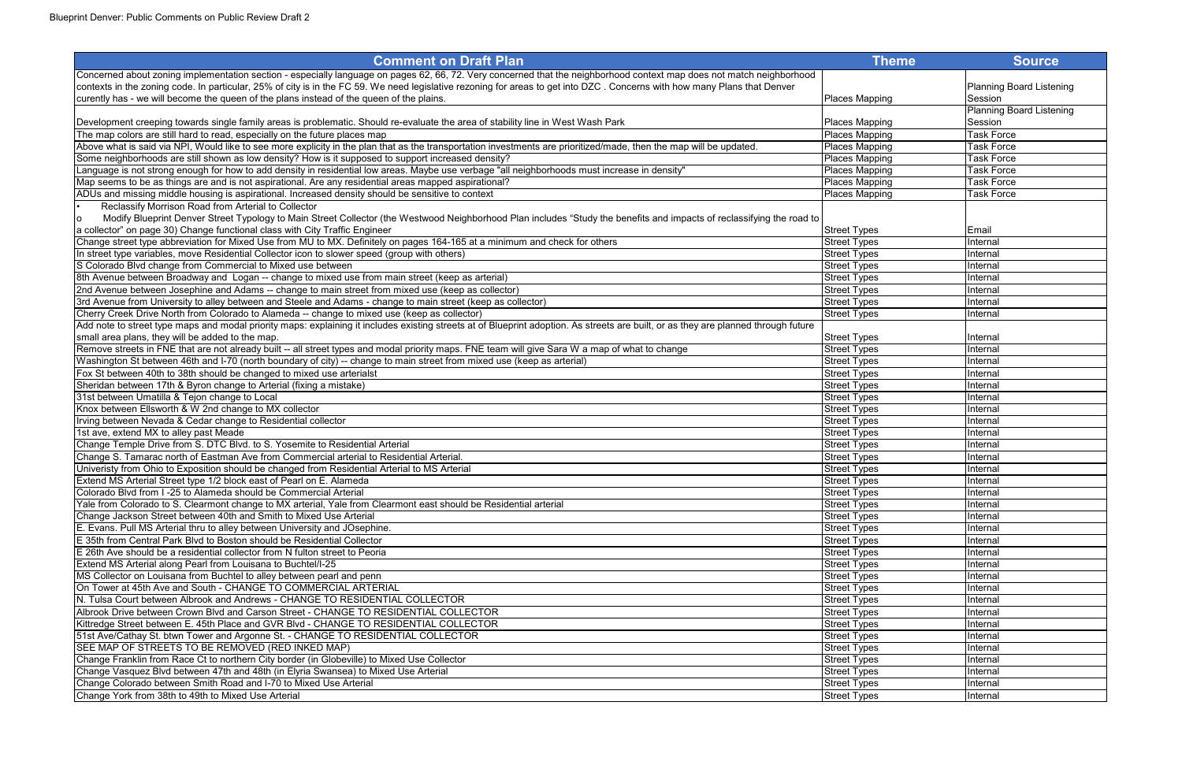Blueprint Denver: Public Comments on Public Review Draft 2

| Comment on Draft Plan | Theme | Source |
|---|---|---|
| Concerned about zoning implementation section - especially language on pages 62, 66, 72. Very concerned that the neighborhood context map does not match neighborhood contexts in the zoning code. In particular, 25% of city is in the FC 59. We need legislative rezoning for areas to get into DZC . Concerns with how many Plans that Denver curently has - we will become the queen of the plans instead of the queen of the plains. | Places Mapping | Planning Board Listening Session |
| Development creeping towards single family areas is problematic. Should re-evaluate the area of stability line in West Wash Park | Places Mapping | Planning Board Listening Session |
| The map colors are still hard to read, especially on the future places map | Places Mapping | Task Force |
| Above what is said via NPI, Would like to see more explicity in the plan that as the transportation investments are prioritized/made, then the map will be updated. | Places Mapping | Task Force |
| Some neighborhoods are still shown as low density? How is it supposed to support increased density? | Places Mapping | Task Force |
| Language is not strong enough for how to add density in residential low areas. Maybe use verbage "all neighborhoods must increase in density" | Places Mapping | Task Force |
| Map seems to be as things are and is not aspirational. Are any residential areas mapped aspirational? | Places Mapping | Task Force |
| ADUs and missing middle housing is aspirational. Increased density should be sensitive to context | Places Mapping | Task Force |
| • Reclassify Morrison Road from Arterial to Collector<br>o Modify Blueprint Denver Street Typology to Main Street Collector (the Westwood Neighborhood Plan includes "Study the benefits and impacts of reclassifying the road to a collector" on page 30) Change functional class with City Traffic Engineer | Street Types | Email |
| Change street type abbreviation for Mixed Use from MU to MX. Definitely on pages 164-165 at a minimum and check for others | Street Types | Internal |
| In street type variables, move Residential Collector icon to slower speed (group with others) | Street Types | Internal |
| S Colorado Blvd change from Commercial to Mixed use between | Street Types | Internal |
| 8th Avenue between Broadway and Logan -- change to mixed use from main street (keep as arterial) | Street Types | Internal |
| 2nd Avenue between Josephine and Adams -- change to main street from mixed use (keep as collector) | Street Types | Internal |
| 3rd Avenue from University to alley between and Steele and Adams - change to main street (keep as collector) | Street Types | Internal |
| Cherry Creek Drive North from Colorado to Alameda -- change to mixed use (keep as collector) | Street Types | Internal |
| Add note to street type maps and modal priority maps: explaining it includes existing streets at of Blueprint adoption. As streets are built, or as they are planned through future small area plans, they will be added to the map. | Street Types | Internal |
| Remove streets in FNE that are not already built -- all street types and modal priority maps. FNE team will give Sara W a map of what to change | Street Types | Internal |
| Washington St between 46th and I-70 (north boundary of city) -- change to main street from mixed use (keep as arterial) | Street Types | Internal |
| Fox St between 40th to 38th should be changed to mixed use arterialst | Street Types | Internal |
| Sheridan between 17th & Byron change to Arterial (fixing a mistake) | Street Types | Internal |
| 31st between Umatilla & Tejon change to Local | Street Types | Internal |
| Knox between Ellsworth & W 2nd change to MX collector | Street Types | Internal |
| Irving between Nevada & Cedar change to Residential collector | Street Types | Internal |
| 1st ave, extend MX to alley past Meade | Street Types | Internal |
| Change Temple Drive from S. DTC Blvd. to S. Yosemite to Residential Arterial | Street Types | Internal |
| Change S. Tamarac north of Eastman Ave from Commercial arterial to Residential Arterial. | Street Types | Internal |
| Univeristy from Ohio to Exposition should be changed from Residential Arterial to MS Arterial | Street Types | Internal |
| Extend MS Arterial Street type 1/2 block east of Pearl on E. Alameda | Street Types | Internal |
| Colorado Blvd from I -25 to Alameda should be Commercial Arterial | Street Types | Internal |
| Yale from Colorado to S. Clearmont change to MX arterial, Yale from Clearmont east should be Residential arterial | Street Types | Internal |
| Change Jackson Street between 40th and Smith to Mixed Use Arterial | Street Types | Internal |
| E. Evans. Pull MS Arterial thru to alley between University and JOsephine. | Street Types | Internal |
| E 35th from Central Park Blvd to Boston should be Residential Collector | Street Types | Internal |
| E 26th Ave should be a residential collector from N fulton street to Peoria | Street Types | Internal |
| Extend MS Arterial along Pearl from Louisana to Buchtel/I-25 | Street Types | Internal |
| MS Collector on Louisana from Buchtel to alley between pearl and penn | Street Types | Internal |
| On Tower at 45th Ave and South - CHANGE TO COMMERCIAL ARTERIAL | Street Types | Internal |
| N. Tulsa Court between Albrook and Andrews - CHANGE TO RESIDENTIAL COLLECTOR | Street Types | Internal |
| Albrook Drive between Crown Blvd and Carson Street - CHANGE TO RESIDENTIAL COLLECTOR | Street Types | Internal |
| Kittredge Street between E. 45th Place and GVR Blvd - CHANGE TO RESIDENTIAL COLLECTOR | Street Types | Internal |
| 51st Ave/Cathay St. btwn Tower and Argonne St. - CHANGE TO RESIDENTIAL COLLECTOR | Street Types | Internal |
| SEE MAP OF STREETS TO BE REMOVED (RED INKED MAP) | Street Types | Internal |
| Change Franklin from Race Ct to northern City border (in Globeville) to Mixed Use Collector | Street Types | Internal |
| Change Vasquez Blvd between 47th and 48th (in Elyria Swansea) to Mixed Use Arterial | Street Types | Internal |
| Change Colorado between Smith Road and I-70 to Mixed Use Arterial | Street Types | Internal |
| Change York from 38th to 49th to Mixed Use Arterial | Street Types | Internal |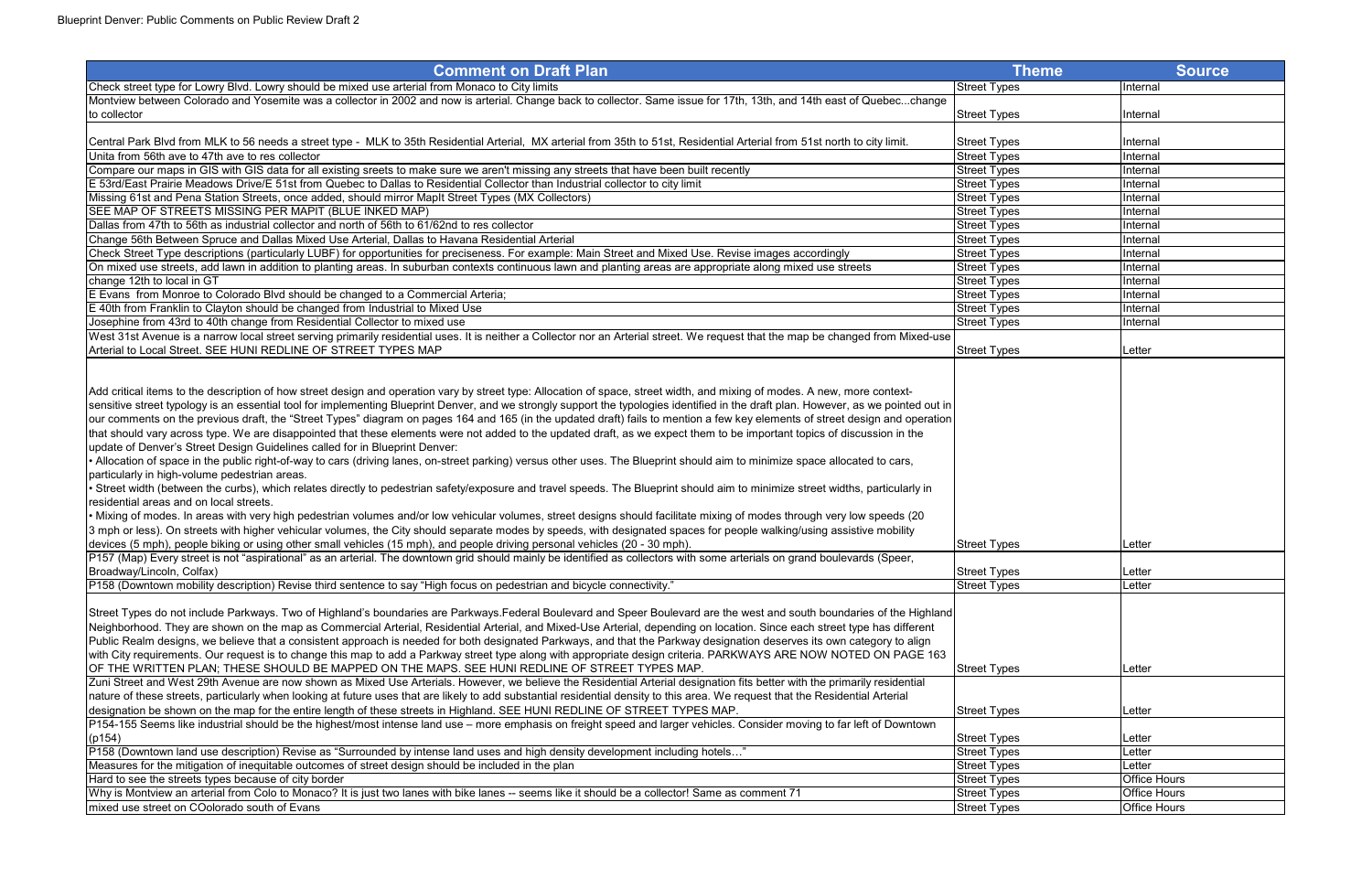| Comment on Draft Plan | Theme | Source |
|---|---|---|
| Check street type for Lowry Blvd. Lowry should be mixed use arterial from Monaco to City limits | Street Types | Internal |
| Montview between Colorado and Yosemite was a collector in 2002 and now is arterial. Change back to collector. Same issue for 17th, 13th, and 14th east of Quebec...change to collector | Street Types | Internal |
| Central Park Blvd from MLK to 56 needs a street type - MLK to 35th Residential Arterial, MX arterial from 35th to 51st, Residential Arterial from 51st north to city limit. | Street Types | Internal |
| Unita from 56th ave to 47th ave to res collector | Street Types | Internal |
| Compare our maps in GIS with GIS data for all existing sreets to make sure we aren't missing any streets that have been built recently | Street Types | Internal |
| E 53rd/East Prairie Meadows Drive/E 51st from Quebec to Dallas to Residential Collector than Industrial collector to city limit | Street Types | Internal |
| Missing 61st and Pena Station Streets, once added, should mirror MapIt Street Types (MX Collectors) | Street Types | Internal |
| SEE MAP OF STREETS MISSING PER MAPIT (BLUE INKED MAP) | Street Types | Internal |
| Dallas from 47th to 56th as industrial collector and north of 56th to 61/62nd to res collector | Street Types | Internal |
| Change 56th Between Spruce and Dallas Mixed Use Arterial, Dallas to Havana Residential Arterial | Street Types | Internal |
| Check Street Type descriptions (particularly LUBF) for opportunities for preciseness. For example: Main Street and Mixed Use. Revise images accordingly | Street Types | Internal |
| On mixed use streets, add lawn in addition to planting areas. In suburban contexts continuous lawn and planting areas are appropriate along mixed use streets | Street Types | Internal |
| change 12th to local in GT | Street Types | Internal |
| E Evans from Monroe to Colorado Blvd should be changed to a Commercial Arteria; | Street Types | Internal |
| E 40th from Franklin to Clayton should be changed from Industrial to Mixed Use | Street Types | Internal |
| Josephine from 43rd to 40th change from Residential Collector to mixed use | Street Types | Internal |
| West 31st Avenue is a narrow local street serving primarily residential uses. It is neither a Collector nor an Arterial street. We request that the map be changed from Mixed-use Arterial to Local Street. SEE HUNI REDLINE OF STREET TYPES MAP | Street Types | Letter |
| Add critical items to the description of how street design and operation vary by street type: Allocation of space, street width, and mixing of modes. A new, more context-sensitive street typology is an essential tool for implementing Blueprint Denver, and we strongly support the typologies identified in the draft plan. However, as we pointed out in our comments on the previous draft, the "Street Types" diagram on pages 164 and 165 (in the updated draft) fails to mention a few key elements of street design and operation that should vary across type. We are disappointed that these elements were not added to the updated draft, as we expect them to be important topics of discussion in the update of Denver's Street Design Guidelines called for in Blueprint Denver: • Allocation of space in the public right-of-way to cars (driving lanes, on-street parking) versus other uses. The Blueprint should aim to minimize space allocated to cars, particularly in high-volume pedestrian areas. • Street width (between the curbs), which relates directly to pedestrian safety/exposure and travel speeds. The Blueprint should aim to minimize street widths, particularly in residential areas and on local streets. • Mixing of modes. In areas with very high pedestrian volumes and/or low vehicular volumes, street designs should facilitate mixing of modes through very low speeds (20 3 mph or less). On streets with higher vehicular volumes, the City should separate modes by speeds, with designated spaces for people walking/using assistive mobility devices (5 mph), people biking or using other small vehicles (15 mph), and people driving personal vehicles (20 - 30 mph). | Street Types | Letter |
| P157 (Map) Every street is not "aspirational" as an arterial. The downtown grid should mainly be identified as collectors with some arterials on grand boulevards (Speer, Broadway/Lincoln, Colfax) | Street Types | Letter |
| P158 (Downtown mobility description) Revise third sentence to say "High focus on pedestrian and bicycle connectivity." | Street Types | Letter |
| Street Types do not include Parkways. Two of Highland's boundaries are Parkways.Federal Boulevard and Speer Boulevard are the west and south boundaries of the Highland Neighborhood. They are shown on the map as Commercial Arterial, Residential Arterial, and Mixed-Use Arterial, depending on location. Since each street type has different Public Realm designs, we believe that a consistent approach is needed for both designated Parkways, and that the Parkway designation deserves its own category to align with City requirements. Our request is to change this map to add a Parkway street type along with appropriate design criteria. PARKWAYS ARE NOW NOTED ON PAGE 163 OF THE WRITTEN PLAN; THESE SHOULD BE MAPPED ON THE MAPS. SEE HUNI REDLINE OF STREET TYPES MAP. | Street Types | Letter |
| Zuni Street and West 29th Avenue are now shown as Mixed Use Arterials. However, we believe the Residential Arterial designation fits better with the primarily residential nature of these streets, particularly when looking at future uses that are likely to add substantial residential density to this area. We request that the Residential Arterial designation be shown on the map for the entire length of these streets in Highland. SEE HUNI REDLINE OF STREET TYPES MAP. | Street Types | Letter |
| P154-155 Seems like industrial should be the highest/most intense land use – more emphasis on freight speed and larger vehicles. Consider moving to far left of Downtown (p154) | Street Types | Letter |
| P158 (Downtown land use description) Revise as "Surrounded by intense land uses and high density development including hotels…" | Street Types | Letter |
| Measures for the mitigation of inequitable outcomes of street design should be included in the plan | Street Types | Letter |
| Hard to see the streets types because of city border | Street Types | Office Hours |
| Why is Montview an arterial from Colo to Monaco? It is just two lanes with bike lanes -- seems like it should be a collector! Same as comment 71 | Street Types | Office Hours |
| mixed use street on COolorado south of Evans | Street Types | Office Hours |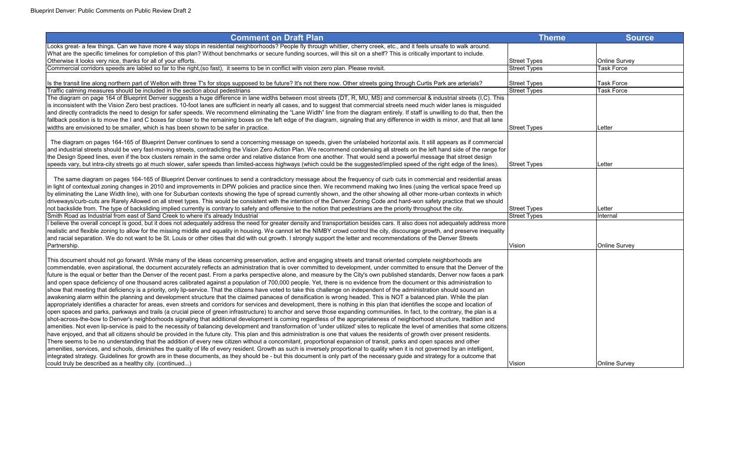| Comment on Draft Plan | Theme | Source |
|---|---|---|
| Looks great- a few things. Can we have more 4 way stops in residential neighborhoods? People fly through whittier, cherry creek, etc., and it feels unsafe to walk around. What are the specific timelines for completion of this plan? Without benchmarks or secure funding sources, will this sit on a shelf? This is critically important to include. Otherwise it looks very nice, thanks for all of your efforts. | Street Types | Online Survey |
| Commercial corridors speeds are labled so far to the right,(so fast), it seems to be in conflict with vision zero plan. Please revisit. | Street Types | Task Force |
| Is the transit line along northern part of Welton with three T's for stops supposed to be future? It's not there now. Other streets going through Curtis Park are arterials? | Street Types | Task Force |
| Traffic calming measures should be included in the section about pedestrians | Street Types | Task Force |
| The diagram on page 164 of Blueprint Denver suggests a huge difference in lane widths between most streets (DT, R, MU, MS) and commercial & industrial streets (I,C). This is inconsistent with the Vision Zero best practices. 10-foot lanes are sufficient in nearly all cases, and to suggest that commercial streets need much wider lanes is misguided and directly contradicts the need to design for safer speeds. We recommend eliminating the "Lane Width" line from the diagram entirely. If staff is unwilling to do that, then the fallback position is to move the I and C boxes far closer to the remaining boxes on the left edge of the diagram, signaling that any difference in width is minor, and that all lane widths are envisioned to be smaller, which is has been shown to be safer in practice. | Street Types | Letter |
| The diagram on pages 164-165 of Blueprint Denver continues to send a concerning message on speeds, given the unlabeled horizontal axis. It still appears as if commercial and industrial streets should be very fast-moving streets, contradicting the Vision Zero Action Plan. We recommend condensing all streets on the left hand side of the range for the Design Speed lines, even if the box clusters remain in the same order and relative distance from one another. That would send a powerful message that street design speeds vary, but intra-city streets go at much slower, safer speeds than limited-access highways (which could be the suggested/implied speed of the right edge of the lines). | Street Types | Letter |
| The same diagram on pages 164-165 of Blueprint Denver continues to send a contradictory message about the frequency of curb cuts in commercial and residential areas in light of contextual zoning changes in 2010 and improvements in DPW policies and practice since then. We recommend making two lines (using the vertical space freed up by eliminating the Lane Width line), with one for Suburban contexts showing the type of spread currently shown, and the other showing all other more-urban contexts in which driveways/curb-cuts are Rarely Allowed on all street types. This would be consistent with the intention of the Denver Zoning Code and hard-won safety practice that we should not backslide from. The type of backsliding implied currently is contrary to safety and offensive to the notion that pedestrians are the priority throughout the city. | Street Types | Letter |
| Smith Road as Industrial from east of Sand Creek to where it's already Industrial | Street Types | Internal |
| I believe the overall concept is good, but it does not adequately address the need for greater density and transportation besides cars. It also does not adequately address more realistic and flexible zoning to allow for the missing middle and equality in housing. We cannot let the NIMBY crowd control the city, discourage growth, and preserve inequality and racial separation. We do not want to be St. Louis or other cities that did with out growth. I strongly support the letter and recommendations of the Denver Streets Partnership. | Vision | Online Survey |
| This document should not go forward. While many of the ideas concerning preservation, active and engaging streets and transit oriented complete neighborhoods are commendable, even aspirational, the document accurately reflects an administration that is over committed to development, under committed to ensure that the Denver of the future is the equal or better than the Denver of the recent past. From a parks perspective alone, and measure by the City's own published standards, Denver now faces a park and open space deficiency of one thousand acres calibrated against a population of 700,000 people. Yet, there is no evidence from the document or this administration to show that meeting that deficiency is a priority, only lip-service. That the citizens have voted to take this challenge on independent of the administration should sound an awakening alarm within the planning and development structure that the claimed panacea of densification is wrong headed. This is NOT a balanced plan. While the plan appropriately identifies a character for areas, even streets and corridors for services and development, there is nothing in this plan that identifies the scope and location of open spaces and parks, parkways and trails (a crucial piece of green infrastructure) to anchor and serve those expanding communities. In fact, to the contrary, the plan is a shot-across-the-bow to Denver's neighborhoods signaling that additional development is coming regardless of the appropriateness of neighborhood structure, tradition and amenities. Not even lip-service is paid to the necessity of balancing development and transformation of 'under utilized' sites to replicate the level of amenities that some citizens have enjoyed, and that all citizens should be provided in the future city. This plan and this administration is one that values the residents of growth over present residents. There seems to be no understanding that the addition of every new citizen without a concomitant, proportional expansion of transit, parks and open spaces and other amenities, services, and schools, diminishes the quality of life of every resident. Growth as such is inversely proportional to quality when it is not governed by an intelligent, integrated strategy. Guidelines for growth are in these documents, as they should be - but this document is only part of the necessary guide and strategy for a outcome that could truly be described as a healthy city. (continued...) | Vision | Online Survey |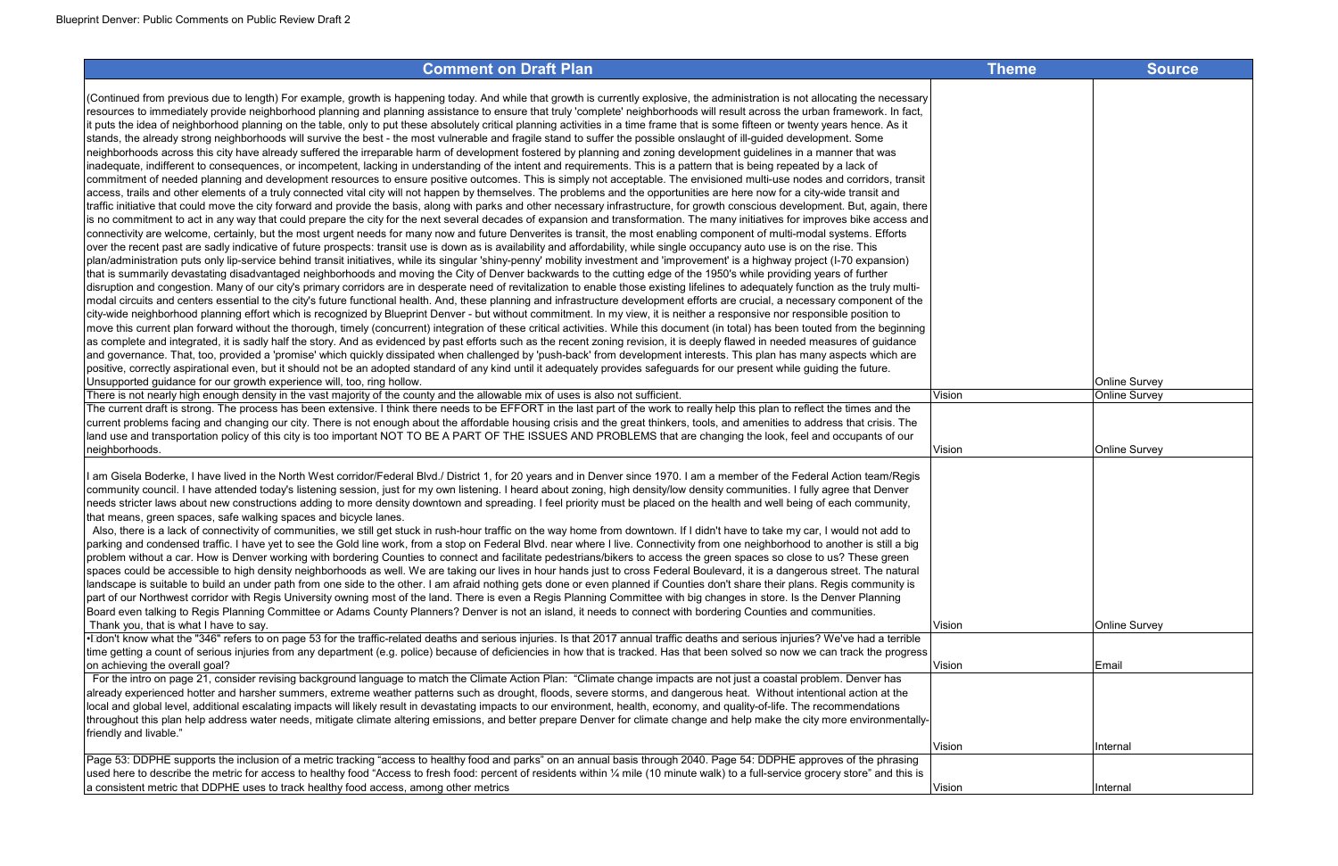| Comment on Draft Plan | Theme | Source |
|---|---|---|
| (Continued from previous due to length) For example, growth is happening today. And while that growth is currently explosive, the administration is not allocating the necessary resources to immediately provide neighborhood planning and planning assistance to ensure that truly 'complete' neighborhoods will result across the urban framework. In fact, it puts the idea of neighborhood planning on the table, only to put these absolutely critical planning activities in a time frame that is some fifteen or twenty years hence. As it stands, the already strong neighborhoods will survive the best - the most vulnerable and fragile stand to suffer the possible onslaught of ill-guided development. Some neighborhoods across this city have already suffered the irreparable harm of development fostered by planning and zoning development guidelines in a manner that was inadequate, indifferent to consequences, or incompetent, lacking in understanding of the intent and requirements. This is a pattern that is being repeated by a lack of commitment of needed planning and development resources to ensure positive outcomes. This is simply not acceptable. The envisioned multi-use nodes and corridors, transit access, trails and other elements of a truly connected vital city will not happen by themselves. The problems and the opportunities are here now for a city-wide transit and traffic initiative that could move the city forward and provide the basis, along with parks and other necessary infrastructure, for growth conscious development. But, again, there is no commitment to act in any way that could prepare the city for the next several decades of expansion and transformation. The many initiatives for improves bike access and connectivity are welcome, certainly, but the most urgent needs for many now and future Denverites is transit, the most enabling component of multi-modal systems. Efforts over the recent past are sadly indicative of future prospects: transit use is down as is availability and affordability, while single occupancy auto use is on the rise. This plan/administration puts only lip-service behind transit initiatives, while its singular 'shiny-penny' mobility investment and 'improvement' is a highway project (I-70 expansion) that is summarily devastating disadvantaged neighborhoods and moving the City of Denver backwards to the cutting edge of the 1950's while providing years of further disruption and congestion. Many of our city's primary corridors are in desperate need of revitalization to enable those existing lifelines to adequately function as the truly multi-modal circuits and centers essential to the city's future functional health. And, these planning and infrastructure development efforts are crucial, a necessary component of the city-wide neighborhood planning effort which is recognized by Blueprint Denver - but without commitment. In my view, it is neither a responsive nor responsible position to move this current plan forward without the thorough, timely (concurrent) integration of these critical activities. While this document (in total) has been touted from the beginning as complete and integrated, it is sadly half the story. And as evidenced by past efforts such as the recent zoning revision, it is deeply flawed in needed measures of guidance and governance. That, too, provided a 'promise' which quickly dissipated when challenged by 'push-back' from development interests. This plan has many aspects which are positive, correctly aspirational even, but it should not be an adopted standard of any kind until it adequately provides safeguards for our present while guiding the future. Unsupported guidance for our growth experience will, too, ring hollow. | | Online Survey |
| There is not nearly high enough density in the vast majority of the county and the allowable mix of uses is also not sufficient. | Vision | Online Survey |
| The current draft is strong. The process has been extensive. I think there needs to be EFFORT in the last part of the work to really help this plan to reflect the times and the current problems facing and changing our city. There is not enough about the affordable housing crisis and the great thinkers, tools, and amenities to address that crisis. The land use and transportation policy of this city is too important NOT TO BE A PART OF THE ISSUES AND PROBLEMS that are changing the look, feel and occupants of our neighborhoods. | Vision | Online Survey |
| I am Gisela Boderke, I have lived in the North West corridor/Federal Blvd./ District 1, for 20 years and in Denver since 1970. I am a member of the Federal Action team/Regis community council. I have attended today's listening session, just for my own listening. I heard about zoning, high density/low density communities. I fully agree that Denver needs stricter laws about new constructions adding to more density downtown and spreading. I feel priority must be placed on the health and well being of each community, that means, green spaces, safe walking spaces and bicycle lanes. Also, there is a lack of connectivity of communities, we still get stuck in rush-hour traffic on the way home from downtown. If I didn't have to take my car, I would not add to parking and condensed traffic. I have yet to see the Gold line work, from a stop on Federal Blvd. near where I live. Connectivity from one neighborhood to another is still a big problem without a car. How is Denver working with bordering Counties to connect and facilitate pedestrians/bikers to access the green spaces so close to us? These green spaces could be accessible to high density neighborhoods as well. We are taking our lives in hour hands just to cross Federal Boulevard, it is a dangerous street. The natural landscape is suitable to build an under path from one side to the other. I am afraid nothing gets done or even planned if Counties don't share their plans. Regis community is part of our Northwest corridor with Regis University owning most of the land. There is even a Regis Planning Committee with big changes in store. Is the Denver Planning Board even talking to Regis Planning Committee or Adams County Planners? Denver is not an island, it needs to connect with bordering Counties and communities. Thank you, that is what I have to say. | Vision | Online Survey |
| •I don't know what the "346" refers to on page 53 for the traffic-related deaths and serious injuries. Is that 2017 annual traffic deaths and serious injuries? We've had a terrible time getting a count of serious injuries from any department (e.g. police) because of deficiencies in how that is tracked. Has that been solved so now we can track the progress on achieving the overall goal? | Vision | Email |
| For the intro on page 21, consider revising background language to match the Climate Action Plan: "Climate change impacts are not just a coastal problem. Denver has already experienced hotter and harsher summers, extreme weather patterns such as drought, floods, severe storms, and dangerous heat. Without intentional action at the local and global level, additional escalating impacts will likely result in devastating impacts to our environment, health, economy, and quality-of-life. The recommendations throughout this plan help address water needs, mitigate climate altering emissions, and better prepare Denver for climate change and help make the city more environmentally-friendly and livable." | Vision | Internal |
| Page 53: DDPHE supports the inclusion of a metric tracking "access to healthy food and parks" on an annual basis through 2040. Page 54: DDPHE approves of the phrasing used here to describe the metric for access to healthy food "Access to fresh food: percent of residents within ¼ mile (10 minute walk) to a full-service grocery store" and this is a consistent metric that DDPHE uses to track healthy food access, among other metrics | Vision | Internal |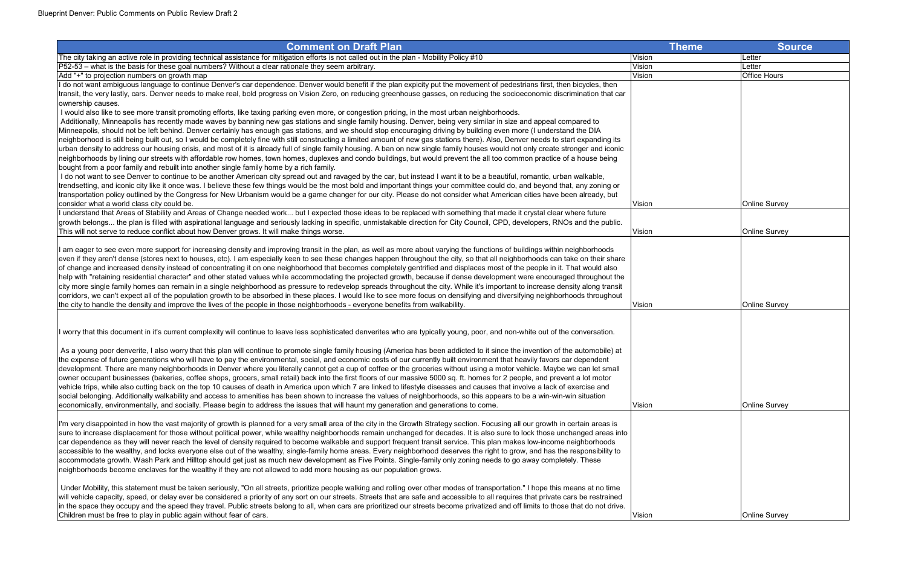| Comment on Draft Plan | Theme | Source |
| --- | --- | --- |
| The city taking an active role in providing technical assistance for mitigation efforts is not called out in the plan - Mobility Policy #10 | Vision | Letter |
| P52-53 – what is the basis for these goal numbers? Without a clear rationale they seem arbitrary. | Vision | Letter |
| Add "+" to projection numbers on growth map | Vision | Office Hours |
| I do not want ambiguous language to continue Denver's car dependence. Denver would benefit if the plan expicity put the movement of pedestrians first, then bicycles, then transit, the very lastly, cars. Denver needs to make real, bold progress on Vision Zero, on reducing greenhouse gasses, on reducing the socioeconomic discrimination that car ownership causes.<br>I would also like to see more transit promoting efforts, like taxing parking even more, or congestion pricing, in the most urban neighborhoods.<br>Additionally, Minneapolis has recently made waves by banning new gas stations and single family housing. Denver, being very similar in size and appeal compared to Minneapolis, should not be left behind. Denver certainly has enough gas stations, and we should stop encouraging driving by building even more (I understand the DIA neighborhood is still being built out, so I would be completely fine with still constructing a limited amount of new gas stations there). Also, Denver needs to start expanding its urban density to address our housing crisis, and most of it is already full of single family housing. A ban on new single family houses would not only create stronger and iconic neighborhoods by lining our streets with affordable row homes, town homes, duplexes and condo buildings, but would prevent the all too common practice of a house being bought from a poor family and rebuilt into another single family home by a rich family.<br>I do not want to see Denver to continue to be another American city spread out and ravaged by the car, but instead I want it to be a beautiful, romantic, urban walkable, trendsetting, and iconic city like it once was. I believe these few things would be the most bold and important things your committee could do, and beyond that, any zoning or transportation policy outlined by the Congress for New Urbanism would be a game changer for our city. Please do not consider what American cities have been already, but consider what a world class city could be. | Vision | Online Survey |
| I understand that Areas of Stability and Areas of Change needed work... but I expected those ideas to be replaced with something that made it crystal clear where future growth belongs... the plan is filled with aspirational language and seriously lacking in specific, unmistakable direction for City Council, CPD, developers, RNOs and the public. This will not serve to reduce conflict about how Denver grows. It will make things worse. | Vision | Online Survey |
| I am eager to see even more support for increasing density and improving transit in the plan, as well as more about varying the functions of buildings within neighborhoods even if they aren't dense (stores next to houses, etc). I am especially keen to see these changes happen throughout the city, so that all neighborhoods can take on their share of change and increased density instead of concentrating it on one neighborhood that becomes completely gentrified and displaces most of the people in it. That would also help with "retaining residential character" and other stated values while accommodating the projected growth, because if dense development were encouraged throughout the city more single family homes can remain in a single neighborhood as pressure to redevelop spreads throughout the city. While it's important to increase density along transit corridors, we can't expect all of the population growth to be absorbed in these places. I would like to see more focus on densifying and diversifying neighborhoods throughout the city to handle the density and improve the lives of the people in those neighborhoods - everyone benefits from walkability. | Vision | Online Survey |
| I worry that this document in it's current complexity will continue to leave less sophisticated denverites who are typically young, poor, and non-white out of the conversation.<br><br>As a young poor denverite, I also worry that this plan will continue to promote single family housing (America has been addicted to it since the invention of the automobile) at the expense of future generations who will have to pay the environmental, social, and economic costs of our currently built environment that heavily favors car dependent development. There are many neighborhoods in Denver where you literally cannot get a cup of coffee or the groceries without using a motor vehicle. Maybe we can let small owner occupant businesses (bakeries, coffee shops, grocers, small retail) back into the first floors of our massive 5000 sq. ft. homes for 2 people, and prevent a lot motor vehicle trips, while also cutting back on the top 10 causes of death in America upon which 7 are linked to lifestyle diseases and causes that involve a lack of exercise and social belonging. Additionally walkability and access to amenities has been shown to increase the values of neighborhoods, so this appears to be a win-win-win situation economically, environmentally, and socially. Please begin to address the issues that will haunt my generation and generations to come. | Vision | Online Survey |
| I'm very disappointed in how the vast majority of growth is planned for a very small area of the city in the Growth Strategy section. Focusing all our growth in certain areas is sure to increase displacement for those without political power, while wealthy neighborhoods remain unchanged for decades. It is also sure to lock those unchanged areas into car dependence as they will never reach the level of density required to become walkable and support frequent transit service. This plan makes low-income neighborhoods accessible to the wealthy, and locks everyone else out of the wealthy, single-family home areas. Every neighborhood deserves the right to grow, and has the responsibility to accommodate growth. Wash Park and Hilltop should get just as much new development as Five Points. Single-family only zoning needs to go away completely. These neighborhoods become enclaves for the wealthy if they are not allowed to add more housing as our population grows.<br><br>Under Mobility, this statement must be taken seriously, "On all streets, prioritize people walking and rolling over other modes of transportation." I hope this means at no time will vehicle capacity, speed, or delay ever be considered a priority of any sort on our streets. Streets that are safe and accessible to all requires that private cars be restrained in the space they occupy and the speed they travel. Public streets belong to all, when cars are prioritized our streets become privatized and off limits to those that do not drive. Children must be free to play in public again without fear of cars. | Vision | Online Survey |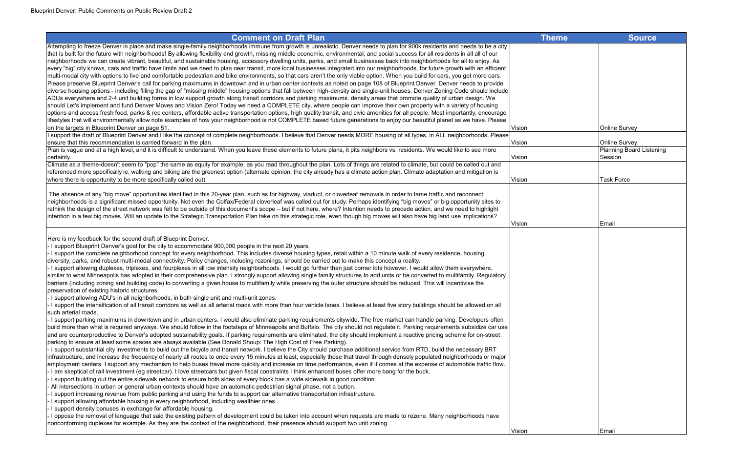| Comment on Draft Plan | Theme | Source |
|---|---|---|
| Attempting to freeze Denver in place and make single-family neighborhoods immune from growth is unrealistic. Denver needs to plan for 900k residents and needs to be a city that is built for the future with neighborhoods! By allowing flexibility and growth, missing middle economic, environmental, and social success for all residents in all all of our neighborhoods we can create vibrant, beautiful, and sustainable housing, accessory dwelling units, parks, and small businesses back into neighborhoods for all to enjoy. As every "big" city knows, cars and traffic have limits and we need to plan near transit, more local businesses integrated into our neighborhoods, for future growth with an efficient multi-modal city with options to live and comfortable pedestrian and bike environments, so that cars aren't the only viable option. When you build for cars, you get more cars. Please preserve Blueprint Denver's call for parking maximums in downtown and in urban center contexts as noted on page 108 of Blueprint Denver. Denver needs to provide diverse housing options - including filling the gap of "missing middle" housing options that fall between high-density and single-unit houses. Denver Zoning Code should include ADUs everywhere and 2-4 unit building forms in low support growth along transit corridors and parking maximums. density areas that promote quality of urban design. We should Let's implement and fund Denver Moves and Vision Zero! Today we need a COMPLETE city, where people can improve their own property with a variety of housing options and access fresh food, parks & rec centers, affordable active transportation options, high quality transit, and civic amenities for all people. Most importantly, encourage lifestyles that will environmentally allow note examples of how your neighborhood is not COMPLETE based future generations to enjoy our beautiful planet as we have. Please on the targets in Blueorint Denver on page 51. | Vision | Online Survey |
| I support the draft of Blueprint Denver and I like the concept of complete neighborhoods. I believe that Denver needs MORE housing of all types, in ALL neighborhoods. Please ensure that this recommendation is carried forward in the plan. | Vision | Online Survey |
| Plan is vague and at a high level, and it is difficult to understand. When you leave these elements to future plans, it pits neighbors vs. residents. We would like to see more certainty. | Vision | Planning Board Listening Session |
| Climate as a theme-doesn't seem to "pop" the same as equity for example, as you read throughout the plan. Lots of things are related to climate, but could be called out and referenced more specifically ie. walking and biking are the greenest option (alternate opinion: the city already has a climate action plan. Climate adaptation and mitigation is where there is opportunity to be more specifically called out) | Vision | Task Force |
| The absence of any "big move" opportunities identified in this 20-year plan, such as for highway, viaduct, or cloverleaf removals in order to tame traffic and reconnect neighborhoods is a significant missed opportunity. Not even the Colfax/Federal cloverleaf was called out for study. Perhaps identifying "big moves" or big opportunity sites to rethink the design of the street network was felt to be outside of this document's scope – but if not here, where? Intention needs to precede action, and we need to highlight intention in a few big moves. Will an update to the Strategic Transportation Plan take on this strategic role, even though big moves will also have big land use implications? | Vision | Email |
| Here is my feedback for the second draft of Blueprint Denver.<br>- I support Blueprint Denver's goal for the city to accommodate 900,000 people in the next 20 years.<br>- I support the complete neighborhood concept for every neighborhood. This includes diverse housing types, retail within a 10 minute walk of every residence, housing diversity, parks, and robust multi-modal connectivity. Policy changes, including rezonings, should be carried out to make this concept a reality.<br>- I support allowing duplexes, triplexes, and fourplexes in all low intensity neighborhoods. I would go further than just corner lots however. I would allow them everywhere, similar to what Minneapolis has adopted in their comprehensive plan. I strongly support allowing single family structures to add units or be converted to multifamily. Regulatory barriers (including zoning and building code) to converting a given house to multifamily while preserving the outer structure should be reduced. This will incentivise the preservation of existing historic structures.<br>- I support allowing ADU's in all neighborhoods, in both single unit and multi-unit zones.<br>- I support the intensification of all transit corridors as well as all arterial roads with more than four vehicle lanes. I believe at least five story buildings should be allowed on all such arterial roads.<br>- I support parking maximums in downtown and in urban centers. I would also eliminate parking requirements citywide. The free market can handle parking. Developers often build more than what is required anyways. We should follow in the footsteps of Minneapolis and Buffalo. The city should not regulate it. Parking requirements subsidize car use and are counterproductive to Denver's adopted sustainability goals. If parking requirements are eliminated, the city should implement a reactive pricing scheme for on-street parking to ensure at least some spaces are always available (See Donald Shoup: The High Cost of Free Parking).<br>- I support substantial city investments to build out the bicycle and transit network. I believe the City should purchase additional service from RTD, build the necessary BRT infrastructure, and increase the frequency of nearly all routes to once every 15 minutes at least, especially those that travel through densely populated neighborhoods or major employment centers. I support any mechanism to help buses travel more quickly and increase on time performance, even if it comes at the expense of automobile traffic flow.<br>- I am skeptical of rail investment (eg streetcar). I love streetcars but given fiscal constraints I think enhanced buses offer more bang for the buck.<br>- I support building out the entire sidewalk network to ensure both sides of every block has a wide sidewalk in good condition.<br>- All intersections in urban or general urban contexts should have an automatic pedestrian signal phase, not a button.<br>- I support increasing revenue from public parking and using the funds to support car alternative transportation infrastructure.<br>- I support allowing affordable housing in every neighborhood, including wealthier ones.<br>- I support density bonuses in exchange for affordable housing.<br>- I oppose the removal of language that said the existing pattern of development could be taken into account when requests are made to rezone. Many neighborhoods have nonconforming duplexes for example. As they are the context of the neighborhood, their presence should support two unit zoning. | Vision | Email |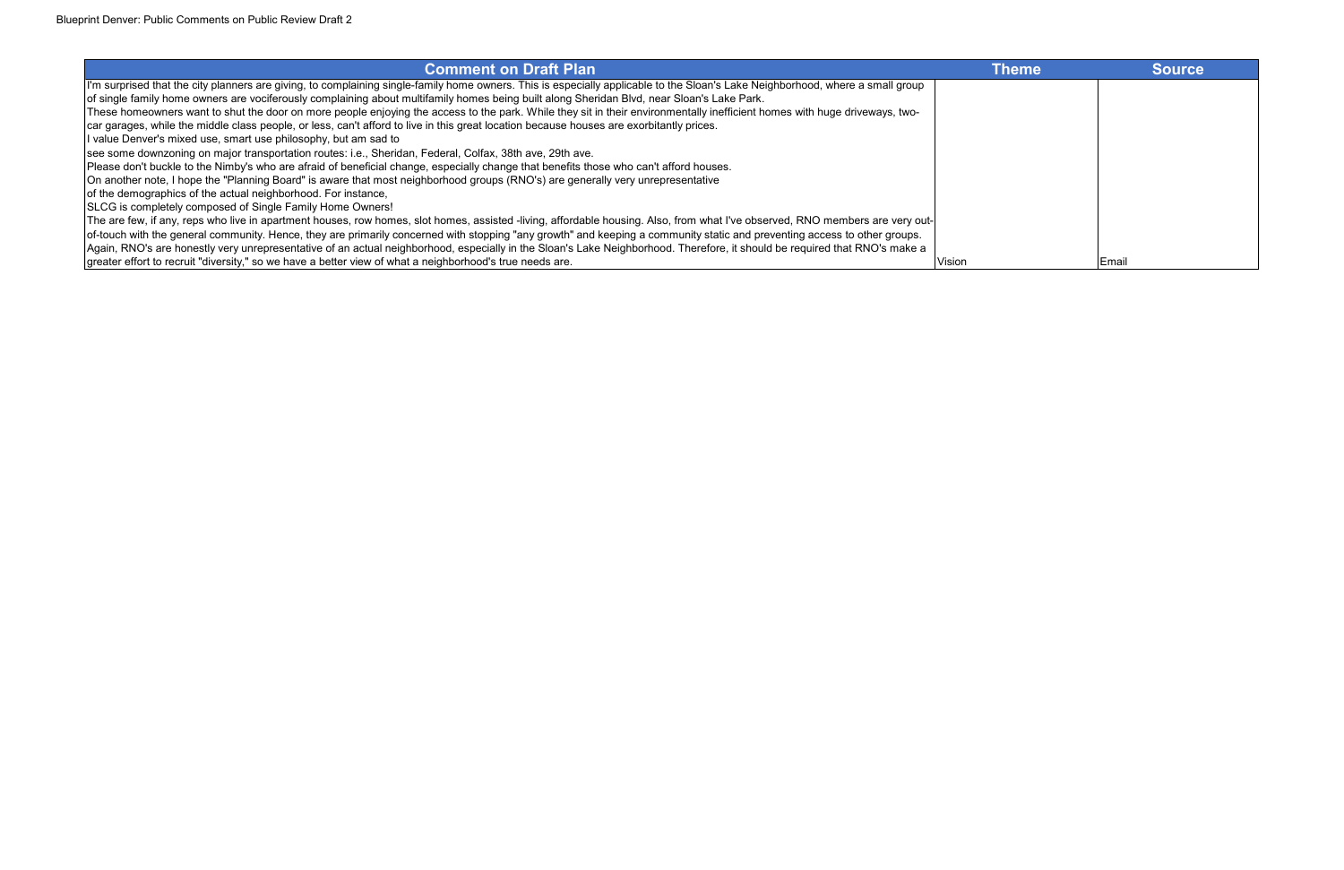| Comment on Draft Plan | Theme | Source |
|---|---|---|
| I'm surprised that the city planners are giving, to complaining single-family home owners. This is especially applicable to the Sloan's Lake Neighborhood, where a small group of single family home owners are vociferously complaining about multifamily homes being built along Sheridan Blvd, near Sloan's Lake Park.<br>These homeowners want to shut the door on more people enjoying the access to the park. While they sit in their environmentally inefficient homes with huge driveways, two-car garages, while the middle class people, or less, can't afford to live in this great location because houses are exorbitantly prices.<br>I value Denver's mixed use, smart use philosophy, but am sad to<br>see some downzoning on major transportation routes: i.e., Sheridan, Federal, Colfax, 38th ave, 29th ave.<br>Please don't buckle to the Nimby's who are afraid of beneficial change, especially change that benefits those who can't afford houses.<br>On another note, I hope the "Planning Board" is aware that most neighborhood groups (RNO's) are generally very unrepresentative<br>of the demographics of the actual neighborhood. For instance,<br>SLCG is completely composed of Single Family Home Owners!<br>The are few, if any, reps who live in apartment houses, row homes, slot homes, assisted -living, affordable housing. Also, from what I've observed, RNO members are very out-of-touch with the general community. Hence, they are primarily concerned with stopping "any growth" and keeping a community static and preventing access to other groups.<br>Again, RNO's are honestly very unrepresentative of an actual neighborhood, especially in the Sloan's Lake Neighborhood. Therefore, it should be required that RNO's make a greater effort to recruit "diversity," so we have a better view of what a neighborhood's true needs are. | Vision | Email |